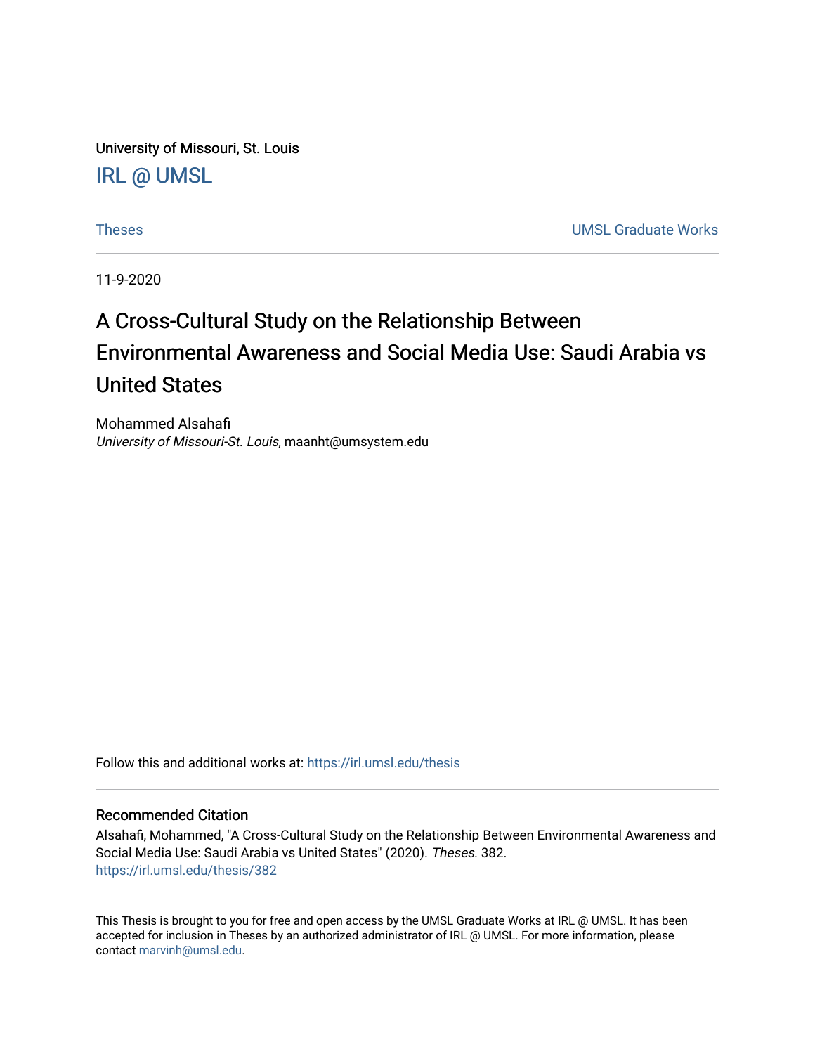University of Missouri, St. Louis

IRL @ UMSL

Theses

UMSL Graduate Works

11-9-2020

# A Cross-Cultural Study on the Relationship Between Environmental Awareness and Social Media Use: Saudi Arabia vs United States

Mohammed Alsahafi

*University of Missouri-St. Louis*, maanht@umsystem.edu

Follow this and additional works at: https://irl.umsl.edu/thesis

## Recommended Citation

Alsahafi, Mohammed, "A Cross-Cultural Study on the Relationship Between Environmental Awareness and Social Media Use: Saudi Arabia vs United States" (2020). *Theses*. 382.
https://irl.umsl.edu/thesis/382

This Thesis is brought to you for free and open access by the UMSL Graduate Works at IRL @ UMSL. It has been accepted for inclusion in Theses by an authorized administrator of IRL @ UMSL. For more information, please contact marvinh@umsl.edu.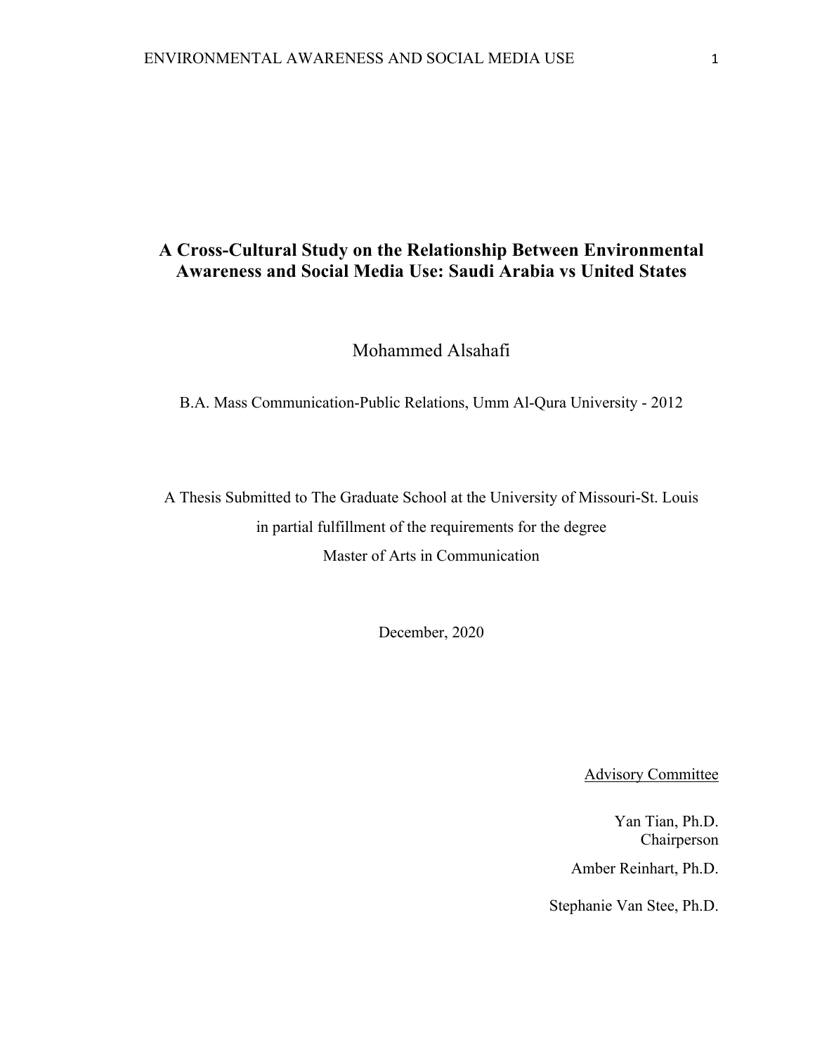# A Cross-Cultural Study on the Relationship Between Environmental Awareness and Social Media Use: Saudi Arabia vs United States

Mohammed Alsahafi

B.A. Mass Communication-Public Relations, Umm Al-Qura University - 2012

A Thesis Submitted to The Graduate School at the University of Missouri-St. Louis
in partial fulfillment of the requirements for the degree
Master of Arts in Communication

December, 2020

Advisory Committee

Yan Tian, Ph.D.
Chairperson

Amber Reinhart, Ph.D.

Stephanie Van Stee, Ph.D.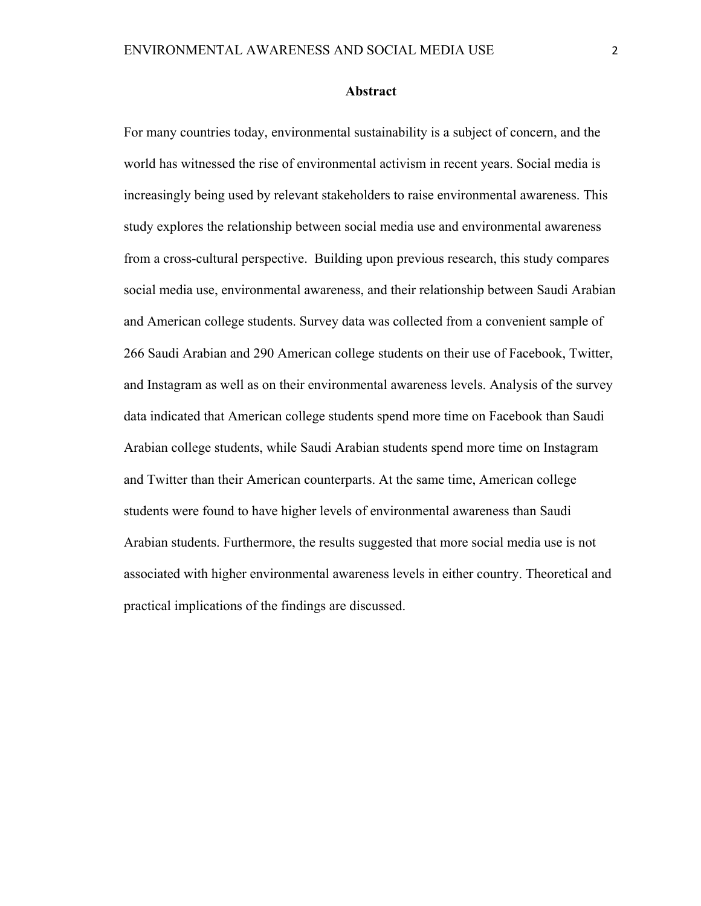## Abstract

For many countries today, environmental sustainability is a subject of concern, and the world has witnessed the rise of environmental activism in recent years. Social media is increasingly being used by relevant stakeholders to raise environmental awareness. This study explores the relationship between social media use and environmental awareness from a cross-cultural perspective. Building upon previous research, this study compares social media use, environmental awareness, and their relationship between Saudi Arabian and American college students. Survey data was collected from a convenient sample of 266 Saudi Arabian and 290 American college students on their use of Facebook, Twitter, and Instagram as well as on their environmental awareness levels. Analysis of the survey data indicated that American college students spend more time on Facebook than Saudi Arabian college students, while Saudi Arabian students spend more time on Instagram and Twitter than their American counterparts. At the same time, American college students were found to have higher levels of environmental awareness than Saudi Arabian students. Furthermore, the results suggested that more social media use is not associated with higher environmental awareness levels in either country. Theoretical and practical implications of the findings are discussed.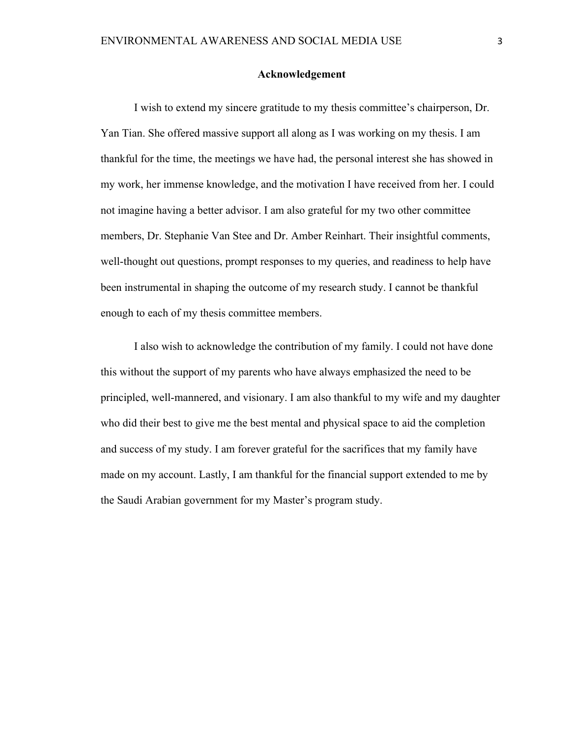## Acknowledgement

I wish to extend my sincere gratitude to my thesis committee's chairperson, Dr. Yan Tian. She offered massive support all along as I was working on my thesis. I am thankful for the time, the meetings we have had, the personal interest she has showed in my work, her immense knowledge, and the motivation I have received from her. I could not imagine having a better advisor. I am also grateful for my two other committee members, Dr. Stephanie Van Stee and Dr. Amber Reinhart. Their insightful comments, well-thought out questions, prompt responses to my queries, and readiness to help have been instrumental in shaping the outcome of my research study. I cannot be thankful enough to each of my thesis committee members.

I also wish to acknowledge the contribution of my family. I could not have done this without the support of my parents who have always emphasized the need to be principled, well-mannered, and visionary. I am also thankful to my wife and my daughter who did their best to give me the best mental and physical space to aid the completion and success of my study. I am forever grateful for the sacrifices that my family have made on my account. Lastly, I am thankful for the financial support extended to me by the Saudi Arabian government for my Master's program study.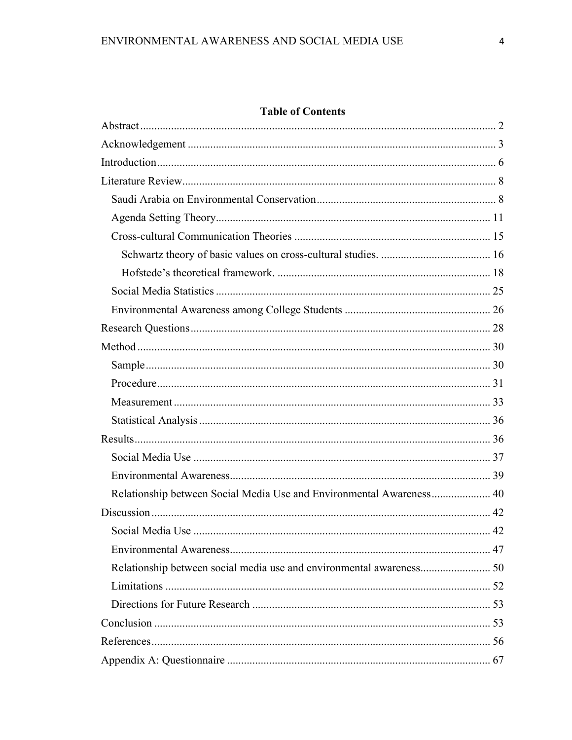## Table of Contents

Abstract ... 2

Acknowledgement ... 3

Introduction ... 6

Literature Review ... 8

- Saudi Arabia on Environmental Conservation ... 8
- Agenda Setting Theory ... 11
- Cross-cultural Communication Theories ... 15
  - Schwartz theory of basic values on cross-cultural studies. ... 16
  - Hofstede's theoretical framework. ... 18
- Social Media Statistics ... 25
- Environmental Awareness among College Students ... 26

Research Questions ... 28

Method ... 30

- Sample ... 30
- Procedure ... 31
- Measurement ... 33
- Statistical Analysis ... 36

Results ... 36

- Social Media Use ... 37
- Environmental Awareness ... 39
- Relationship between Social Media Use and Environmental Awareness ... 40

Discussion ... 42

- Social Media Use ... 42
- Environmental Awareness ... 47
- Relationship between social media use and environmental awareness ... 50
- Limitations ... 52
- Directions for Future Research ... 53

Conclusion ... 53

References ... 56

Appendix A: Questionnaire ... 67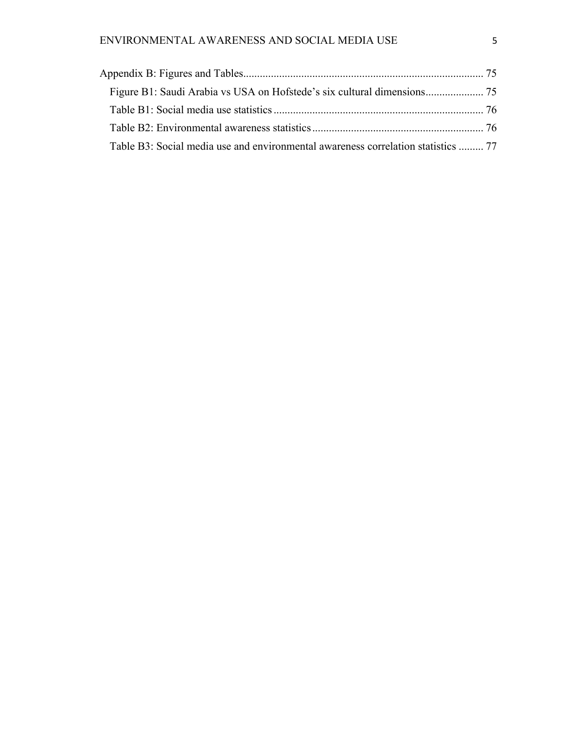Appendix B: Figures and Tables....................................................................................... 75

- Figure B1: Saudi Arabia vs USA on Hofstede's six cultural dimensions..................... 75
- Table B1: Social media use statistics ............................................................................ 76
- Table B2: Environmental awareness statistics .............................................................. 76
- Table B3: Social media use and environmental awareness correlation statistics ......... 77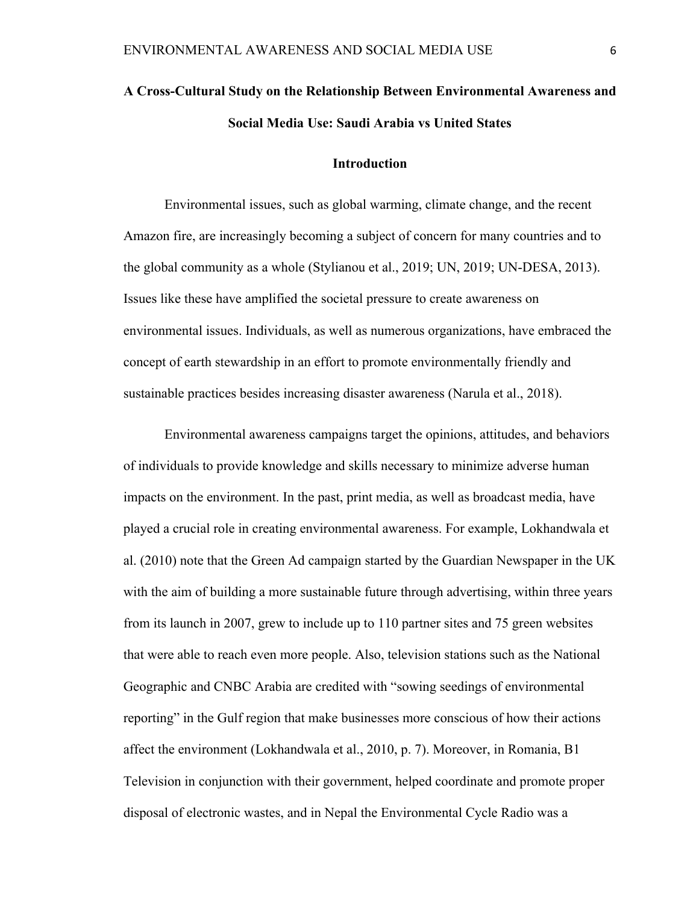# A Cross-Cultural Study on the Relationship Between Environmental Awareness and Social Media Use: Saudi Arabia vs United States

## Introduction

Environmental issues, such as global warming, climate change, and the recent Amazon fire, are increasingly becoming a subject of concern for many countries and to the global community as a whole (Stylianou et al., 2019; UN, 2019; UN-DESA, 2013). Issues like these have amplified the societal pressure to create awareness on environmental issues. Individuals, as well as numerous organizations, have embraced the concept of earth stewardship in an effort to promote environmentally friendly and sustainable practices besides increasing disaster awareness (Narula et al., 2018).

Environmental awareness campaigns target the opinions, attitudes, and behaviors of individuals to provide knowledge and skills necessary to minimize adverse human impacts on the environment. In the past, print media, as well as broadcast media, have played a crucial role in creating environmental awareness. For example, Lokhandwala et al. (2010) note that the Green Ad campaign started by the Guardian Newspaper in the UK with the aim of building a more sustainable future through advertising, within three years from its launch in 2007, grew to include up to 110 partner sites and 75 green websites that were able to reach even more people. Also, television stations such as the National Geographic and CNBC Arabia are credited with "sowing seedings of environmental reporting" in the Gulf region that make businesses more conscious of how their actions affect the environment (Lokhandwala et al., 2010, p. 7). Moreover, in Romania, B1 Television in conjunction with their government, helped coordinate and promote proper disposal of electronic wastes, and in Nepal the Environmental Cycle Radio was a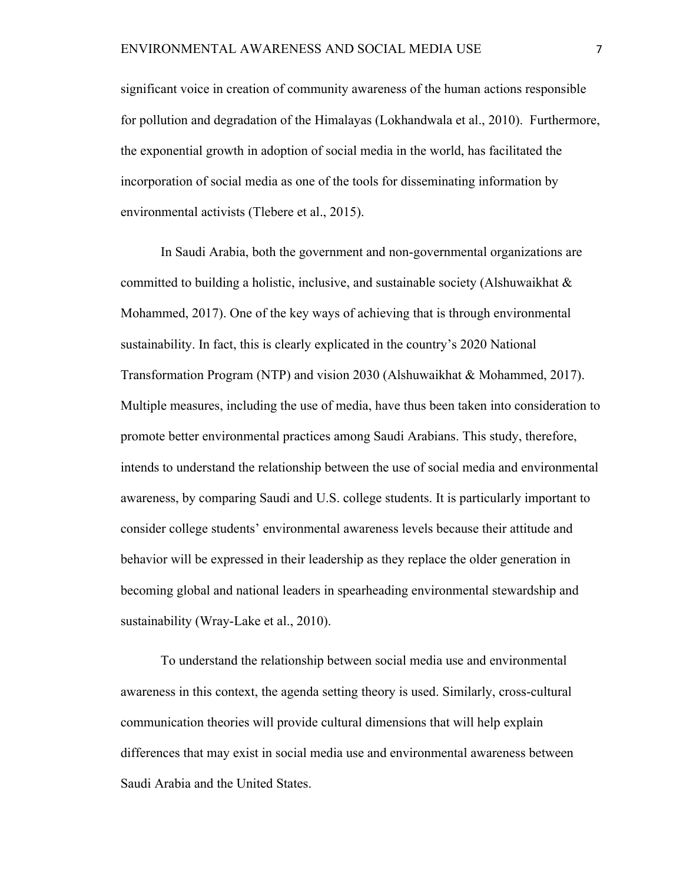significant voice in creation of community awareness of the human actions responsible for pollution and degradation of the Himalayas (Lokhandwala et al., 2010). Furthermore, the exponential growth in adoption of social media in the world, has facilitated the incorporation of social media as one of the tools for disseminating information by environmental activists (Tlebere et al., 2015).

In Saudi Arabia, both the government and non-governmental organizations are committed to building a holistic, inclusive, and sustainable society (Alshuwaikhat & Mohammed, 2017). One of the key ways of achieving that is through environmental sustainability. In fact, this is clearly explicated in the country's 2020 National Transformation Program (NTP) and vision 2030 (Alshuwaikhat & Mohammed, 2017). Multiple measures, including the use of media, have thus been taken into consideration to promote better environmental practices among Saudi Arabians. This study, therefore, intends to understand the relationship between the use of social media and environmental awareness, by comparing Saudi and U.S. college students. It is particularly important to consider college students' environmental awareness levels because their attitude and behavior will be expressed in their leadership as they replace the older generation in becoming global and national leaders in spearheading environmental stewardship and sustainability (Wray-Lake et al., 2010).

To understand the relationship between social media use and environmental awareness in this context, the agenda setting theory is used. Similarly, cross-cultural communication theories will provide cultural dimensions that will help explain differences that may exist in social media use and environmental awareness between Saudi Arabia and the United States.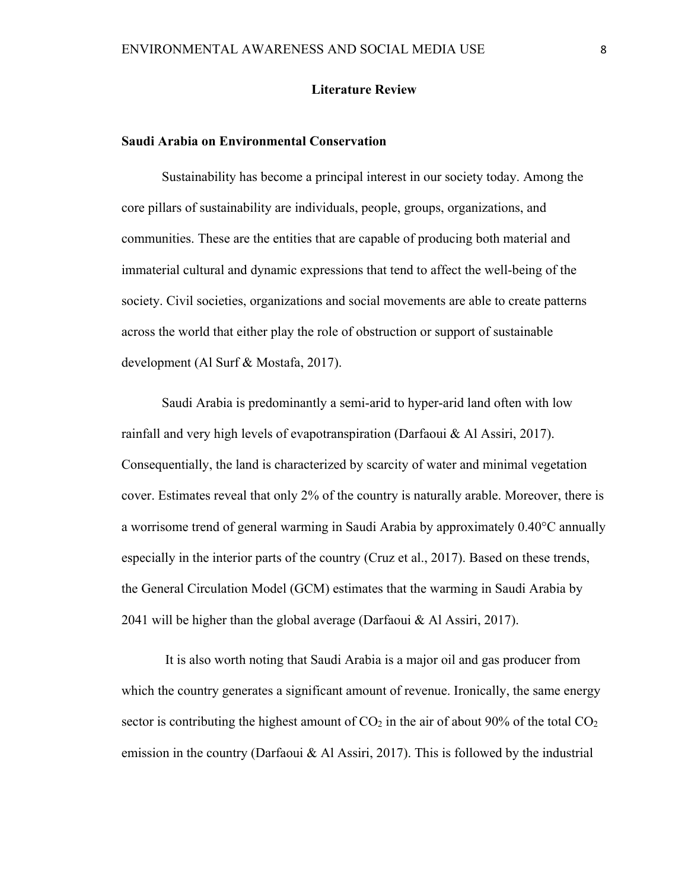## Literature Review

### Saudi Arabia on Environmental Conservation

Sustainability has become a principal interest in our society today. Among the core pillars of sustainability are individuals, people, groups, organizations, and communities. These are the entities that are capable of producing both material and immaterial cultural and dynamic expressions that tend to affect the well-being of the society. Civil societies, organizations and social movements are able to create patterns across the world that either play the role of obstruction or support of sustainable development (Al Surf & Mostafa, 2017).

Saudi Arabia is predominantly a semi-arid to hyper-arid land often with low rainfall and very high levels of evapotranspiration (Darfaoui & Al Assiri, 2017). Consequentially, the land is characterized by scarcity of water and minimal vegetation cover. Estimates reveal that only 2% of the country is naturally arable. Moreover, there is a worrisome trend of general warming in Saudi Arabia by approximately 0.40°C annually especially in the interior parts of the country (Cruz et al., 2017). Based on these trends, the General Circulation Model (GCM) estimates that the warming in Saudi Arabia by 2041 will be higher than the global average (Darfaoui & Al Assiri, 2017).

It is also worth noting that Saudi Arabia is a major oil and gas producer from which the country generates a significant amount of revenue. Ironically, the same energy sector is contributing the highest amount of $CO_2$ in the air of about 90% of the total $CO_2$ emission in the country (Darfaoui & Al Assiri, 2017). This is followed by the industrial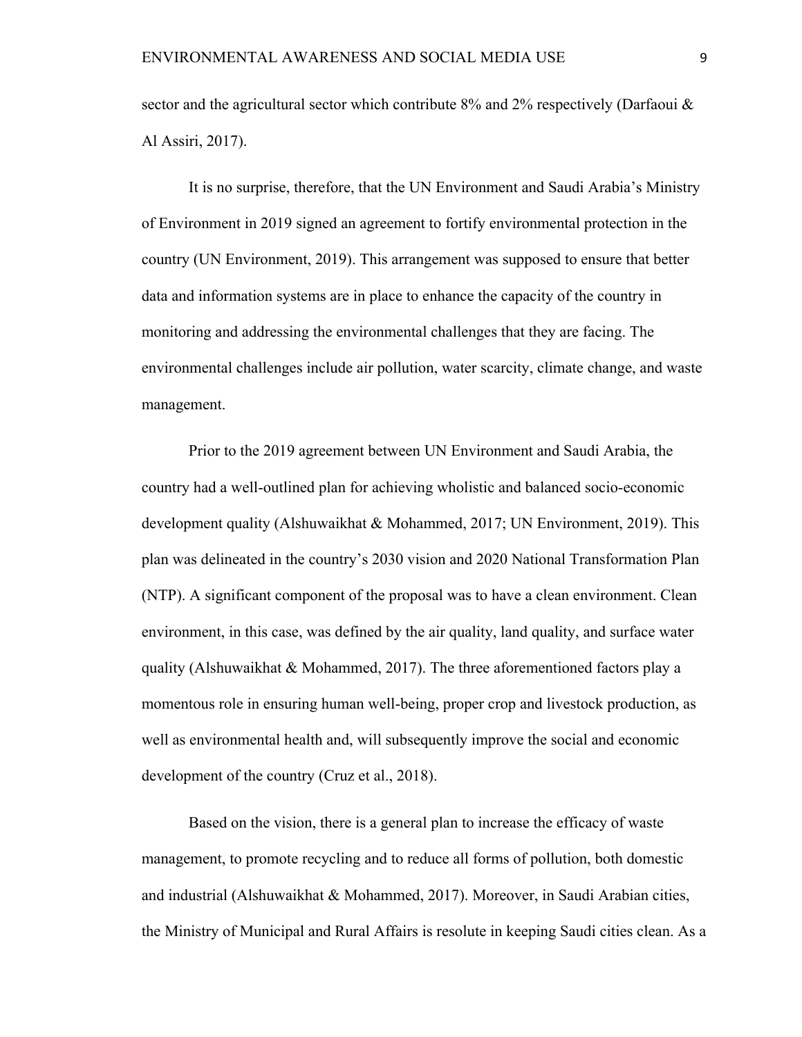sector and the agricultural sector which contribute 8% and 2% respectively (Darfaoui & Al Assiri, 2017).

It is no surprise, therefore, that the UN Environment and Saudi Arabia's Ministry of Environment in 2019 signed an agreement to fortify environmental protection in the country (UN Environment, 2019). This arrangement was supposed to ensure that better data and information systems are in place to enhance the capacity of the country in monitoring and addressing the environmental challenges that they are facing. The environmental challenges include air pollution, water scarcity, climate change, and waste management.

Prior to the 2019 agreement between UN Environment and Saudi Arabia, the country had a well-outlined plan for achieving wholistic and balanced socio-economic development quality (Alshuwaikhat & Mohammed, 2017; UN Environment, 2019). This plan was delineated in the country's 2030 vision and 2020 National Transformation Plan (NTP). A significant component of the proposal was to have a clean environment. Clean environment, in this case, was defined by the air quality, land quality, and surface water quality (Alshuwaikhat & Mohammed, 2017). The three aforementioned factors play a momentous role in ensuring human well-being, proper crop and livestock production, as well as environmental health and, will subsequently improve the social and economic development of the country (Cruz et al., 2018).

Based on the vision, there is a general plan to increase the efficacy of waste management, to promote recycling and to reduce all forms of pollution, both domestic and industrial (Alshuwaikhat & Mohammed, 2017). Moreover, in Saudi Arabian cities, the Ministry of Municipal and Rural Affairs is resolute in keeping Saudi cities clean. As a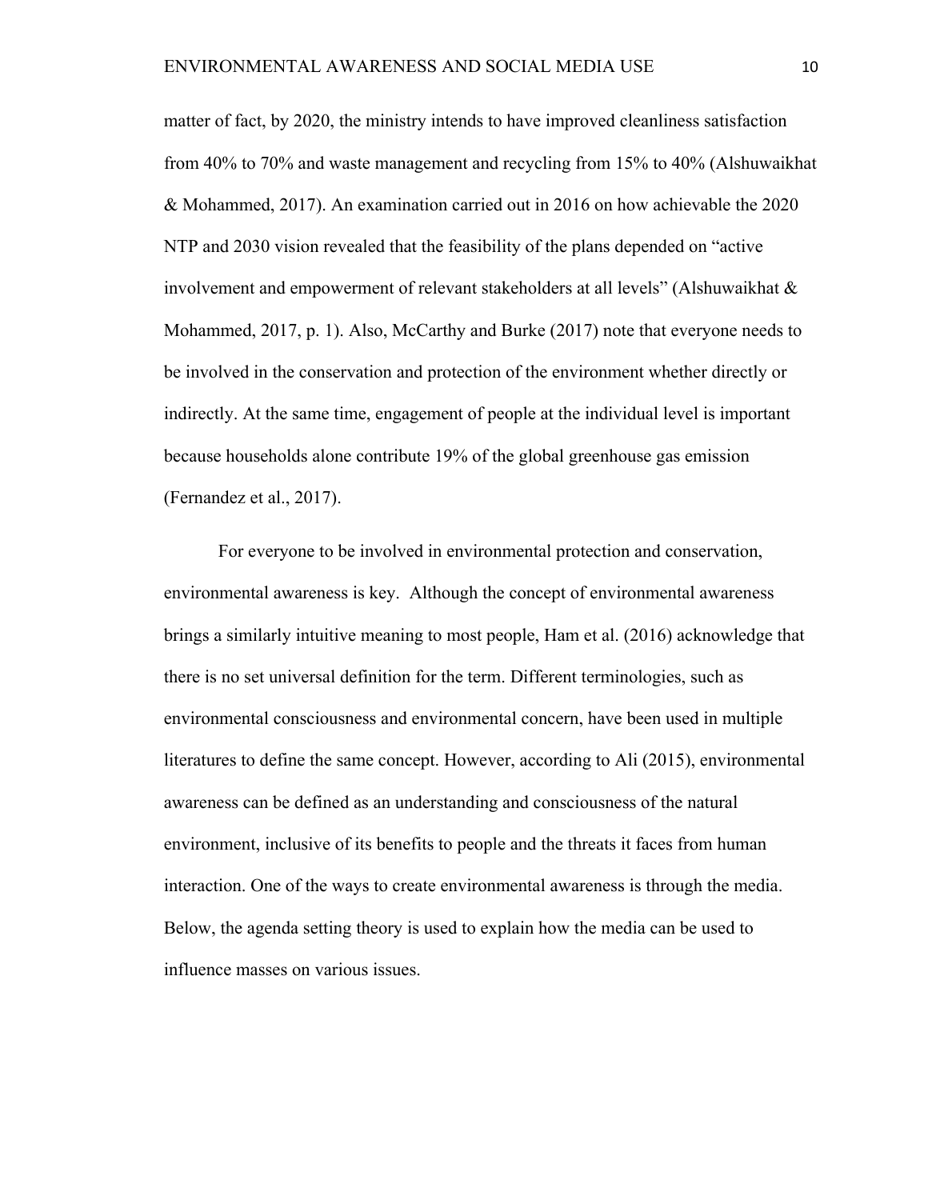matter of fact, by 2020, the ministry intends to have improved cleanliness satisfaction from 40% to 70% and waste management and recycling from 15% to 40% (Alshuwaikhat & Mohammed, 2017). An examination carried out in 2016 on how achievable the 2020 NTP and 2030 vision revealed that the feasibility of the plans depended on "active involvement and empowerment of relevant stakeholders at all levels" (Alshuwaikhat & Mohammed, 2017, p. 1). Also, McCarthy and Burke (2017) note that everyone needs to be involved in the conservation and protection of the environment whether directly or indirectly. At the same time, engagement of people at the individual level is important because households alone contribute 19% of the global greenhouse gas emission (Fernandez et al., 2017).

For everyone to be involved in environmental protection and conservation, environmental awareness is key. Although the concept of environmental awareness brings a similarly intuitive meaning to most people, Ham et al. (2016) acknowledge that there is no set universal definition for the term. Different terminologies, such as environmental consciousness and environmental concern, have been used in multiple literatures to define the same concept. However, according to Ali (2015), environmental awareness can be defined as an understanding and consciousness of the natural environment, inclusive of its benefits to people and the threats it faces from human interaction. One of the ways to create environmental awareness is through the media. Below, the agenda setting theory is used to explain how the media can be used to influence masses on various issues.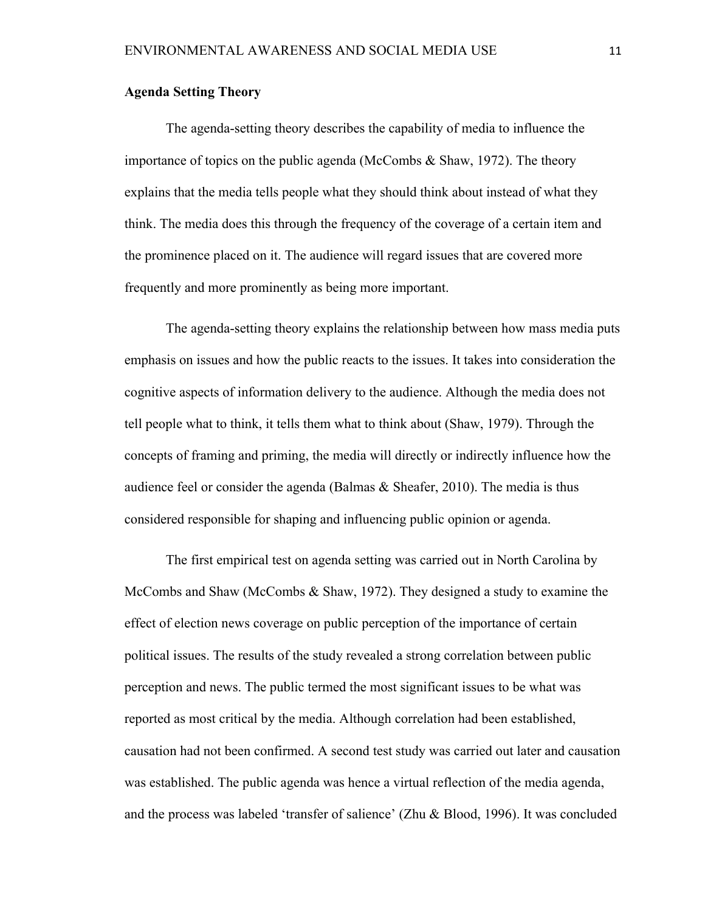**Agenda Setting Theory**

The agenda-setting theory describes the capability of media to influence the importance of topics on the public agenda (McCombs & Shaw, 1972). The theory explains that the media tells people what they should think about instead of what they think. The media does this through the frequency of the coverage of a certain item and the prominence placed on it. The audience will regard issues that are covered more frequently and more prominently as being more important.

The agenda-setting theory explains the relationship between how mass media puts emphasis on issues and how the public reacts to the issues. It takes into consideration the cognitive aspects of information delivery to the audience. Although the media does not tell people what to think, it tells them what to think about (Shaw, 1979). Through the concepts of framing and priming, the media will directly or indirectly influence how the audience feel or consider the agenda (Balmas & Sheafer, 2010). The media is thus considered responsible for shaping and influencing public opinion or agenda.

The first empirical test on agenda setting was carried out in North Carolina by McCombs and Shaw (McCombs & Shaw, 1972). They designed a study to examine the effect of election news coverage on public perception of the importance of certain political issues. The results of the study revealed a strong correlation between public perception and news. The public termed the most significant issues to be what was reported as most critical by the media. Although correlation had been established, causation had not been confirmed. A second test study was carried out later and causation was established. The public agenda was hence a virtual reflection of the media agenda, and the process was labeled 'transfer of salience' (Zhu & Blood, 1996). It was concluded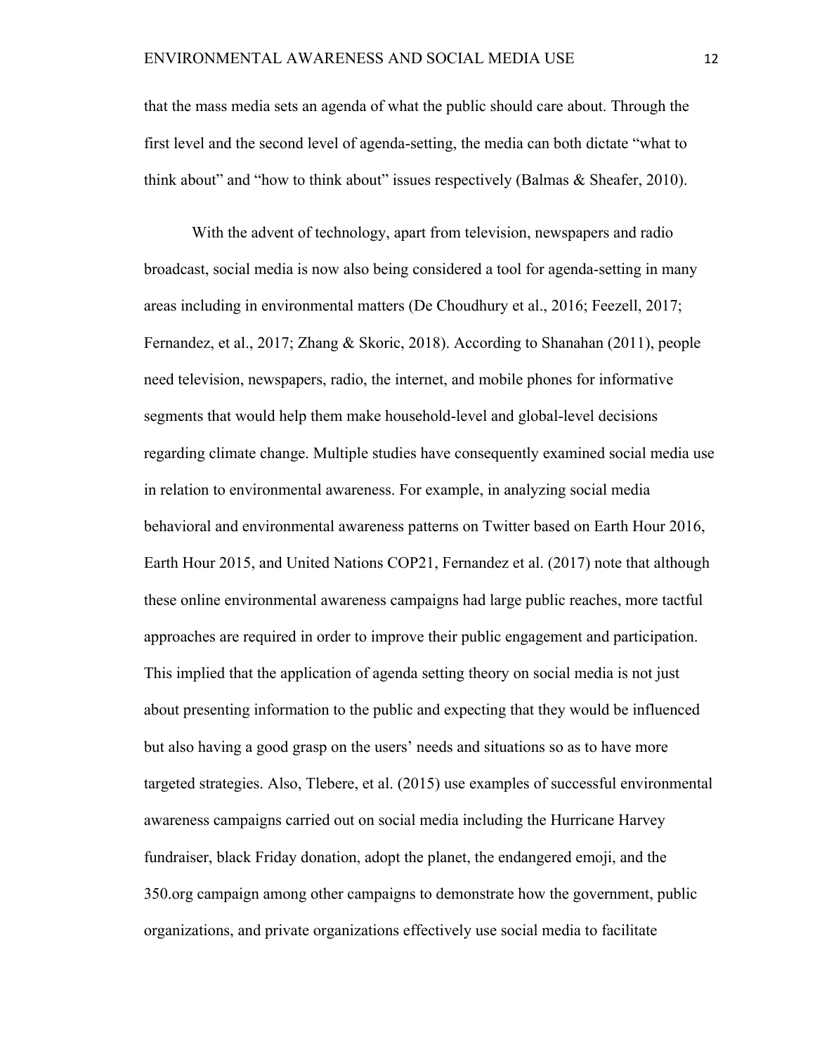that the mass media sets an agenda of what the public should care about. Through the first level and the second level of agenda-setting, the media can both dictate "what to think about" and "how to think about" issues respectively (Balmas & Sheafer, 2010).

With the advent of technology, apart from television, newspapers and radio broadcast, social media is now also being considered a tool for agenda-setting in many areas including in environmental matters (De Choudhury et al., 2016; Feezell, 2017; Fernandez, et al., 2017; Zhang & Skoric, 2018). According to Shanahan (2011), people need television, newspapers, radio, the internet, and mobile phones for informative segments that would help them make household-level and global-level decisions regarding climate change. Multiple studies have consequently examined social media use in relation to environmental awareness. For example, in analyzing social media behavioral and environmental awareness patterns on Twitter based on Earth Hour 2016, Earth Hour 2015, and United Nations COP21, Fernandez et al. (2017) note that although these online environmental awareness campaigns had large public reaches, more tactful approaches are required in order to improve their public engagement and participation. This implied that the application of agenda setting theory on social media is not just about presenting information to the public and expecting that they would be influenced but also having a good grasp on the users' needs and situations so as to have more targeted strategies. Also, Tlebere, et al. (2015) use examples of successful environmental awareness campaigns carried out on social media including the Hurricane Harvey fundraiser, black Friday donation, adopt the planet, the endangered emoji, and the 350.org campaign among other campaigns to demonstrate how the government, public organizations, and private organizations effectively use social media to facilitate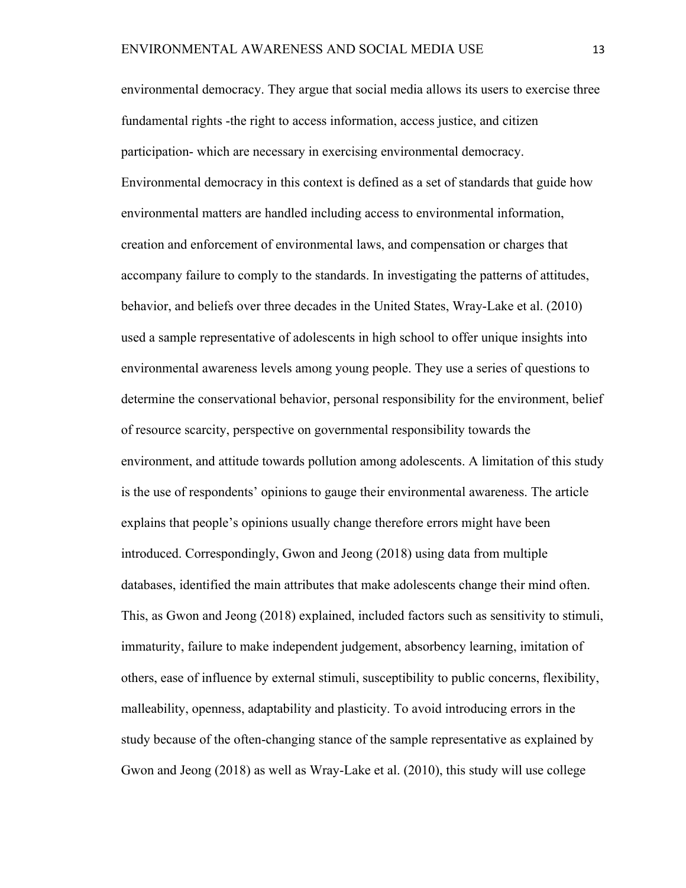environmental democracy. They argue that social media allows its users to exercise three fundamental rights -the right to access information, access justice, and citizen participation- which are necessary in exercising environmental democracy. Environmental democracy in this context is defined as a set of standards that guide how environmental matters are handled including access to environmental information, creation and enforcement of environmental laws, and compensation or charges that accompany failure to comply to the standards. In investigating the patterns of attitudes, behavior, and beliefs over three decades in the United States, Wray-Lake et al. (2010) used a sample representative of adolescents in high school to offer unique insights into environmental awareness levels among young people. They use a series of questions to determine the conservational behavior, personal responsibility for the environment, belief of resource scarcity, perspective on governmental responsibility towards the environment, and attitude towards pollution among adolescents. A limitation of this study is the use of respondents' opinions to gauge their environmental awareness. The article explains that people's opinions usually change therefore errors might have been introduced. Correspondingly, Gwon and Jeong (2018) using data from multiple databases, identified the main attributes that make adolescents change their mind often. This, as Gwon and Jeong (2018) explained, included factors such as sensitivity to stimuli, immaturity, failure to make independent judgement, absorbency learning, imitation of others, ease of influence by external stimuli, susceptibility to public concerns, flexibility, malleability, openness, adaptability and plasticity. To avoid introducing errors in the study because of the often-changing stance of the sample representative as explained by Gwon and Jeong (2018) as well as Wray-Lake et al. (2010), this study will use college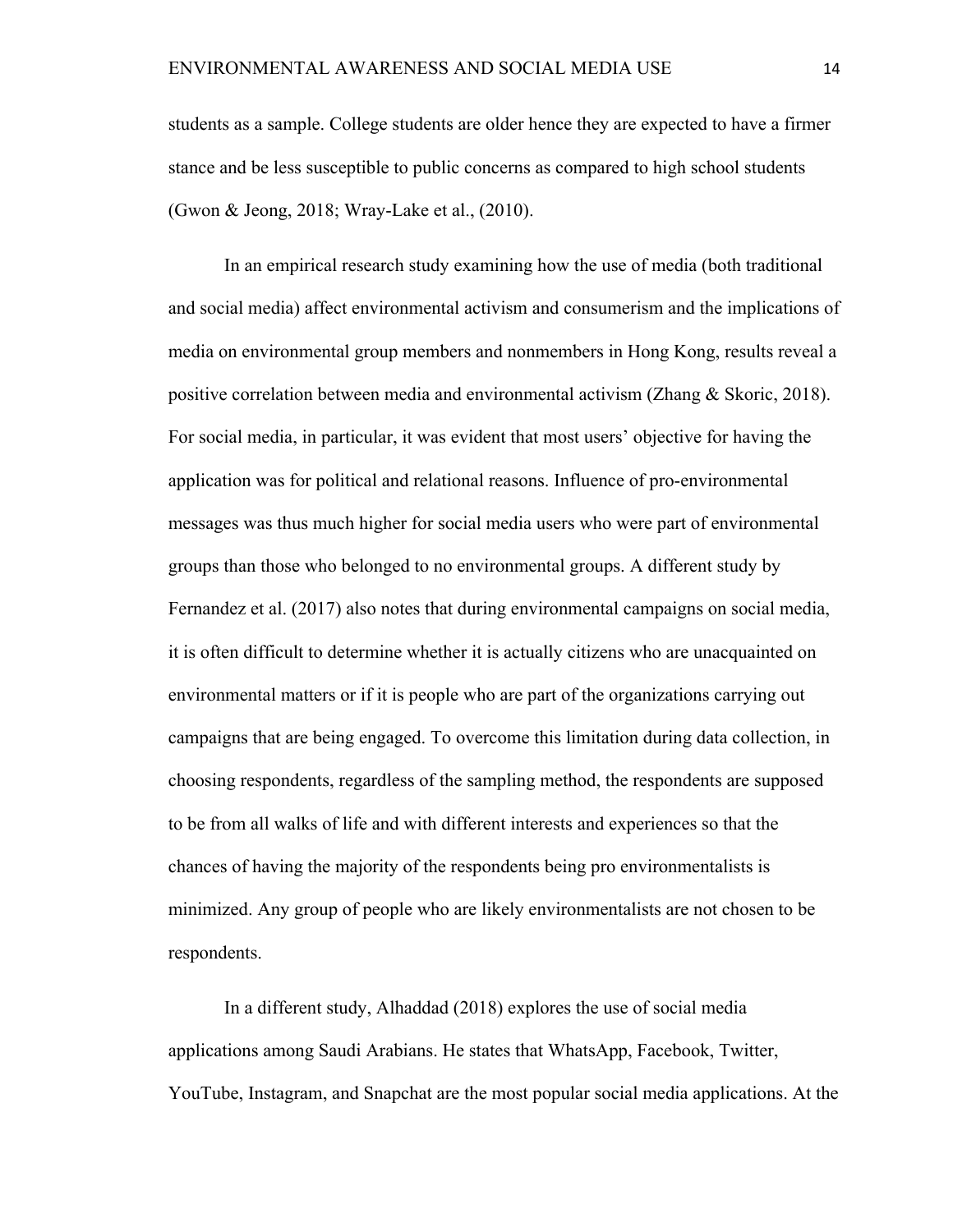students as a sample. College students are older hence they are expected to have a firmer stance and be less susceptible to public concerns as compared to high school students (Gwon & Jeong, 2018; Wray-Lake et al., (2010).

In an empirical research study examining how the use of media (both traditional and social media) affect environmental activism and consumerism and the implications of media on environmental group members and nonmembers in Hong Kong, results reveal a positive correlation between media and environmental activism (Zhang & Skoric, 2018). For social media, in particular, it was evident that most users' objective for having the application was for political and relational reasons. Influence of pro-environmental messages was thus much higher for social media users who were part of environmental groups than those who belonged to no environmental groups. A different study by Fernandez et al. (2017) also notes that during environmental campaigns on social media, it is often difficult to determine whether it is actually citizens who are unacquainted on environmental matters or if it is people who are part of the organizations carrying out campaigns that are being engaged. To overcome this limitation during data collection, in choosing respondents, regardless of the sampling method, the respondents are supposed to be from all walks of life and with different interests and experiences so that the chances of having the majority of the respondents being pro environmentalists is minimized. Any group of people who are likely environmentalists are not chosen to be respondents.

In a different study, Alhaddad (2018) explores the use of social media applications among Saudi Arabians. He states that WhatsApp, Facebook, Twitter, YouTube, Instagram, and Snapchat are the most popular social media applications. At the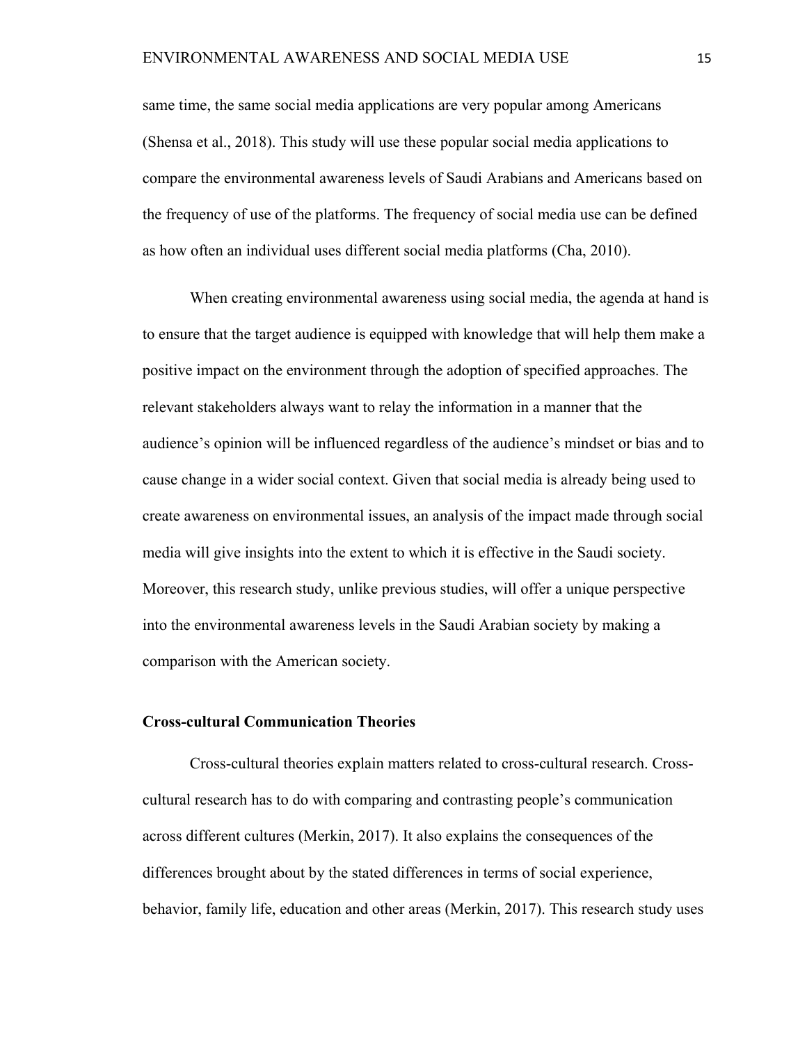same time, the same social media applications are very popular among Americans (Shensa et al., 2018). This study will use these popular social media applications to compare the environmental awareness levels of Saudi Arabians and Americans based on the frequency of use of the platforms. The frequency of social media use can be defined as how often an individual uses different social media platforms (Cha, 2010).

When creating environmental awareness using social media, the agenda at hand is to ensure that the target audience is equipped with knowledge that will help them make a positive impact on the environment through the adoption of specified approaches. The relevant stakeholders always want to relay the information in a manner that the audience's opinion will be influenced regardless of the audience's mindset or bias and to cause change in a wider social context. Given that social media is already being used to create awareness on environmental issues, an analysis of the impact made through social media will give insights into the extent to which it is effective in the Saudi society. Moreover, this research study, unlike previous studies, will offer a unique perspective into the environmental awareness levels in the Saudi Arabian society by making a comparison with the American society.

**Cross-cultural Communication Theories**

Cross-cultural theories explain matters related to cross-cultural research. Cross-cultural research has to do with comparing and contrasting people's communication across different cultures (Merkin, 2017). It also explains the consequences of the differences brought about by the stated differences in terms of social experience, behavior, family life, education and other areas (Merkin, 2017). This research study uses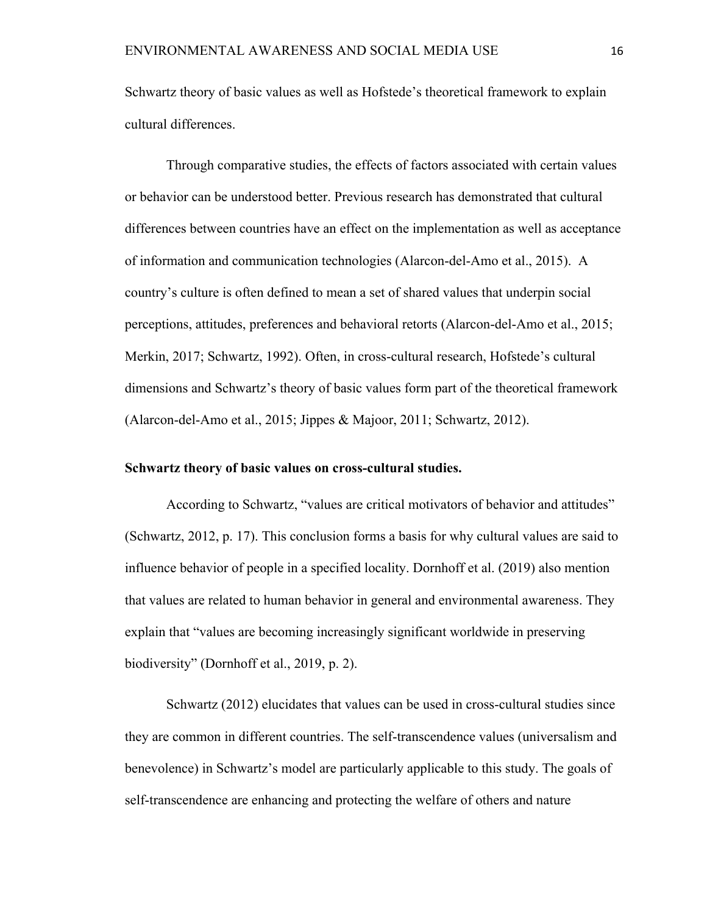Schwartz theory of basic values as well as Hofstede's theoretical framework to explain cultural differences.

Through comparative studies, the effects of factors associated with certain values or behavior can be understood better. Previous research has demonstrated that cultural differences between countries have an effect on the implementation as well as acceptance of information and communication technologies (Alarcon-del-Amo et al., 2015). A country's culture is often defined to mean a set of shared values that underpin social perceptions, attitudes, preferences and behavioral retorts (Alarcon-del-Amo et al., 2015; Merkin, 2017; Schwartz, 1992). Often, in cross-cultural research, Hofstede's cultural dimensions and Schwartz's theory of basic values form part of the theoretical framework (Alarcon-del-Amo et al., 2015; Jippes & Majoor, 2011; Schwartz, 2012).

**Schwartz theory of basic values on cross-cultural studies.**

According to Schwartz, "values are critical motivators of behavior and attitudes" (Schwartz, 2012, p. 17). This conclusion forms a basis for why cultural values are said to influence behavior of people in a specified locality. Dornhoff et al. (2019) also mention that values are related to human behavior in general and environmental awareness. They explain that "values are becoming increasingly significant worldwide in preserving biodiversity" (Dornhoff et al., 2019, p. 2).

Schwartz (2012) elucidates that values can be used in cross-cultural studies since they are common in different countries. The self-transcendence values (universalism and benevolence) in Schwartz's model are particularly applicable to this study. The goals of self-transcendence are enhancing and protecting the welfare of others and nature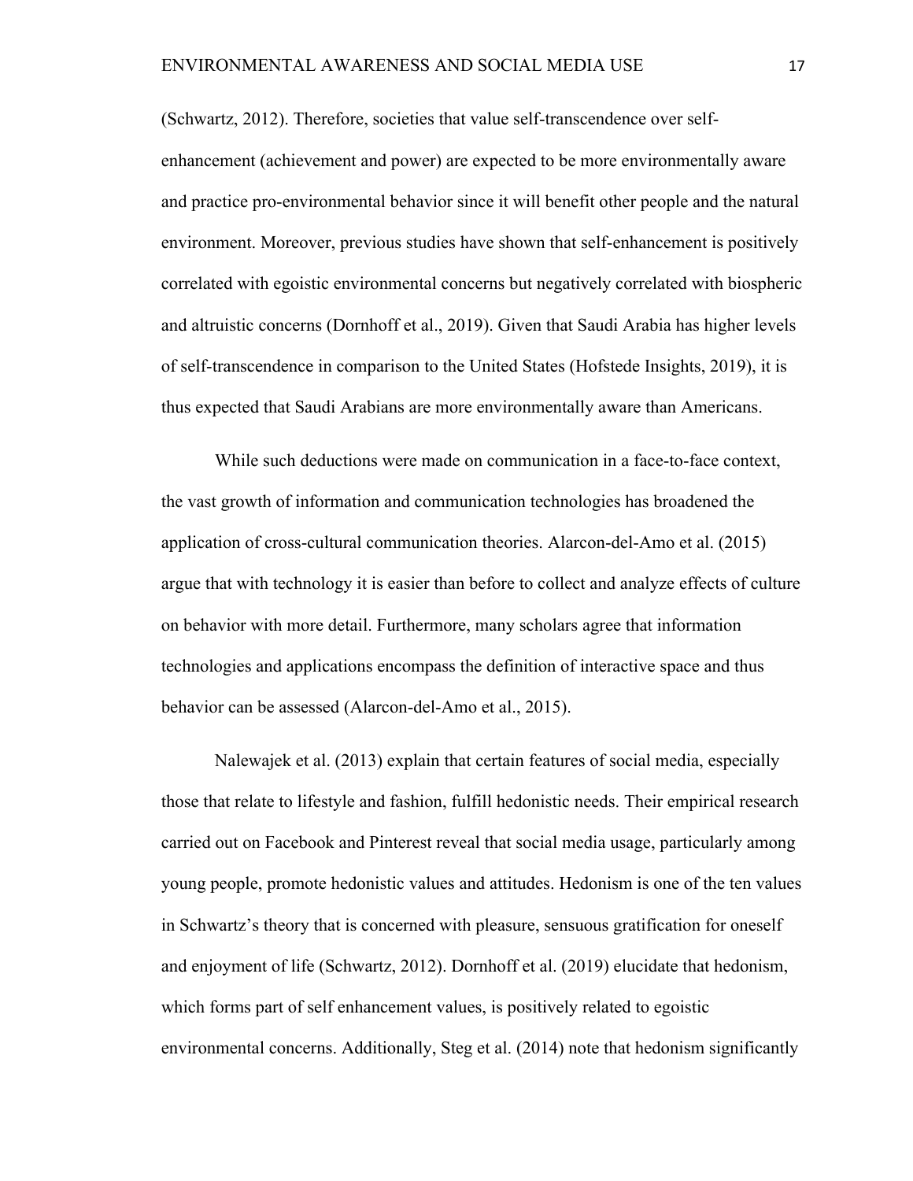(Schwartz, 2012). Therefore, societies that value self-transcendence over self-enhancement (achievement and power) are expected to be more environmentally aware and practice pro-environmental behavior since it will benefit other people and the natural environment. Moreover, previous studies have shown that self-enhancement is positively correlated with egoistic environmental concerns but negatively correlated with biospheric and altruistic concerns (Dornhoff et al., 2019). Given that Saudi Arabia has higher levels of self-transcendence in comparison to the United States (Hofstede Insights, 2019), it is thus expected that Saudi Arabians are more environmentally aware than Americans.

While such deductions were made on communication in a face-to-face context, the vast growth of information and communication technologies has broadened the application of cross-cultural communication theories. Alarcon-del-Amo et al. (2015) argue that with technology it is easier than before to collect and analyze effects of culture on behavior with more detail. Furthermore, many scholars agree that information technologies and applications encompass the definition of interactive space and thus behavior can be assessed (Alarcon-del-Amo et al., 2015).

Nalewajek et al. (2013) explain that certain features of social media, especially those that relate to lifestyle and fashion, fulfill hedonistic needs. Their empirical research carried out on Facebook and Pinterest reveal that social media usage, particularly among young people, promote hedonistic values and attitudes. Hedonism is one of the ten values in Schwartz's theory that is concerned with pleasure, sensuous gratification for oneself and enjoyment of life (Schwartz, 2012). Dornhoff et al. (2019) elucidate that hedonism, which forms part of self enhancement values, is positively related to egoistic environmental concerns. Additionally, Steg et al. (2014) note that hedonism significantly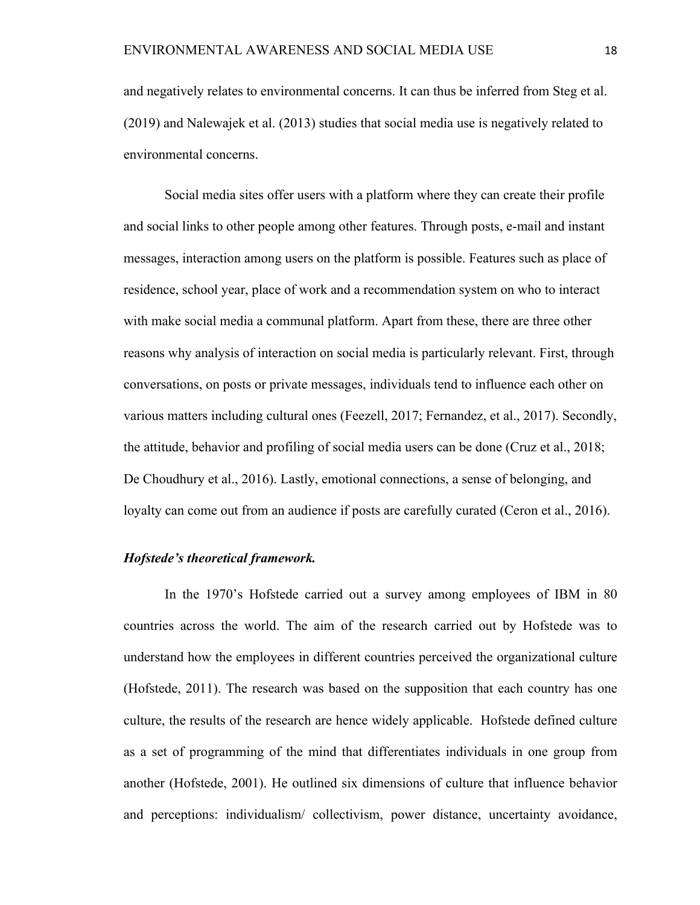and negatively relates to environmental concerns. It can thus be inferred from Steg et al. (2019) and Nalewajek et al. (2013) studies that social media use is negatively related to environmental concerns.

Social media sites offer users with a platform where they can create their profile and social links to other people among other features. Through posts, e-mail and instant messages, interaction among users on the platform is possible. Features such as place of residence, school year, place of work and a recommendation system on who to interact with make social media a communal platform. Apart from these, there are three other reasons why analysis of interaction on social media is particularly relevant. First, through conversations, on posts or private messages, individuals tend to influence each other on various matters including cultural ones (Feezell, 2017; Fernandez, et al., 2017). Secondly, the attitude, behavior and profiling of social media users can be done (Cruz et al., 2018; De Choudhury et al., 2016). Lastly, emotional connections, a sense of belonging, and loyalty can come out from an audience if posts are carefully curated (Ceron et al., 2016).

***Hofstede's theoretical framework.***

In the 1970's Hofstede carried out a survey among employees of IBM in 80 countries across the world. The aim of the research carried out by Hofstede was to understand how the employees in different countries perceived the organizational culture (Hofstede, 2011). The research was based on the supposition that each country has one culture, the results of the research are hence widely applicable. Hofstede defined culture as a set of programming of the mind that differentiates individuals in one group from another (Hofstede, 2001). He outlined six dimensions of culture that influence behavior and perceptions: individualism/ collectivism, power distance, uncertainty avoidance,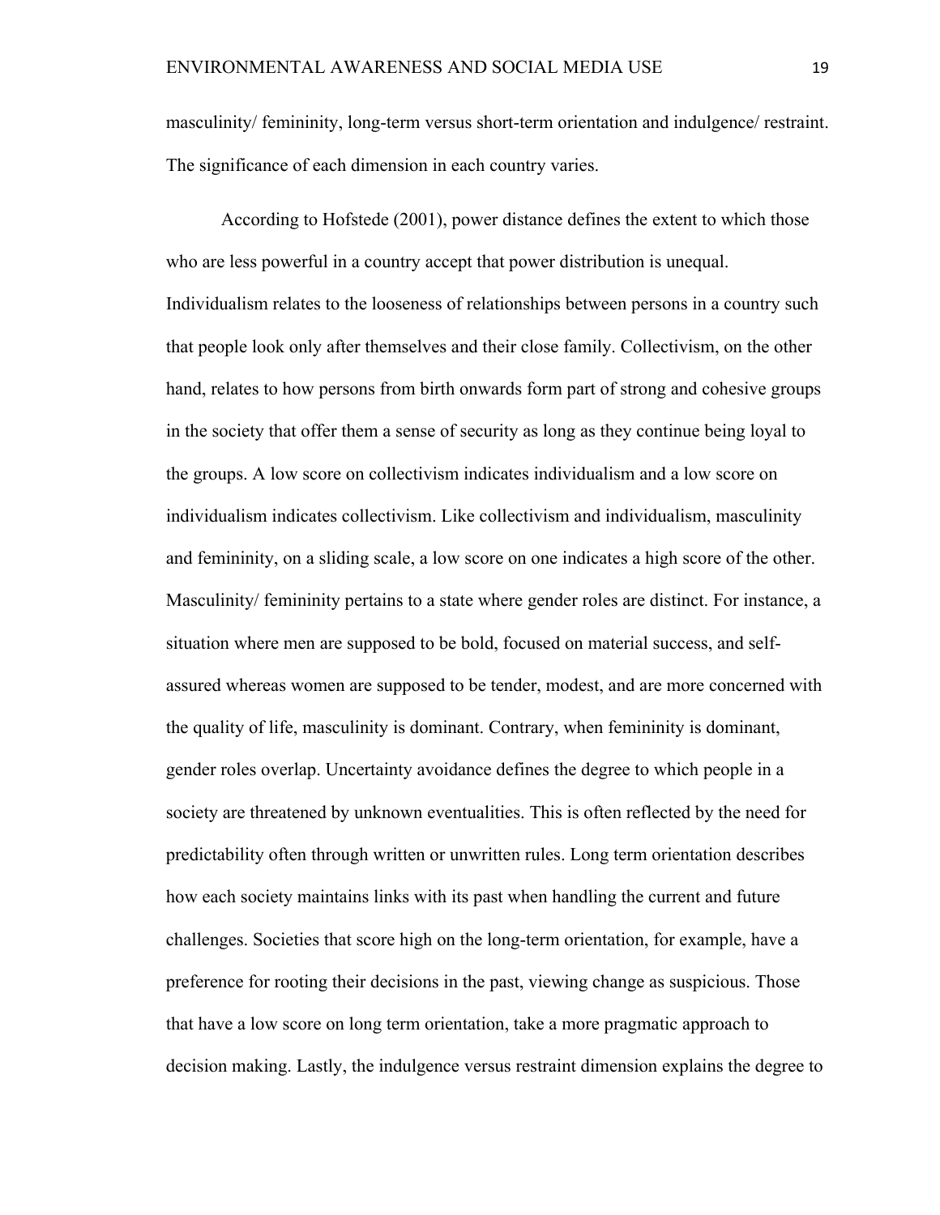masculinity/ femininity, long-term versus short-term orientation and indulgence/ restraint. The significance of each dimension in each country varies.

According to Hofstede (2001), power distance defines the extent to which those who are less powerful in a country accept that power distribution is unequal. Individualism relates to the looseness of relationships between persons in a country such that people look only after themselves and their close family. Collectivism, on the other hand, relates to how persons from birth onwards form part of strong and cohesive groups in the society that offer them a sense of security as long as they continue being loyal to the groups. A low score on collectivism indicates individualism and a low score on individualism indicates collectivism. Like collectivism and individualism, masculinity and femininity, on a sliding scale, a low score on one indicates a high score of the other. Masculinity/ femininity pertains to a state where gender roles are distinct. For instance, a situation where men are supposed to be bold, focused on material success, and self-assured whereas women are supposed to be tender, modest, and are more concerned with the quality of life, masculinity is dominant. Contrary, when femininity is dominant, gender roles overlap. Uncertainty avoidance defines the degree to which people in a society are threatened by unknown eventualities. This is often reflected by the need for predictability often through written or unwritten rules. Long term orientation describes how each society maintains links with its past when handling the current and future challenges. Societies that score high on the long-term orientation, for example, have a preference for rooting their decisions in the past, viewing change as suspicious. Those that have a low score on long term orientation, take a more pragmatic approach to decision making. Lastly, the indulgence versus restraint dimension explains the degree to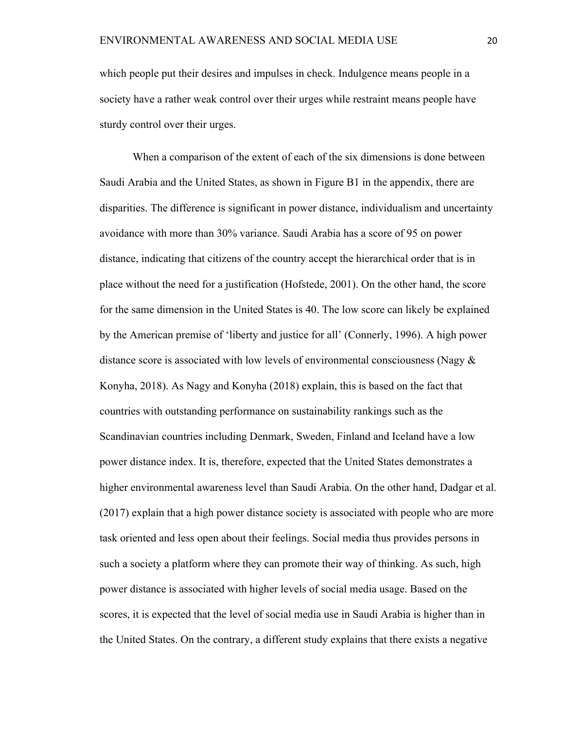which people put their desires and impulses in check. Indulgence means people in a society have a rather weak control over their urges while restraint means people have sturdy control over their urges.

When a comparison of the extent of each of the six dimensions is done between Saudi Arabia and the United States, as shown in Figure B1 in the appendix, there are disparities. The difference is significant in power distance, individualism and uncertainty avoidance with more than 30% variance. Saudi Arabia has a score of 95 on power distance, indicating that citizens of the country accept the hierarchical order that is in place without the need for a justification (Hofstede, 2001). On the other hand, the score for the same dimension in the United States is 40. The low score can likely be explained by the American premise of 'liberty and justice for all' (Connerly, 1996). A high power distance score is associated with low levels of environmental consciousness (Nagy & Konyha, 2018). As Nagy and Konyha (2018) explain, this is based on the fact that countries with outstanding performance on sustainability rankings such as the Scandinavian countries including Denmark, Sweden, Finland and Iceland have a low power distance index. It is, therefore, expected that the United States demonstrates a higher environmental awareness level than Saudi Arabia. On the other hand, Dadgar et al. (2017) explain that a high power distance society is associated with people who are more task oriented and less open about their feelings. Social media thus provides persons in such a society a platform where they can promote their way of thinking. As such, high power distance is associated with higher levels of social media usage. Based on the scores, it is expected that the level of social media use in Saudi Arabia is higher than in the United States. On the contrary, a different study explains that there exists a negative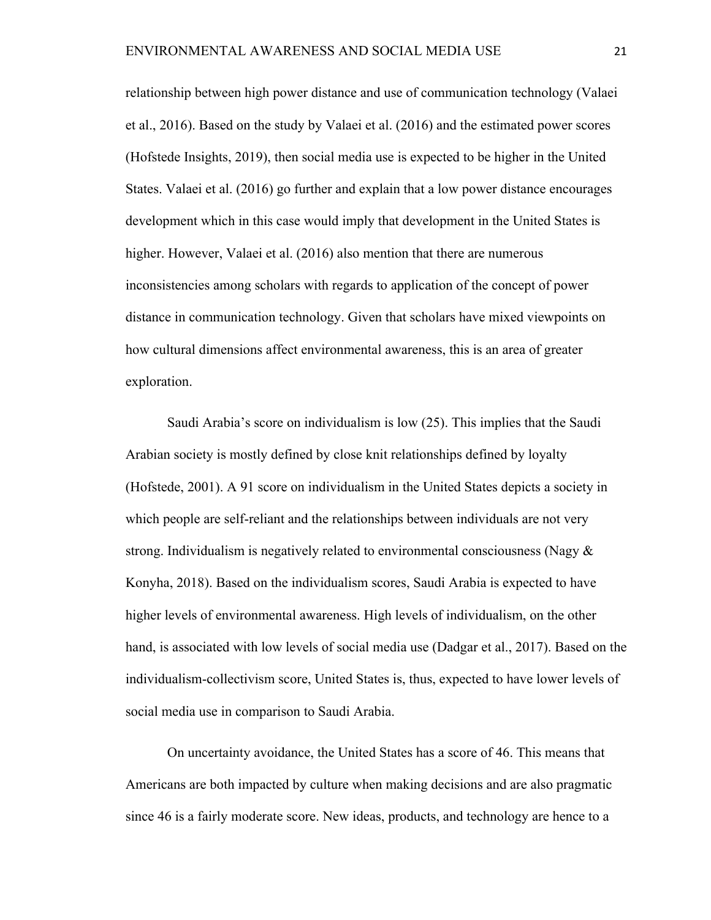relationship between high power distance and use of communication technology (Valaei et al., 2016). Based on the study by Valaei et al. (2016) and the estimated power scores (Hofstede Insights, 2019), then social media use is expected to be higher in the United States. Valaei et al. (2016) go further and explain that a low power distance encourages development which in this case would imply that development in the United States is higher. However, Valaei et al. (2016) also mention that there are numerous inconsistencies among scholars with regards to application of the concept of power distance in communication technology. Given that scholars have mixed viewpoints on how cultural dimensions affect environmental awareness, this is an area of greater exploration.

Saudi Arabia's score on individualism is low (25). This implies that the Saudi Arabian society is mostly defined by close knit relationships defined by loyalty (Hofstede, 2001). A 91 score on individualism in the United States depicts a society in which people are self-reliant and the relationships between individuals are not very strong. Individualism is negatively related to environmental consciousness (Nagy & Konyha, 2018). Based on the individualism scores, Saudi Arabia is expected to have higher levels of environmental awareness. High levels of individualism, on the other hand, is associated with low levels of social media use (Dadgar et al., 2017). Based on the individualism-collectivism score, United States is, thus, expected to have lower levels of social media use in comparison to Saudi Arabia.

On uncertainty avoidance, the United States has a score of 46. This means that Americans are both impacted by culture when making decisions and are also pragmatic since 46 is a fairly moderate score. New ideas, products, and technology are hence to a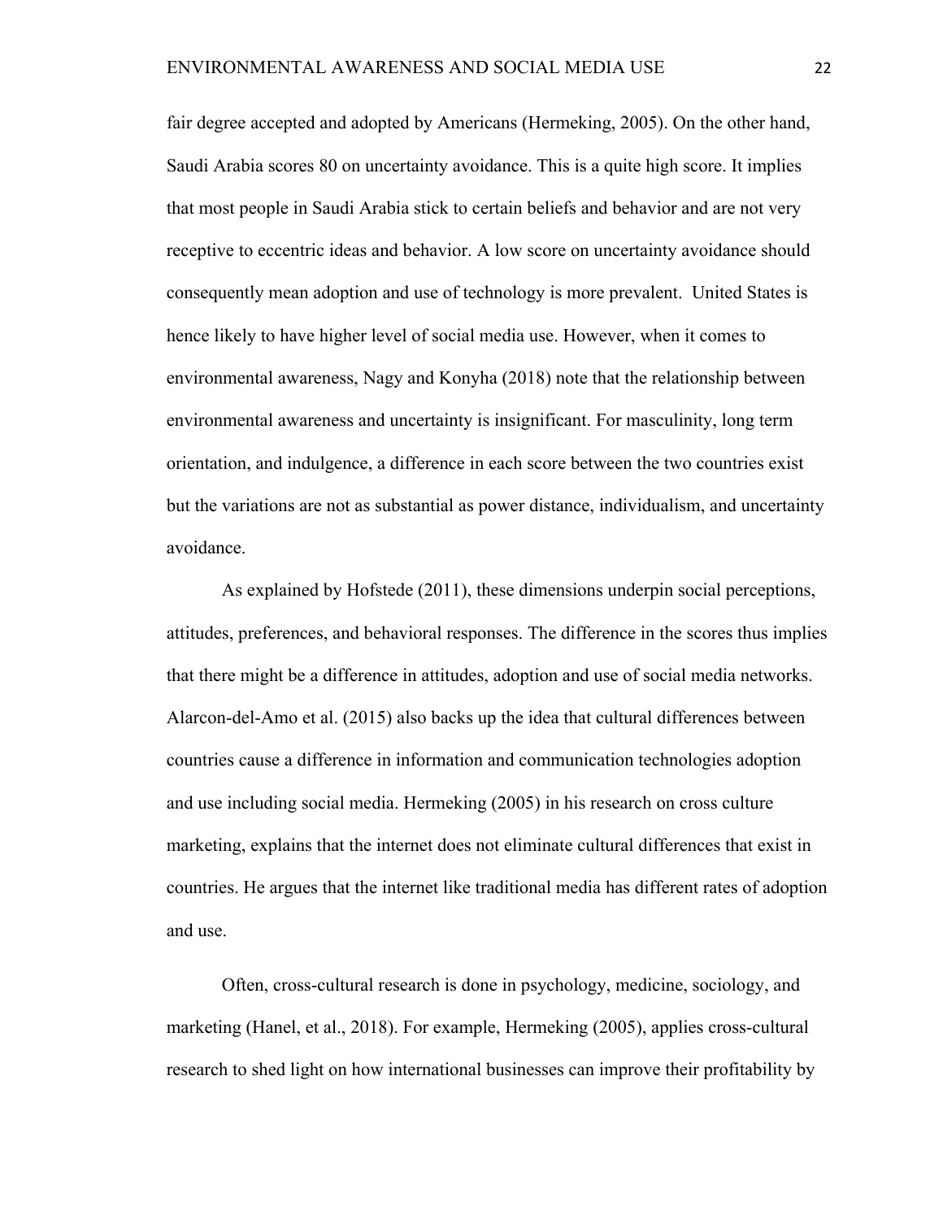fair degree accepted and adopted by Americans (Hermeking, 2005). On the other hand, Saudi Arabia scores 80 on uncertainty avoidance. This is a quite high score. It implies that most people in Saudi Arabia stick to certain beliefs and behavior and are not very receptive to eccentric ideas and behavior. A low score on uncertainty avoidance should consequently mean adoption and use of technology is more prevalent. United States is hence likely to have higher level of social media use. However, when it comes to environmental awareness, Nagy and Konyha (2018) note that the relationship between environmental awareness and uncertainty is insignificant. For masculinity, long term orientation, and indulgence, a difference in each score between the two countries exist but the variations are not as substantial as power distance, individualism, and uncertainty avoidance.

As explained by Hofstede (2011), these dimensions underpin social perceptions, attitudes, preferences, and behavioral responses. The difference in the scores thus implies that there might be a difference in attitudes, adoption and use of social media networks. Alarcon-del-Amo et al. (2015) also backs up the idea that cultural differences between countries cause a difference in information and communication technologies adoption and use including social media. Hermeking (2005) in his research on cross culture marketing, explains that the internet does not eliminate cultural differences that exist in countries. He argues that the internet like traditional media has different rates of adoption and use.

Often, cross-cultural research is done in psychology, medicine, sociology, and marketing (Hanel, et al., 2018). For example, Hermeking (2005), applies cross-cultural research to shed light on how international businesses can improve their profitability by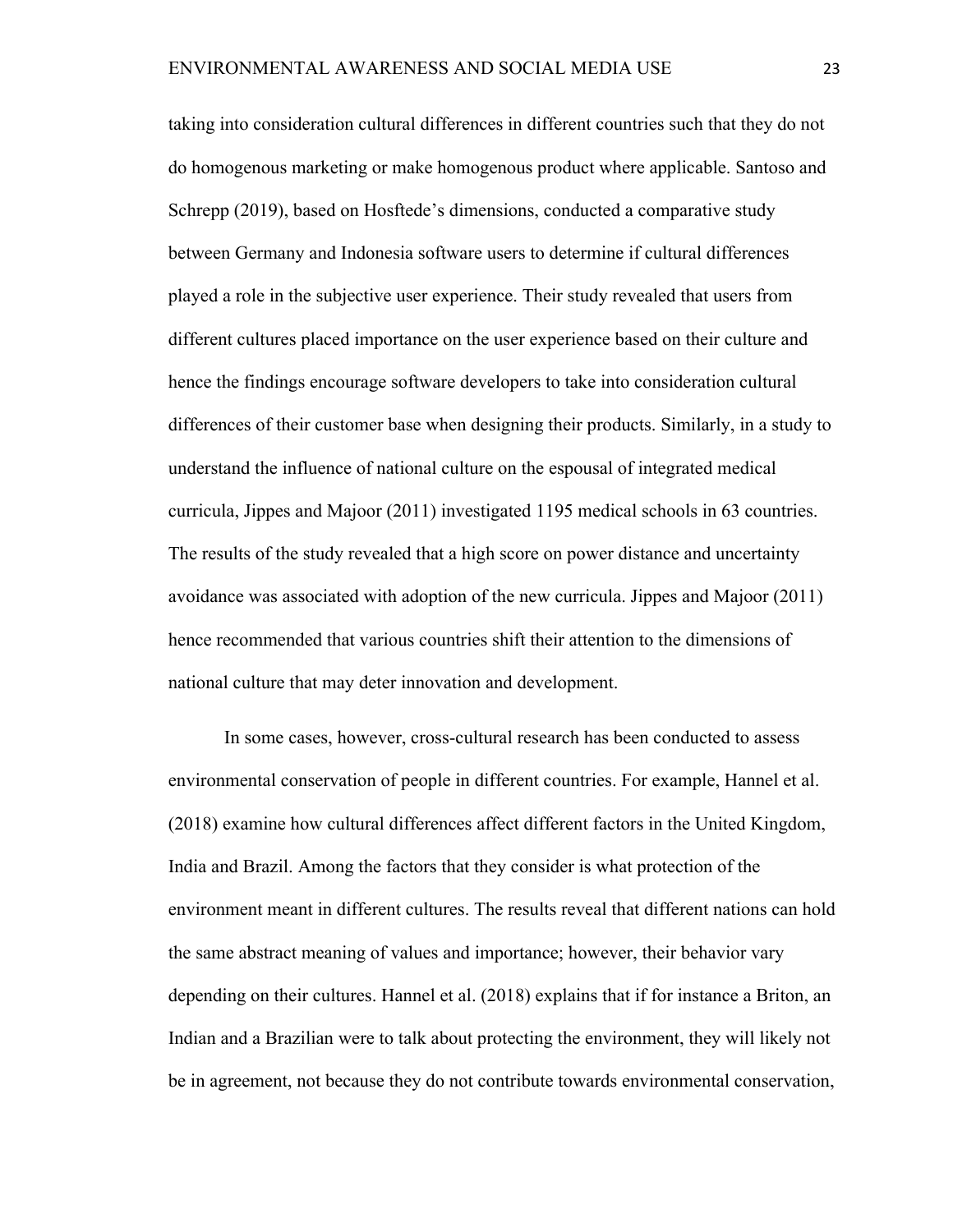taking into consideration cultural differences in different countries such that they do not do homogenous marketing or make homogenous product where applicable. Santoso and Schrepp (2019), based on Hosftede's dimensions, conducted a comparative study between Germany and Indonesia software users to determine if cultural differences played a role in the subjective user experience. Their study revealed that users from different cultures placed importance on the user experience based on their culture and hence the findings encourage software developers to take into consideration cultural differences of their customer base when designing their products. Similarly, in a study to understand the influence of national culture on the espousal of integrated medical curricula, Jippes and Majoor (2011) investigated 1195 medical schools in 63 countries. The results of the study revealed that a high score on power distance and uncertainty avoidance was associated with adoption of the new curricula. Jippes and Majoor (2011) hence recommended that various countries shift their attention to the dimensions of national culture that may deter innovation and development.

In some cases, however, cross-cultural research has been conducted to assess environmental conservation of people in different countries. For example, Hannel et al. (2018) examine how cultural differences affect different factors in the United Kingdom, India and Brazil. Among the factors that they consider is what protection of the environment meant in different cultures. The results reveal that different nations can hold the same abstract meaning of values and importance; however, their behavior vary depending on their cultures. Hannel et al. (2018) explains that if for instance a Briton, an Indian and a Brazilian were to talk about protecting the environment, they will likely not be in agreement, not because they do not contribute towards environmental conservation,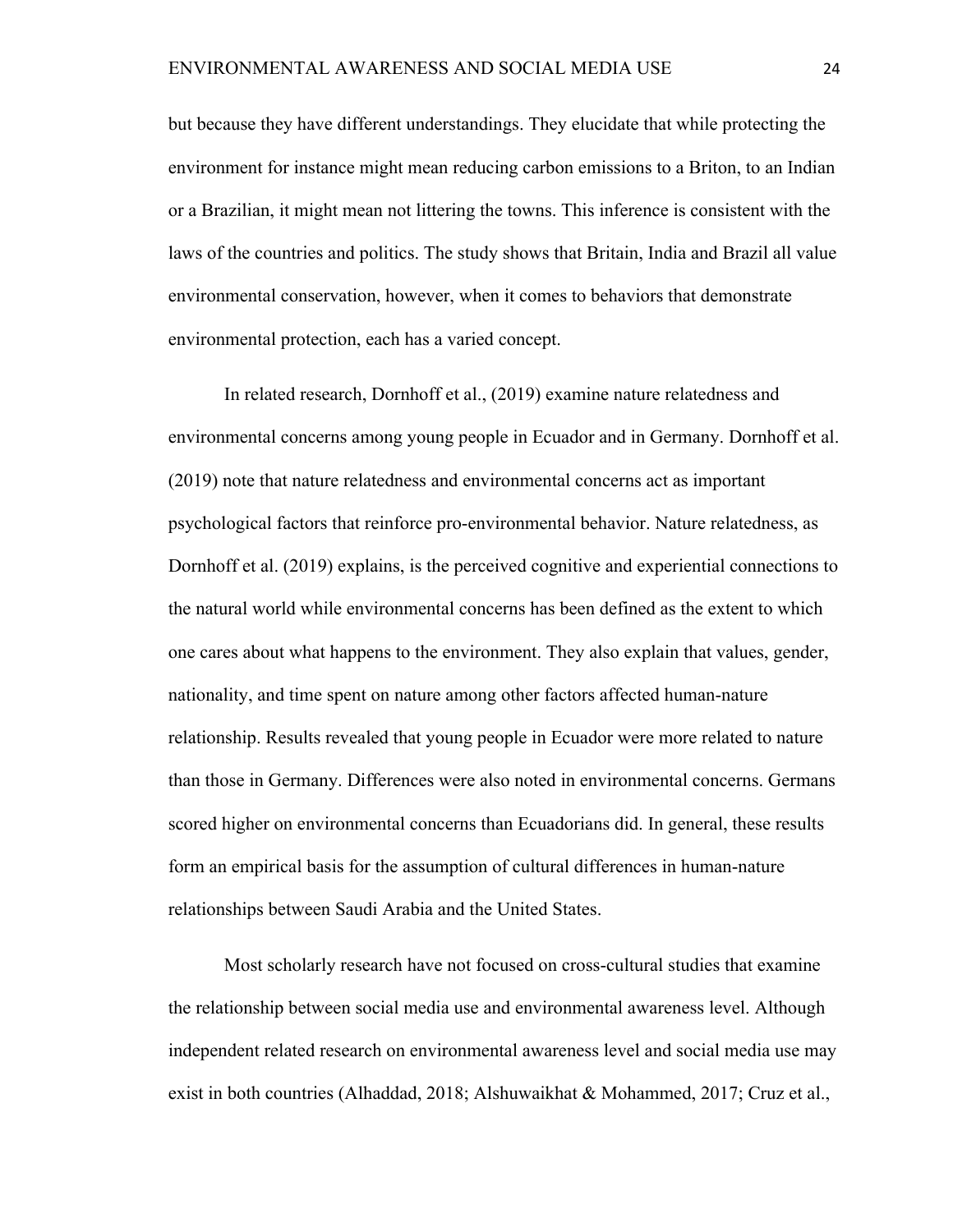but because they have different understandings. They elucidate that while protecting the environment for instance might mean reducing carbon emissions to a Briton, to an Indian or a Brazilian, it might mean not littering the towns. This inference is consistent with the laws of the countries and politics. The study shows that Britain, India and Brazil all value environmental conservation, however, when it comes to behaviors that demonstrate environmental protection, each has a varied concept.

In related research, Dornhoff et al., (2019) examine nature relatedness and environmental concerns among young people in Ecuador and in Germany. Dornhoff et al. (2019) note that nature relatedness and environmental concerns act as important psychological factors that reinforce pro-environmental behavior. Nature relatedness, as Dornhoff et al. (2019) explains, is the perceived cognitive and experiential connections to the natural world while environmental concerns has been defined as the extent to which one cares about what happens to the environment. They also explain that values, gender, nationality, and time spent on nature among other factors affected human-nature relationship. Results revealed that young people in Ecuador were more related to nature than those in Germany. Differences were also noted in environmental concerns. Germans scored higher on environmental concerns than Ecuadorians did. In general, these results form an empirical basis for the assumption of cultural differences in human-nature relationships between Saudi Arabia and the United States.

Most scholarly research have not focused on cross-cultural studies that examine the relationship between social media use and environmental awareness level. Although independent related research on environmental awareness level and social media use may exist in both countries (Alhaddad, 2018; Alshuwaikhat & Mohammed, 2017; Cruz et al.,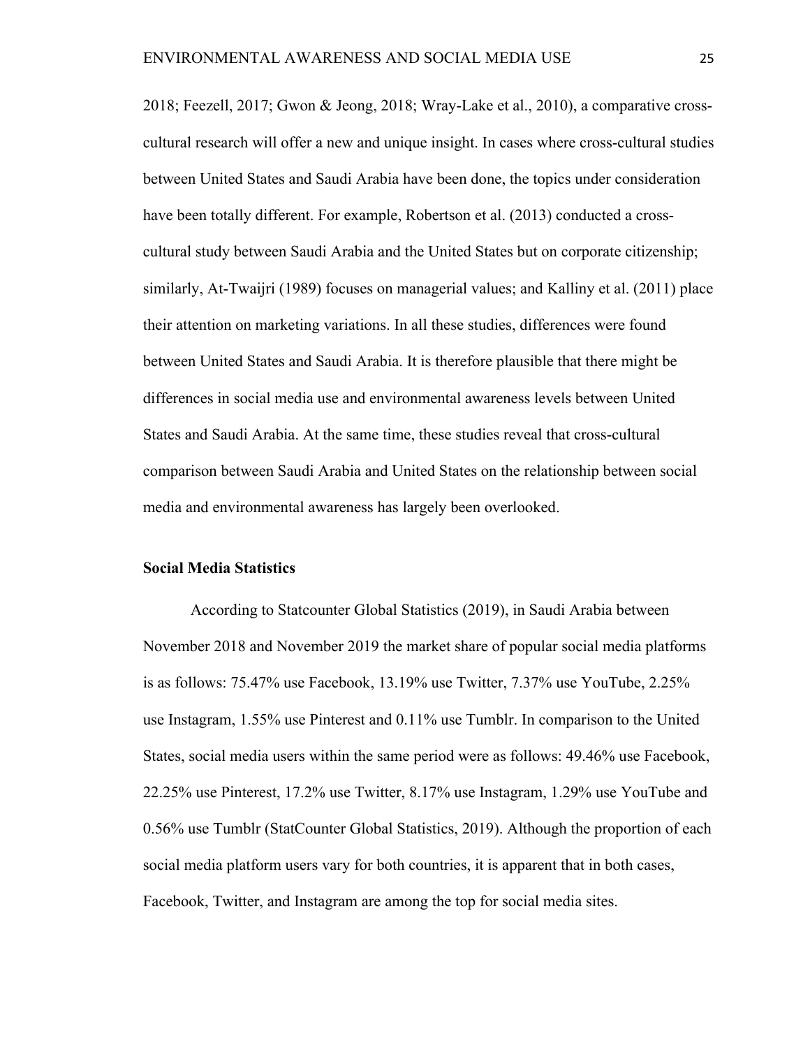2018; Feezell, 2017; Gwon & Jeong, 2018; Wray-Lake et al., 2010), a comparative cross-cultural research will offer a new and unique insight. In cases where cross-cultural studies between United States and Saudi Arabia have been done, the topics under consideration have been totally different. For example, Robertson et al. (2013) conducted a cross-cultural study between Saudi Arabia and the United States but on corporate citizenship; similarly, At-Twaijri (1989) focuses on managerial values; and Kalliny et al. (2011) place their attention on marketing variations. In all these studies, differences were found between United States and Saudi Arabia. It is therefore plausible that there might be differences in social media use and environmental awareness levels between United States and Saudi Arabia. At the same time, these studies reveal that cross-cultural comparison between Saudi Arabia and United States on the relationship between social media and environmental awareness has largely been overlooked.

**Social Media Statistics**

According to Statcounter Global Statistics (2019), in Saudi Arabia between November 2018 and November 2019 the market share of popular social media platforms is as follows: 75.47% use Facebook, 13.19% use Twitter, 7.37% use YouTube, 2.25% use Instagram, 1.55% use Pinterest and 0.11% use Tumblr. In comparison to the United States, social media users within the same period were as follows: 49.46% use Facebook, 22.25% use Pinterest, 17.2% use Twitter, 8.17% use Instagram, 1.29% use YouTube and 0.56% use Tumblr (StatCounter Global Statistics, 2019). Although the proportion of each social media platform users vary for both countries, it is apparent that in both cases, Facebook, Twitter, and Instagram are among the top for social media sites.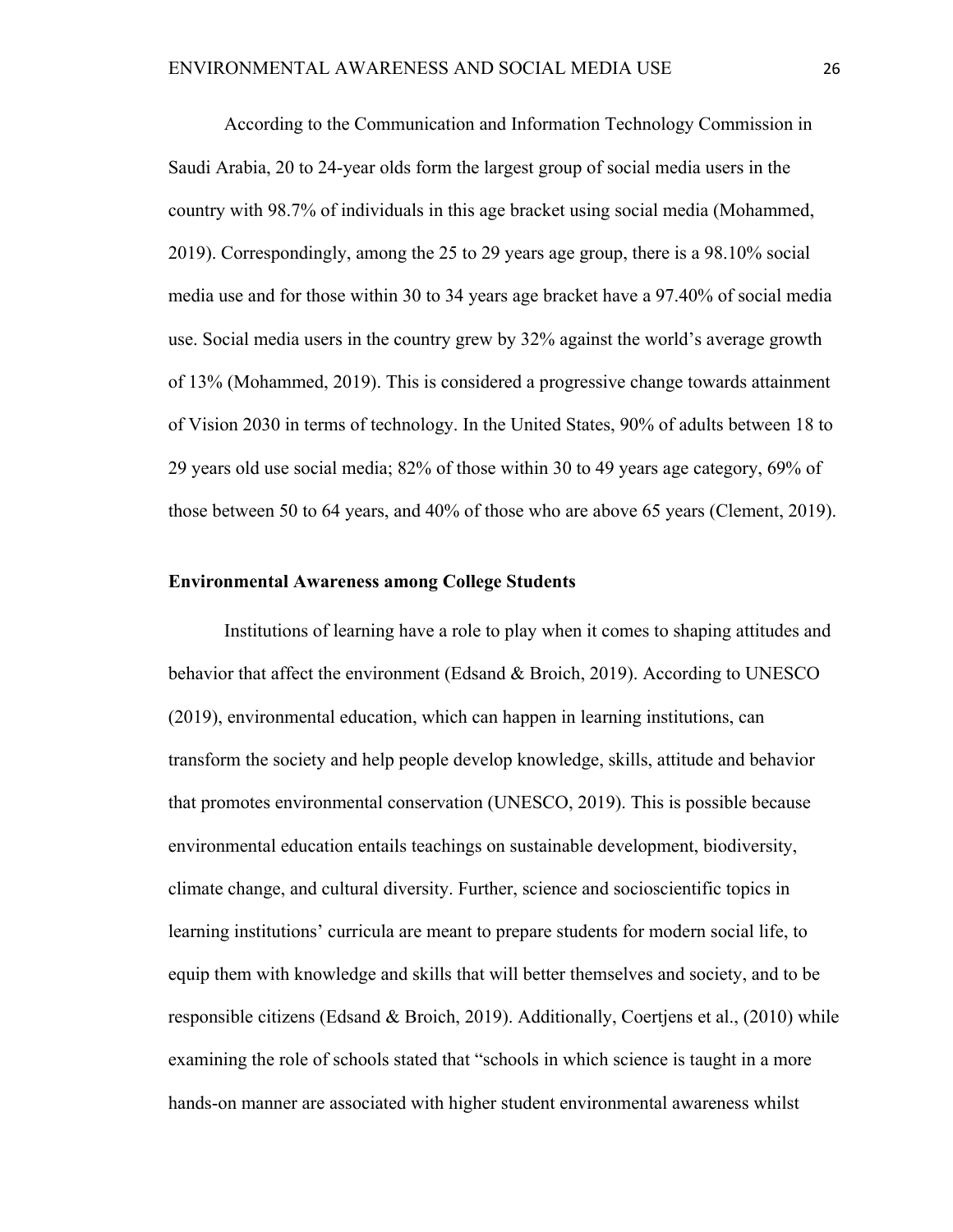According to the Communication and Information Technology Commission in Saudi Arabia, 20 to 24-year olds form the largest group of social media users in the country with 98.7% of individuals in this age bracket using social media (Mohammed, 2019). Correspondingly, among the 25 to 29 years age group, there is a 98.10% social media use and for those within 30 to 34 years age bracket have a 97.40% of social media use. Social media users in the country grew by 32% against the world's average growth of 13% (Mohammed, 2019). This is considered a progressive change towards attainment of Vision 2030 in terms of technology. In the United States, 90% of adults between 18 to 29 years old use social media; 82% of those within 30 to 49 years age category, 69% of those between 50 to 64 years, and 40% of those who are above 65 years (Clement, 2019).

**Environmental Awareness among College Students**

Institutions of learning have a role to play when it comes to shaping attitudes and behavior that affect the environment (Edsand & Broich, 2019). According to UNESCO (2019), environmental education, which can happen in learning institutions, can transform the society and help people develop knowledge, skills, attitude and behavior that promotes environmental conservation (UNESCO, 2019). This is possible because environmental education entails teachings on sustainable development, biodiversity, climate change, and cultural diversity. Further, science and socioscientific topics in learning institutions' curricula are meant to prepare students for modern social life, to equip them with knowledge and skills that will better themselves and society, and to be responsible citizens (Edsand & Broich, 2019). Additionally, Coertjens et al., (2010) while examining the role of schools stated that "schools in which science is taught in a more hands-on manner are associated with higher student environmental awareness whilst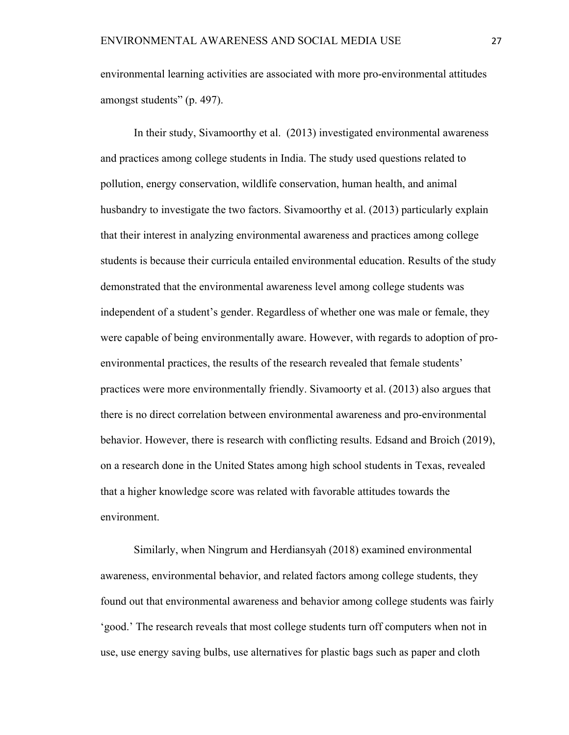environmental learning activities are associated with more pro-environmental attitudes amongst students" (p. 497).

In their study, Sivamoorthy et al.  (2013) investigated environmental awareness and practices among college students in India. The study used questions related to pollution, energy conservation, wildlife conservation, human health, and animal husbandry to investigate the two factors. Sivamoorthy et al. (2013) particularly explain that their interest in analyzing environmental awareness and practices among college students is because their curricula entailed environmental education. Results of the study demonstrated that the environmental awareness level among college students was independent of a student's gender. Regardless of whether one was male or female, they were capable of being environmentally aware. However, with regards to adoption of pro-environmental practices, the results of the research revealed that female students' practices were more environmentally friendly. Sivamoorty et al. (2013) also argues that there is no direct correlation between environmental awareness and pro-environmental behavior. However, there is research with conflicting results. Edsand and Broich (2019), on a research done in the United States among high school students in Texas, revealed that a higher knowledge score was related with favorable attitudes towards the environment.

Similarly, when Ningrum and Herdiansyah (2018) examined environmental awareness, environmental behavior, and related factors among college students, they found out that environmental awareness and behavior among college students was fairly 'good.' The research reveals that most college students turn off computers when not in use, use energy saving bulbs, use alternatives for plastic bags such as paper and cloth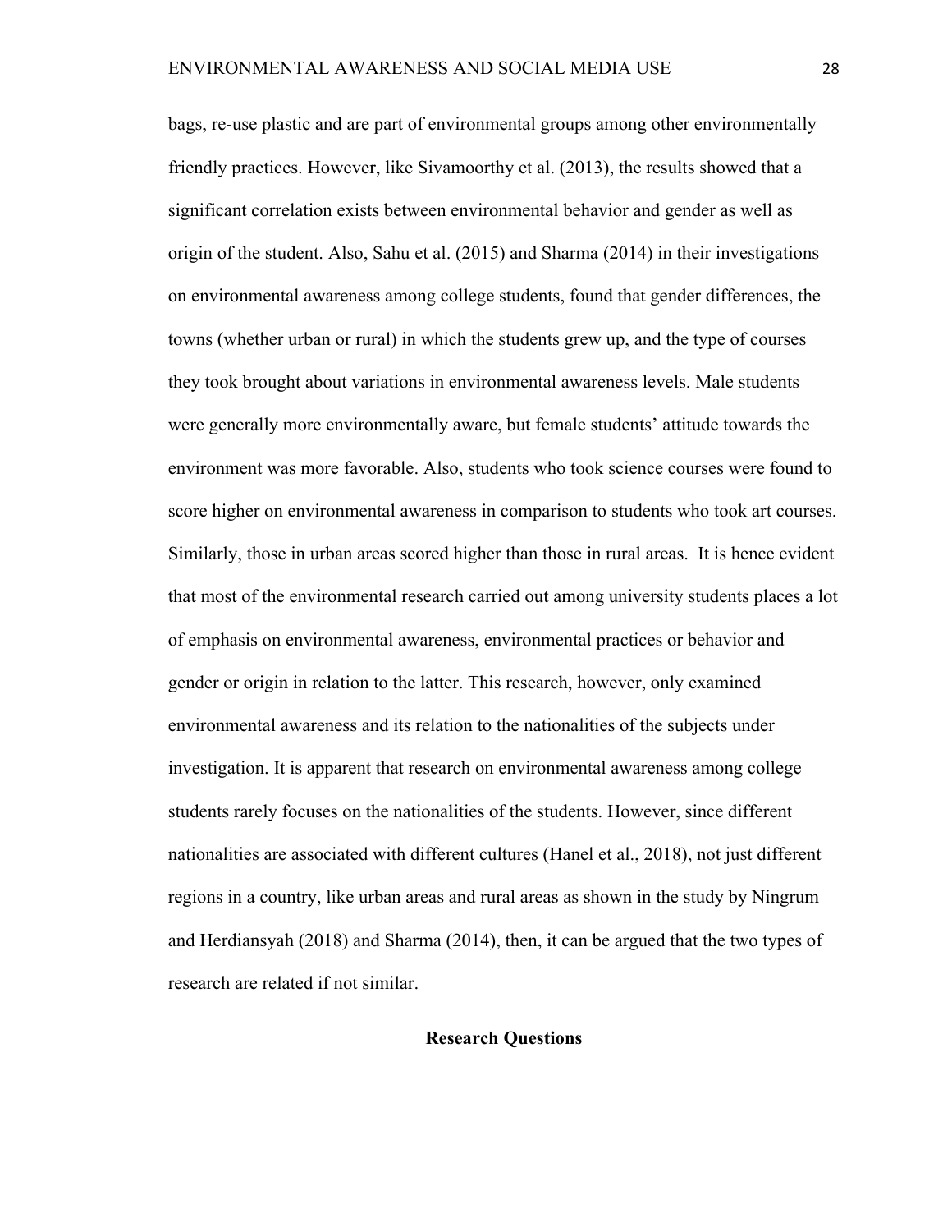bags, re-use plastic and are part of environmental groups among other environmentally friendly practices. However, like Sivamoorthy et al. (2013), the results showed that a significant correlation exists between environmental behavior and gender as well as origin of the student. Also, Sahu et al. (2015) and Sharma (2014) in their investigations on environmental awareness among college students, found that gender differences, the towns (whether urban or rural) in which the students grew up, and the type of courses they took brought about variations in environmental awareness levels. Male students were generally more environmentally aware, but female students' attitude towards the environment was more favorable. Also, students who took science courses were found to score higher on environmental awareness in comparison to students who took art courses. Similarly, those in urban areas scored higher than those in rural areas. It is hence evident that most of the environmental research carried out among university students places a lot of emphasis on environmental awareness, environmental practices or behavior and gender or origin in relation to the latter. This research, however, only examined environmental awareness and its relation to the nationalities of the subjects under investigation. It is apparent that research on environmental awareness among college students rarely focuses on the nationalities of the students. However, since different nationalities are associated with different cultures (Hanel et al., 2018), not just different regions in a country, like urban areas and rural areas as shown in the study by Ningrum and Herdiansyah (2018) and Sharma (2014), then, it can be argued that the two types of research are related if not similar.

## Research Questions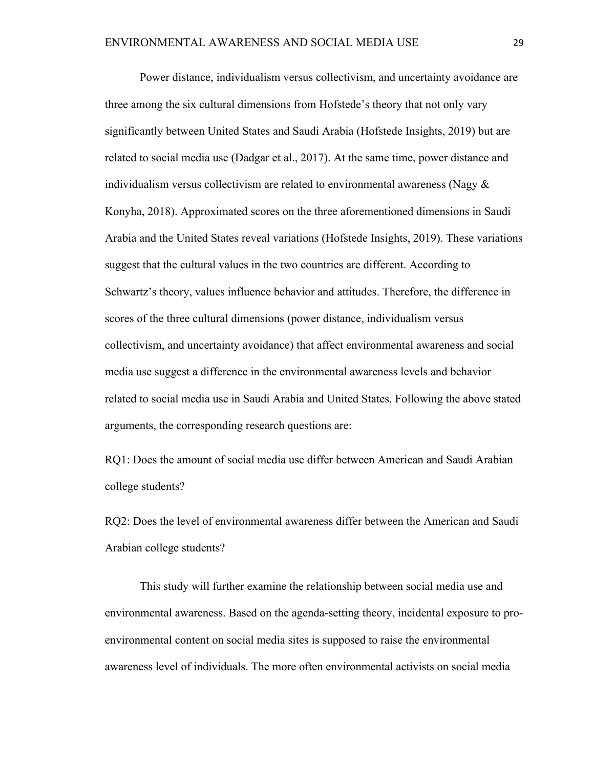Power distance, individualism versus collectivism, and uncertainty avoidance are three among the six cultural dimensions from Hofstede's theory that not only vary significantly between United States and Saudi Arabia (Hofstede Insights, 2019) but are related to social media use (Dadgar et al., 2017). At the same time, power distance and individualism versus collectivism are related to environmental awareness (Nagy & Konyha, 2018). Approximated scores on the three aforementioned dimensions in Saudi Arabia and the United States reveal variations (Hofstede Insights, 2019). These variations suggest that the cultural values in the two countries are different. According to Schwartz's theory, values influence behavior and attitudes. Therefore, the difference in scores of the three cultural dimensions (power distance, individualism versus collectivism, and uncertainty avoidance) that affect environmental awareness and social media use suggest a difference in the environmental awareness levels and behavior related to social media use in Saudi Arabia and United States. Following the above stated arguments, the corresponding research questions are:

RQ1: Does the amount of social media use differ between American and Saudi Arabian college students?

RQ2: Does the level of environmental awareness differ between the American and Saudi Arabian college students?

This study will further examine the relationship between social media use and environmental awareness. Based on the agenda-setting theory, incidental exposure to pro-environmental content on social media sites is supposed to raise the environmental awareness level of individuals. The more often environmental activists on social media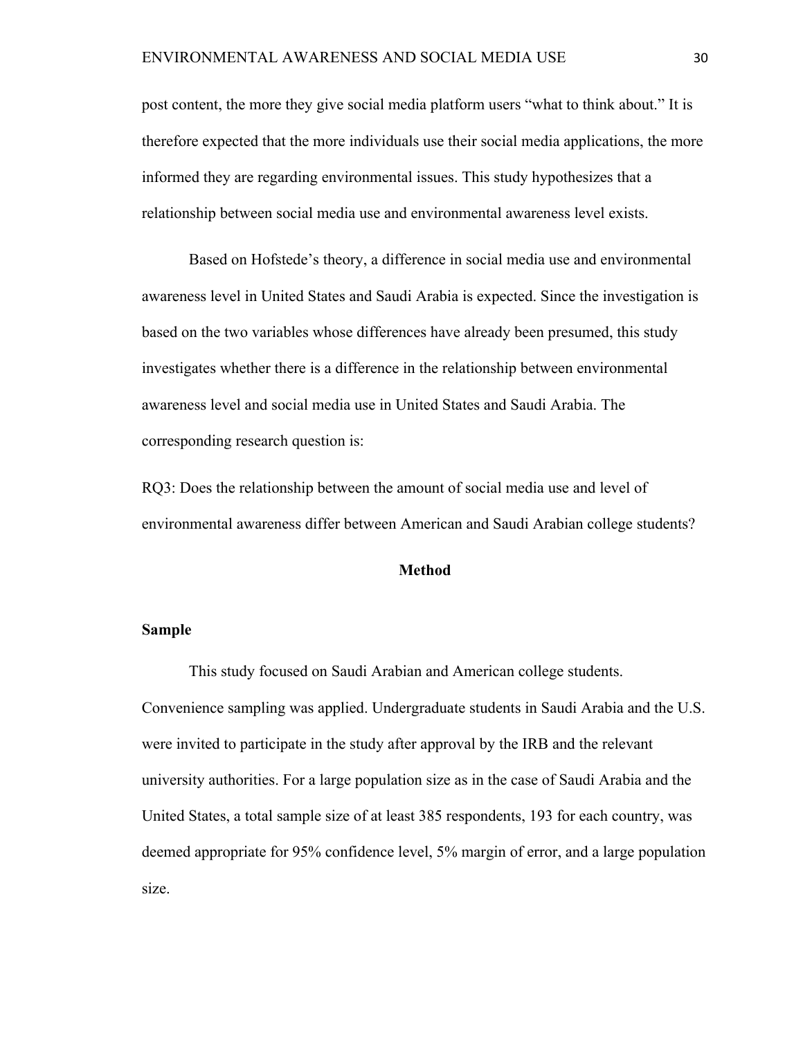post content, the more they give social media platform users "what to think about." It is therefore expected that the more individuals use their social media applications, the more informed they are regarding environmental issues. This study hypothesizes that a relationship between social media use and environmental awareness level exists.

Based on Hofstede's theory, a difference in social media use and environmental awareness level in United States and Saudi Arabia is expected. Since the investigation is based on the two variables whose differences have already been presumed, this study investigates whether there is a difference in the relationship between environmental awareness level and social media use in United States and Saudi Arabia. The corresponding research question is:

RQ3: Does the relationship between the amount of social media use and level of environmental awareness differ between American and Saudi Arabian college students?

## Method

### Sample

This study focused on Saudi Arabian and American college students. Convenience sampling was applied. Undergraduate students in Saudi Arabia and the U.S. were invited to participate in the study after approval by the IRB and the relevant university authorities. For a large population size as in the case of Saudi Arabia and the United States, a total sample size of at least 385 respondents, 193 for each country, was deemed appropriate for 95% confidence level, 5% margin of error, and a large population size.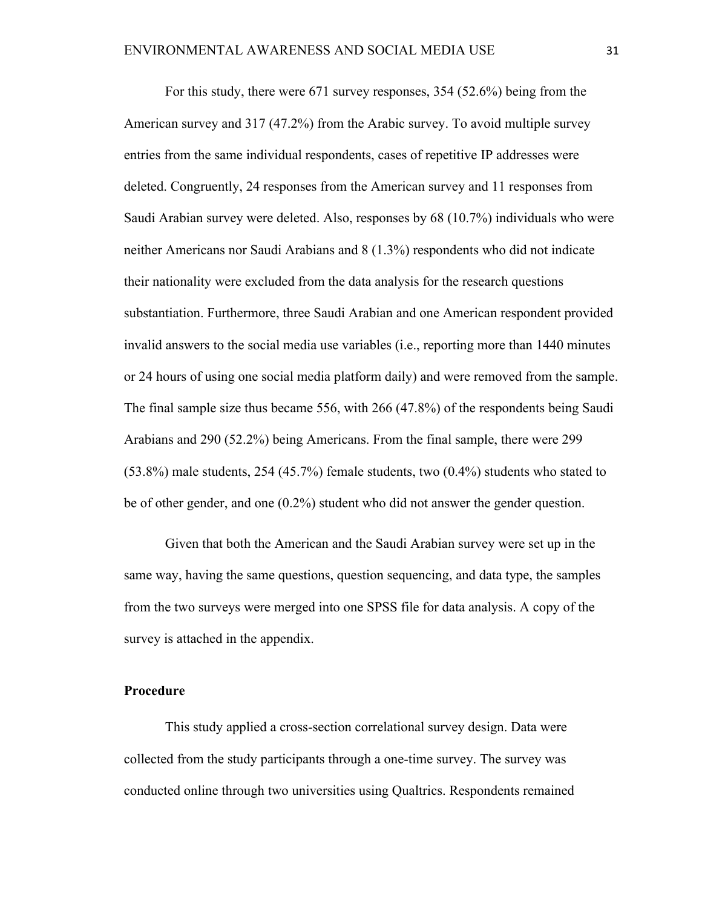For this study, there were 671 survey responses, 354 (52.6%) being from the American survey and 317 (47.2%) from the Arabic survey. To avoid multiple survey entries from the same individual respondents, cases of repetitive IP addresses were deleted. Congruently, 24 responses from the American survey and 11 responses from Saudi Arabian survey were deleted. Also, responses by 68 (10.7%) individuals who were neither Americans nor Saudi Arabians and 8 (1.3%) respondents who did not indicate their nationality were excluded from the data analysis for the research questions substantiation. Furthermore, three Saudi Arabian and one American respondent provided invalid answers to the social media use variables (i.e., reporting more than 1440 minutes or 24 hours of using one social media platform daily) and were removed from the sample. The final sample size thus became 556, with 266 (47.8%) of the respondents being Saudi Arabians and 290 (52.2%) being Americans. From the final sample, there were 299 (53.8%) male students, 254 (45.7%) female students, two (0.4%) students who stated to be of other gender, and one (0.2%) student who did not answer the gender question.

Given that both the American and the Saudi Arabian survey were set up in the same way, having the same questions, question sequencing, and data type, the samples from the two surveys were merged into one SPSS file for data analysis. A copy of the survey is attached in the appendix.

**Procedure**

This study applied a cross-section correlational survey design. Data were collected from the study participants through a one-time survey. The survey was conducted online through two universities using Qualtrics. Respondents remained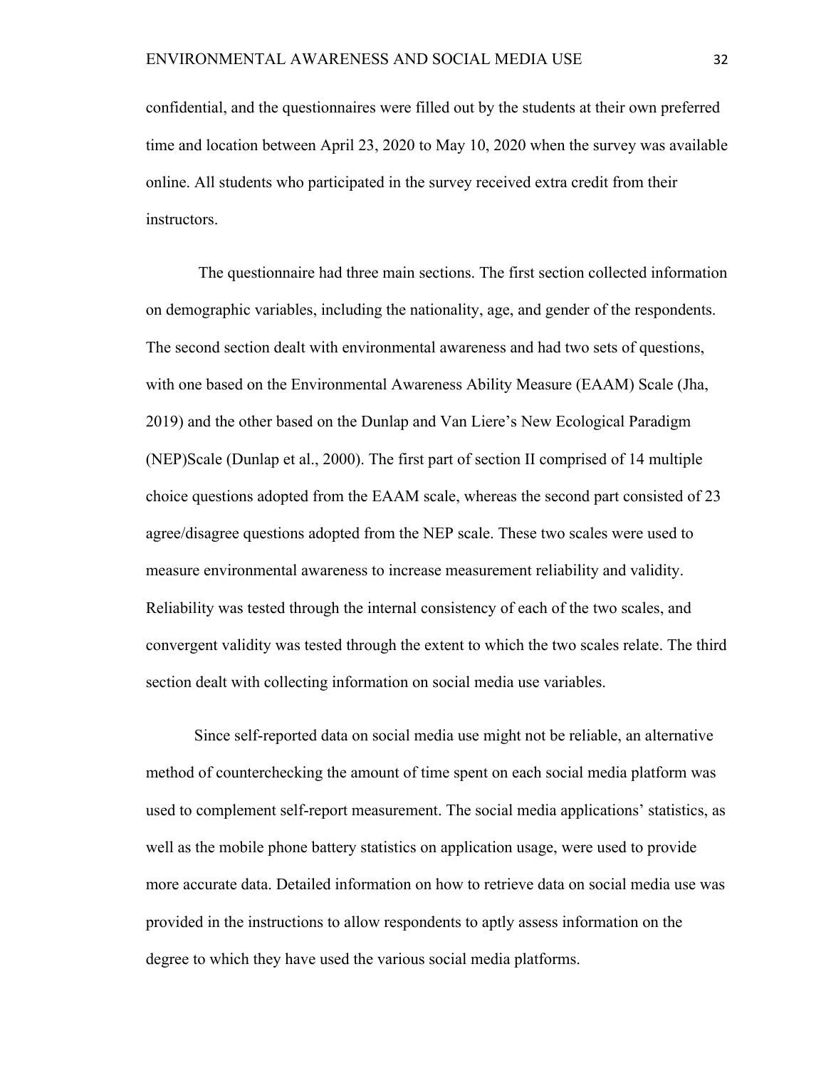confidential, and the questionnaires were filled out by the students at their own preferred time and location between April 23, 2020 to May 10, 2020 when the survey was available online. All students who participated in the survey received extra credit from their instructors.

The questionnaire had three main sections. The first section collected information on demographic variables, including the nationality, age, and gender of the respondents. The second section dealt with environmental awareness and had two sets of questions, with one based on the Environmental Awareness Ability Measure (EAAM) Scale (Jha, 2019) and the other based on the Dunlap and Van Liere's New Ecological Paradigm (NEP)Scale (Dunlap et al., 2000). The first part of section II comprised of 14 multiple choice questions adopted from the EAAM scale, whereas the second part consisted of 23 agree/disagree questions adopted from the NEP scale. These two scales were used to measure environmental awareness to increase measurement reliability and validity. Reliability was tested through the internal consistency of each of the two scales, and convergent validity was tested through the extent to which the two scales relate. The third section dealt with collecting information on social media use variables.

Since self-reported data on social media use might not be reliable, an alternative method of counterchecking the amount of time spent on each social media platform was used to complement self-report measurement. The social media applications' statistics, as well as the mobile phone battery statistics on application usage, were used to provide more accurate data. Detailed information on how to retrieve data on social media use was provided in the instructions to allow respondents to aptly assess information on the degree to which they have used the various social media platforms.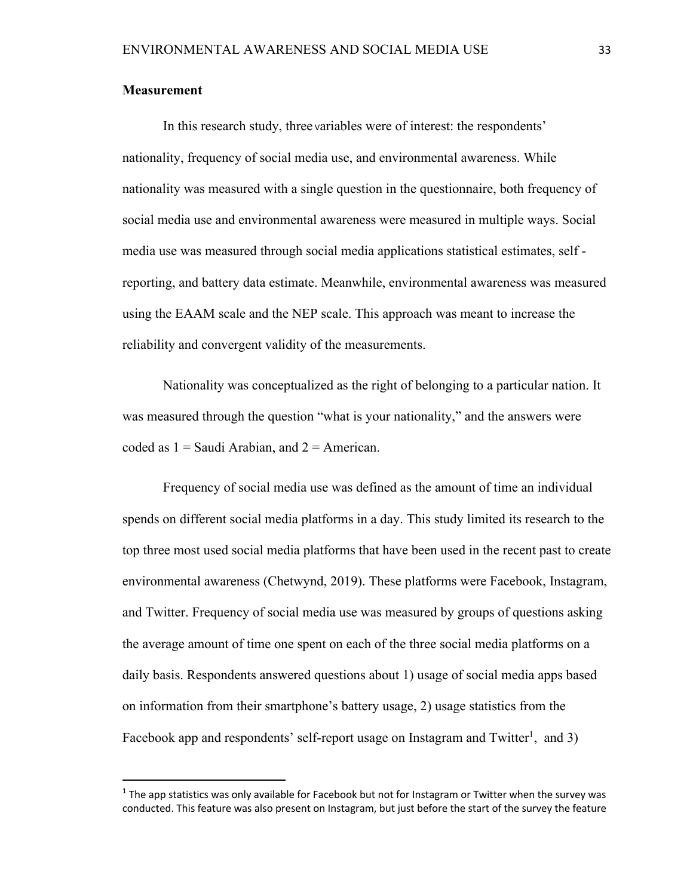**Measurement**

In this research study, three variables were of interest: the respondents' nationality, frequency of social media use, and environmental awareness. While nationality was measured with a single question in the questionnaire, both frequency of social media use and environmental awareness were measured in multiple ways. Social media use was measured through social media applications statistical estimates, self - reporting, and battery data estimate. Meanwhile, environmental awareness was measured using the EAAM scale and the NEP scale. This approach was meant to increase the reliability and convergent validity of the measurements.

Nationality was conceptualized as the right of belonging to a particular nation. It was measured through the question "what is your nationality," and the answers were coded as 1 = Saudi Arabian, and 2 = American.

Frequency of social media use was defined as the amount of time an individual spends on different social media platforms in a day. This study limited its research to the top three most used social media platforms that have been used in the recent past to create environmental awareness (Chetwynd, 2019). These platforms were Facebook, Instagram, and Twitter. Frequency of social media use was measured by groups of questions asking the average amount of time one spent on each of the three social media platforms on a daily basis. Respondents answered questions about 1) usage of social media apps based on information from their smartphone's battery usage, 2) usage statistics from the Facebook app and respondents' self-report usage on Instagram and Twitter[1], and 3)

[1] The app statistics was only available for Facebook but not for Instagram or Twitter when the survey was conducted. This feature was also present on Instagram, but just before the start of the survey the feature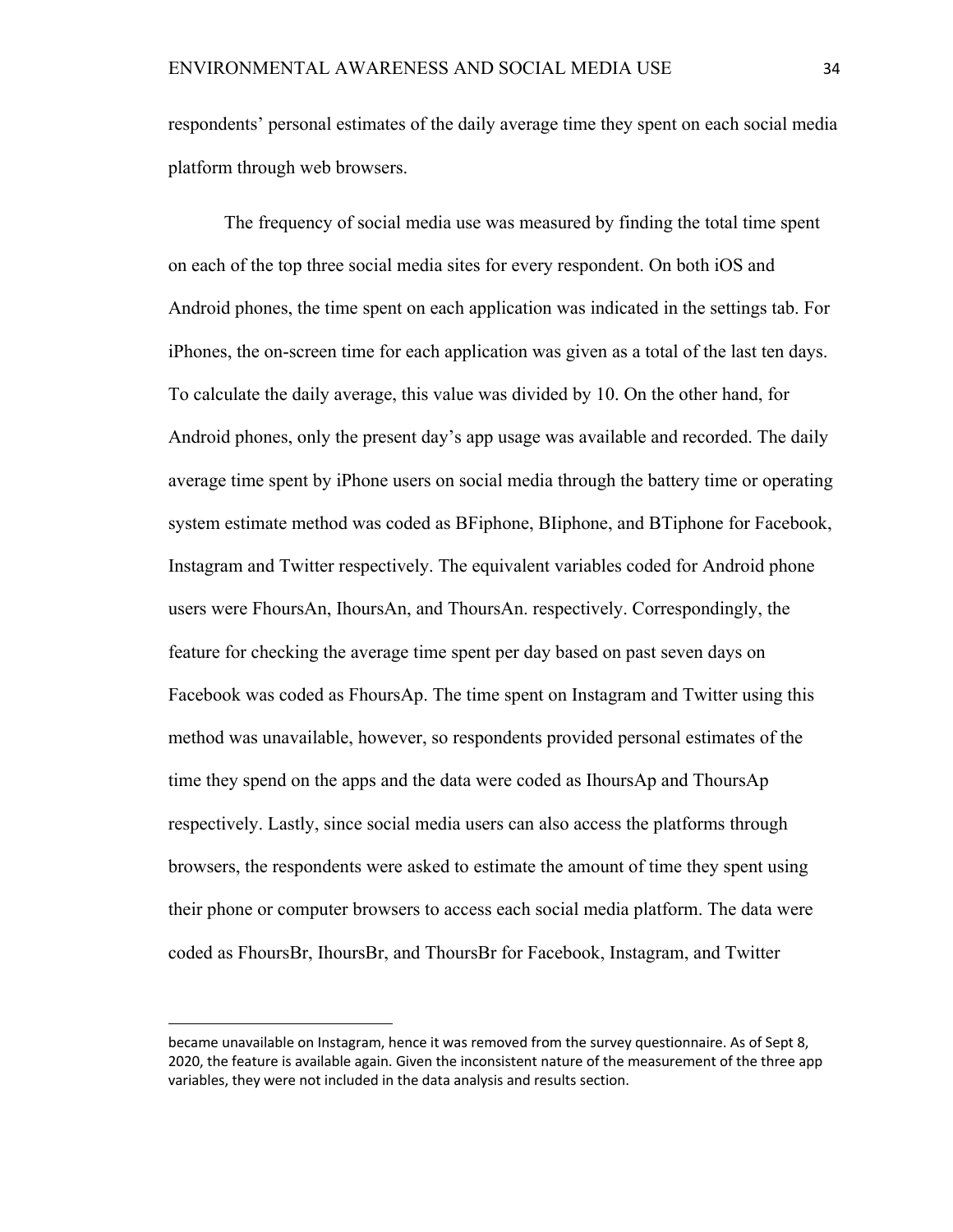respondents' personal estimates of the daily average time they spent on each social media platform through web browsers.

The frequency of social media use was measured by finding the total time spent on each of the top three social media sites for every respondent. On both iOS and Android phones, the time spent on each application was indicated in the settings tab. For iPhones, the on-screen time for each application was given as a total of the last ten days. To calculate the daily average, this value was divided by 10. On the other hand, for Android phones, only the present day's app usage was available and recorded. The daily average time spent by iPhone users on social media through the battery time or operating system estimate method was coded as BFiphone, BIiphone, and BTiphone for Facebook, Instagram and Twitter respectively. The equivalent variables coded for Android phone users were FhoursAn, IhoursAn, and ThoursAn. respectively. Correspondingly, the feature for checking the average time spent per day based on past seven days on Facebook was coded as FhoursAp. The time spent on Instagram and Twitter using this method was unavailable, however, so respondents provided personal estimates of the time they spend on the apps and the data were coded as IhoursAp and ThoursAp respectively. Lastly, since social media users can also access the platforms through browsers, the respondents were asked to estimate the amount of time they spent using their phone or computer browsers to access each social media platform. The data were coded as FhoursBr, IhoursBr, and ThoursBr for Facebook, Instagram, and Twitter

---

became unavailable on Instagram, hence it was removed from the survey questionnaire. As of Sept 8, 2020, the feature is available again. Given the inconsistent nature of the measurement of the three app variables, they were not included in the data analysis and results section.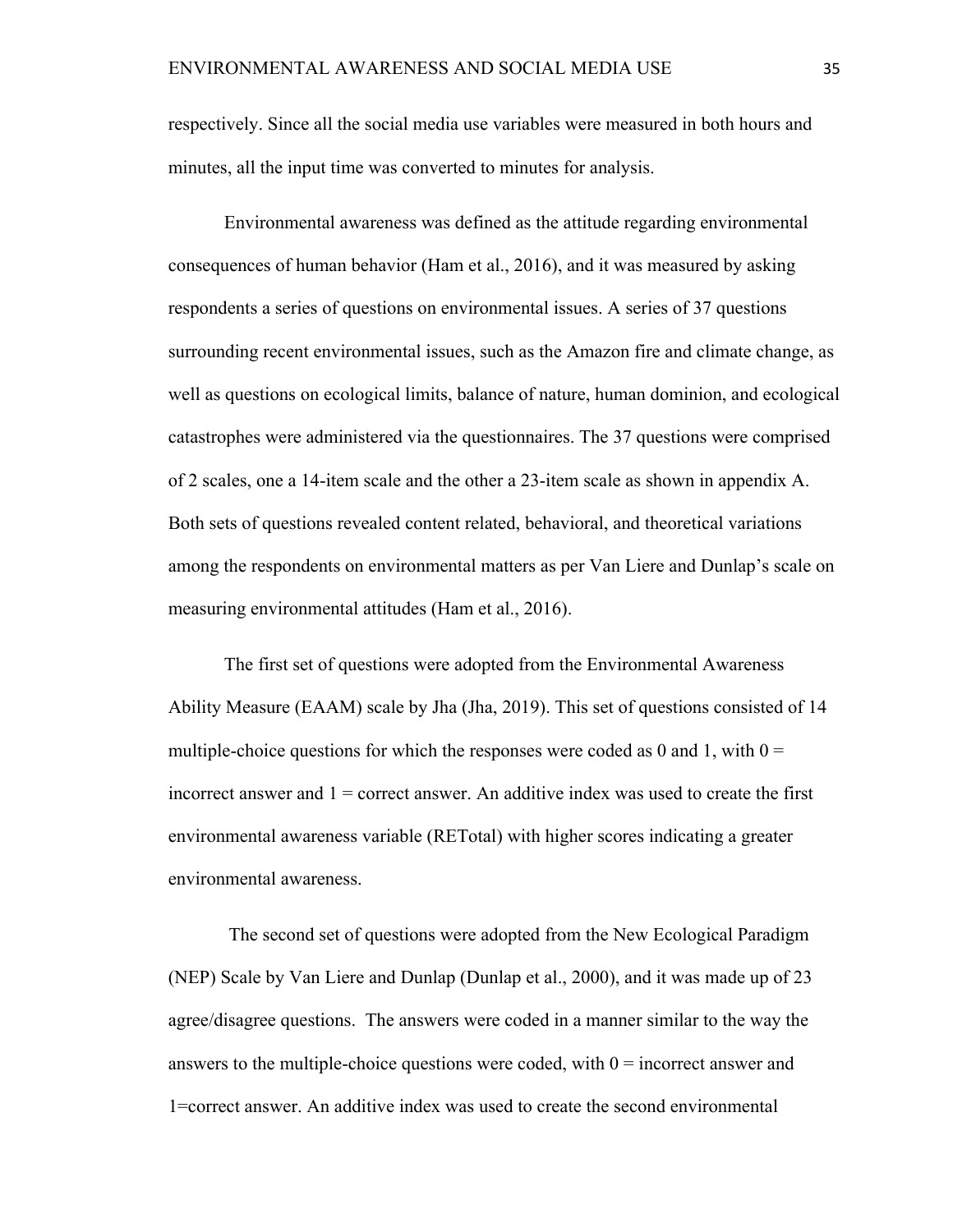respectively. Since all the social media use variables were measured in both hours and minutes, all the input time was converted to minutes for analysis.

Environmental awareness was defined as the attitude regarding environmental consequences of human behavior (Ham et al., 2016), and it was measured by asking respondents a series of questions on environmental issues. A series of 37 questions surrounding recent environmental issues, such as the Amazon fire and climate change, as well as questions on ecological limits, balance of nature, human dominion, and ecological catastrophes were administered via the questionnaires. The 37 questions were comprised of 2 scales, one a 14-item scale and the other a 23-item scale as shown in appendix A. Both sets of questions revealed content related, behavioral, and theoretical variations among the respondents on environmental matters as per Van Liere and Dunlap's scale on measuring environmental attitudes (Ham et al., 2016).

The first set of questions were adopted from the Environmental Awareness Ability Measure (EAAM) scale by Jha (Jha, 2019). This set of questions consisted of 14 multiple-choice questions for which the responses were coded as 0 and 1, with 0 = incorrect answer and 1 = correct answer. An additive index was used to create the first environmental awareness variable (RETotal) with higher scores indicating a greater environmental awareness.

The second set of questions were adopted from the New Ecological Paradigm (NEP) Scale by Van Liere and Dunlap (Dunlap et al., 2000), and it was made up of 23 agree/disagree questions. The answers were coded in a manner similar to the way the answers to the multiple-choice questions were coded, with 0 = incorrect answer and 1=correct answer. An additive index was used to create the second environmental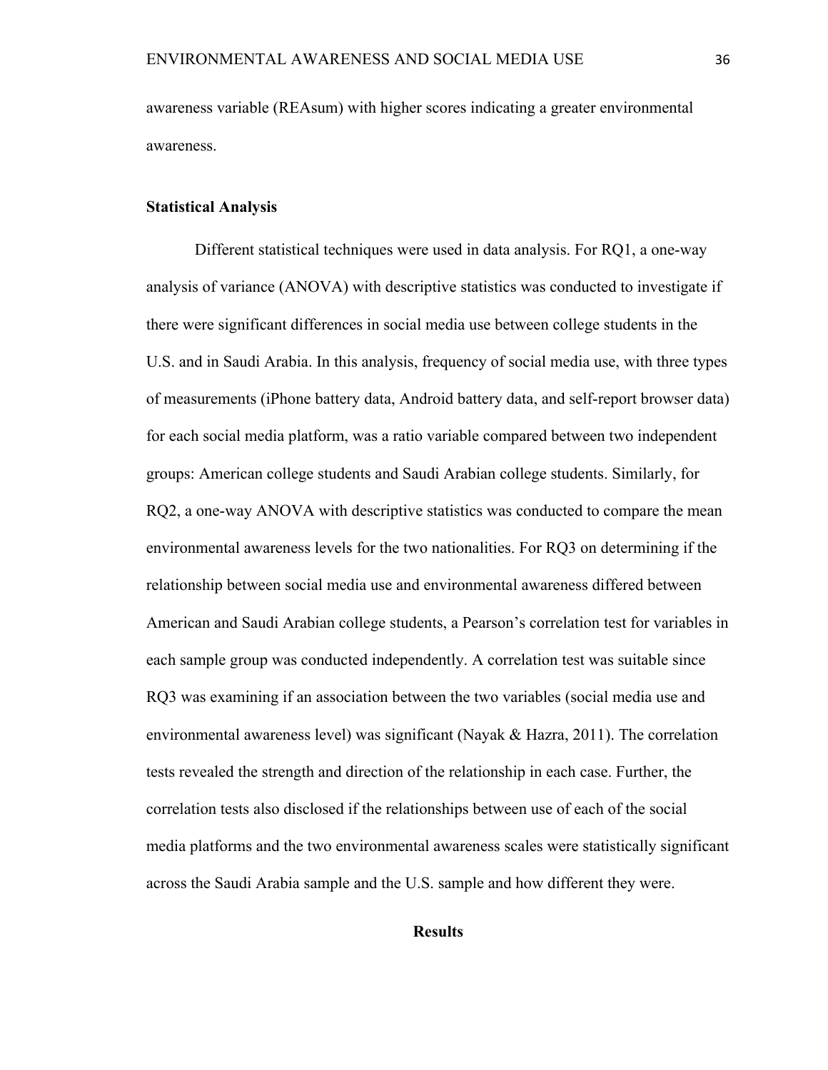awareness variable (REAsum) with higher scores indicating a greater environmental awareness.

### Statistical Analysis

Different statistical techniques were used in data analysis. For RQ1, a one-way analysis of variance (ANOVA) with descriptive statistics was conducted to investigate if there were significant differences in social media use between college students in the U.S. and in Saudi Arabia. In this analysis, frequency of social media use, with three types of measurements (iPhone battery data, Android battery data, and self-report browser data) for each social media platform, was a ratio variable compared between two independent groups: American college students and Saudi Arabian college students. Similarly, for RQ2, a one-way ANOVA with descriptive statistics was conducted to compare the mean environmental awareness levels for the two nationalities. For RQ3 on determining if the relationship between social media use and environmental awareness differed between American and Saudi Arabian college students, a Pearson's correlation test for variables in each sample group was conducted independently. A correlation test was suitable since RQ3 was examining if an association between the two variables (social media use and environmental awareness level) was significant (Nayak & Hazra, 2011). The correlation tests revealed the strength and direction of the relationship in each case. Further, the correlation tests also disclosed if the relationships between use of each of the social media platforms and the two environmental awareness scales were statistically significant across the Saudi Arabia sample and the U.S. sample and how different they were.

## Results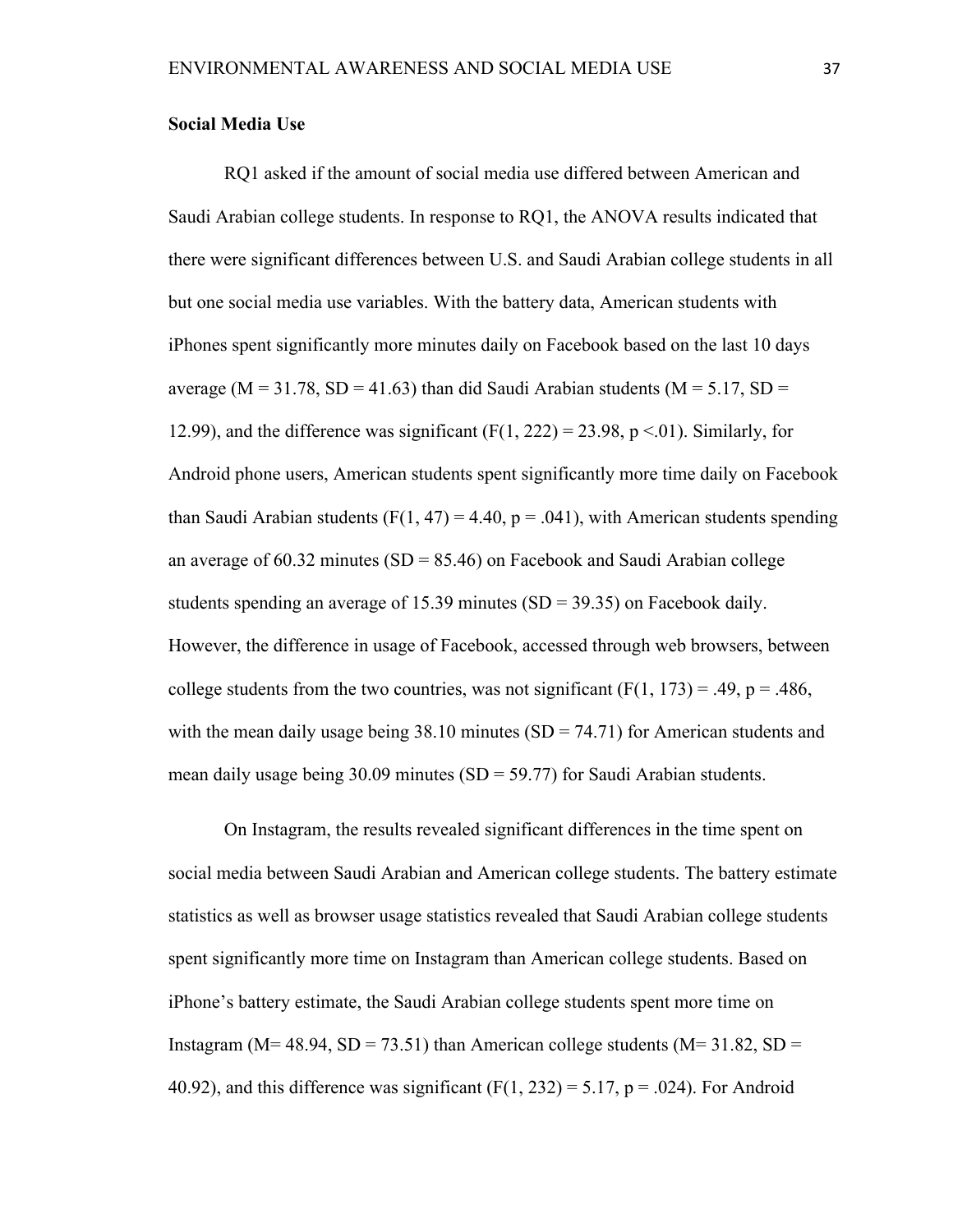**Social Media Use**

RQ1 asked if the amount of social media use differed between American and Saudi Arabian college students. In response to RQ1, the ANOVA results indicated that there were significant differences between U.S. and Saudi Arabian college students in all but one social media use variables. With the battery data, American students with iPhones spent significantly more minutes daily on Facebook based on the last 10 days average ($M = 31.78$, $SD = 41.63$) than did Saudi Arabian students ($M = 5.17$, $SD = 12.99$), and the difference was significant ($F(1, 222) = 23.98$, $p < .01$). Similarly, for Android phone users, American students spent significantly more time daily on Facebook than Saudi Arabian students ($F(1, 47) = 4.40$, $p = .041$), with American students spending an average of 60.32 minutes ($SD = 85.46$) on Facebook and Saudi Arabian college students spending an average of 15.39 minutes ($SD = 39.35$) on Facebook daily. However, the difference in usage of Facebook, accessed through web browsers, between college students from the two countries, was not significant ($F(1, 173) = .49$, $p = .486$, with the mean daily usage being 38.10 minutes ($SD = 74.71$) for American students and mean daily usage being 30.09 minutes ($SD = 59.77$) for Saudi Arabian students.

On Instagram, the results revealed significant differences in the time spent on social media between Saudi Arabian and American college students. The battery estimate statistics as well as browser usage statistics revealed that Saudi Arabian college students spent significantly more time on Instagram than American college students. Based on iPhone's battery estimate, the Saudi Arabian college students spent more time on Instagram ($M= 48.94$, $SD = 73.51$) than American college students ($M= 31.82$, $SD = 40.92$), and this difference was significant ($F(1, 232) = 5.17$, $p = .024$). For Android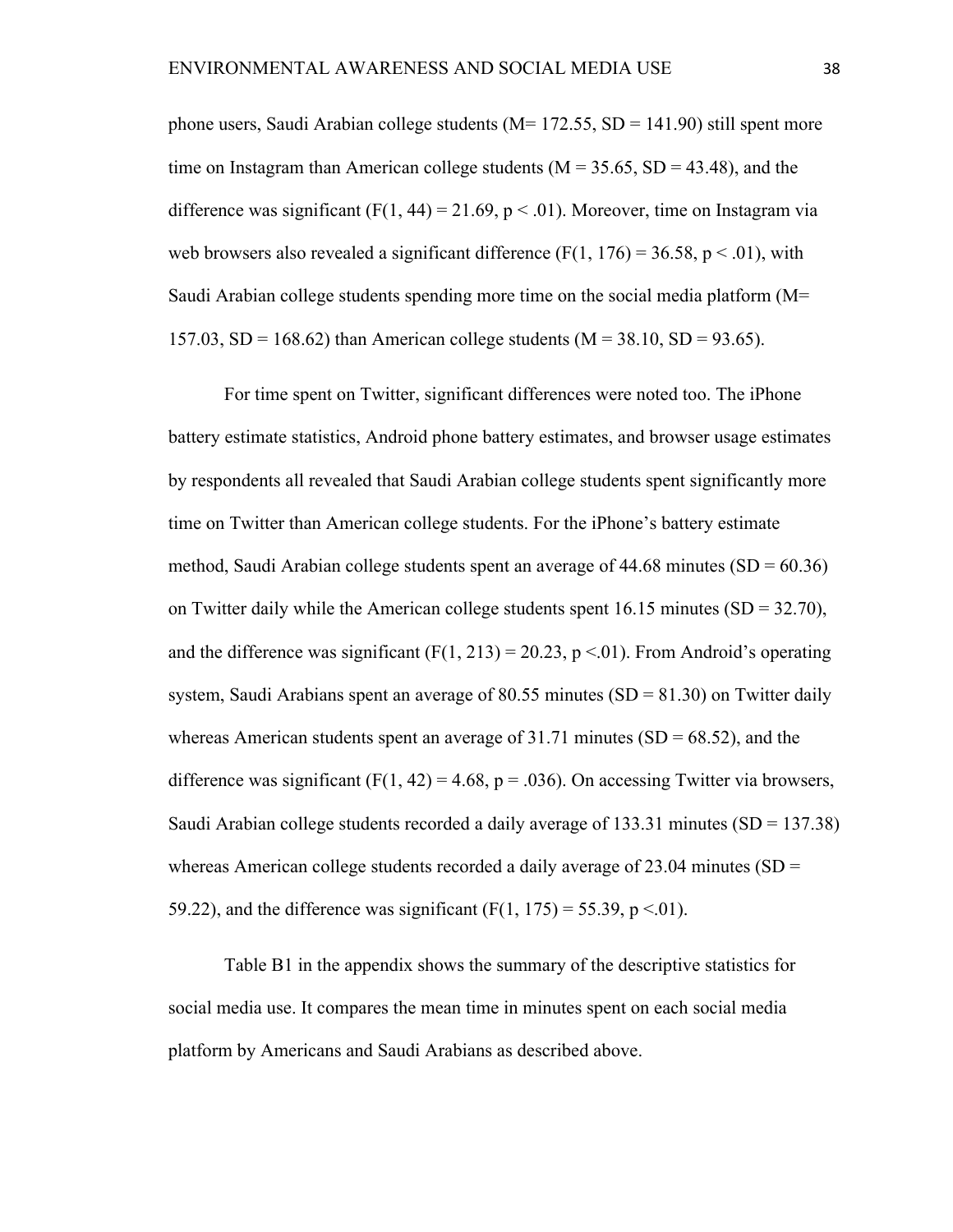phone users, Saudi Arabian college students ($M = 172.55$, $SD = 141.90$) still spent more time on Instagram than American college students ($M = 35.65$, $SD = 43.48$), and the difference was significant ($F(1, 44) = 21.69$, $p < .01$). Moreover, time on Instagram via web browsers also revealed a significant difference ($F(1, 176) = 36.58$, $p < .01$), with Saudi Arabian college students spending more time on the social media platform ($M = 157.03$, $SD = 168.62$) than American college students ($M = 38.10$, $SD = 93.65$).

For time spent on Twitter, significant differences were noted too. The iPhone battery estimate statistics, Android phone battery estimates, and browser usage estimates by respondents all revealed that Saudi Arabian college students spent significantly more time on Twitter than American college students. For the iPhone's battery estimate method, Saudi Arabian college students spent an average of 44.68 minutes ($SD = 60.36$) on Twitter daily while the American college students spent 16.15 minutes ($SD = 32.70$), and the difference was significant ($F(1, 213) = 20.23$, $p < .01$). From Android's operating system, Saudi Arabians spent an average of 80.55 minutes ($SD = 81.30$) on Twitter daily whereas American students spent an average of 31.71 minutes ($SD = 68.52$), and the difference was significant ($F(1, 42) = 4.68$, $p = .036$). On accessing Twitter via browsers, Saudi Arabian college students recorded a daily average of 133.31 minutes ($SD = 137.38$) whereas American college students recorded a daily average of 23.04 minutes ($SD = 59.22$), and the difference was significant ($F(1, 175) = 55.39$, $p < .01$).

Table B1 in the appendix shows the summary of the descriptive statistics for social media use. It compares the mean time in minutes spent on each social media platform by Americans and Saudi Arabians as described above.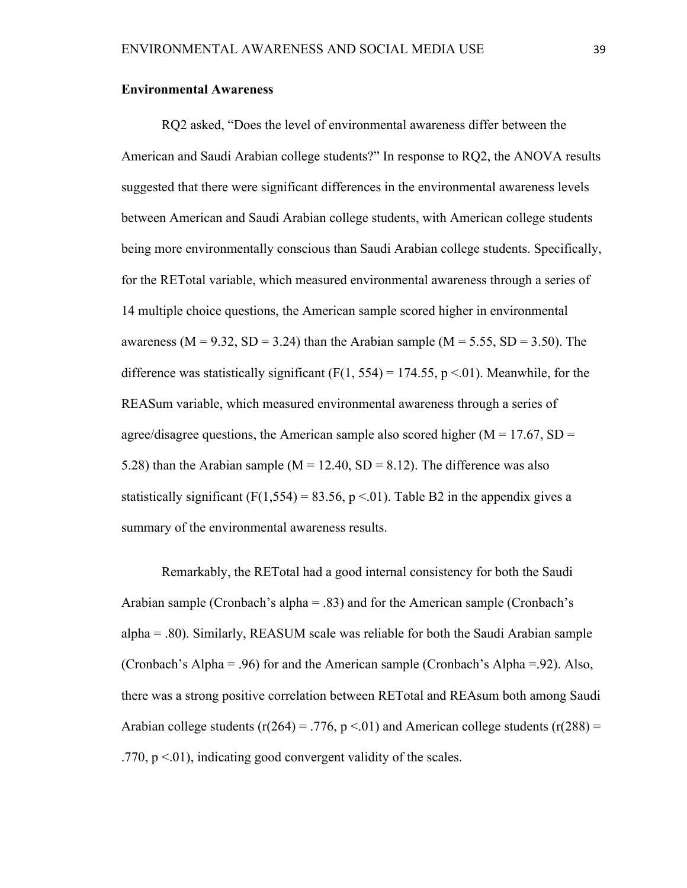**Environmental Awareness**

RQ2 asked, “Does the level of environmental awareness differ between the American and Saudi Arabian college students?” In response to RQ2, the ANOVA results suggested that there were significant differences in the environmental awareness levels between American and Saudi Arabian college students, with American college students being more environmentally conscious than Saudi Arabian college students. Specifically, for the RETotal variable, which measured environmental awareness through a series of 14 multiple choice questions, the American sample scored higher in environmental awareness ($M = 9.32$, $SD = 3.24$) than the Arabian sample ($M = 5.55$, $SD = 3.50$). The difference was statistically significant ($F(1, 554) = 174.55$, $p < .01$). Meanwhile, for the REASum variable, which measured environmental awareness through a series of agree/disagree questions, the American sample also scored higher ($M = 17.67$, $SD = 5.28$) than the Arabian sample ($M = 12.40$, $SD = 8.12$). The difference was also statistically significant ($F(1,554) = 83.56$, $p < .01$). Table B2 in the appendix gives a summary of the environmental awareness results.

Remarkably, the RETotal had a good internal consistency for both the Saudi Arabian sample (Cronbach’s alpha = .83) and for the American sample (Cronbach’s alpha = .80). Similarly, REASUM scale was reliable for both the Saudi Arabian sample (Cronbach’s Alpha = .96) for and the American sample (Cronbach’s Alpha =.92). Also, there was a strong positive correlation between RETotal and REAsum both among Saudi Arabian college students ($r(264) = .776$, $p < .01$) and American college students ($r(288) = .770$, $p < .01$), indicating good convergent validity of the scales.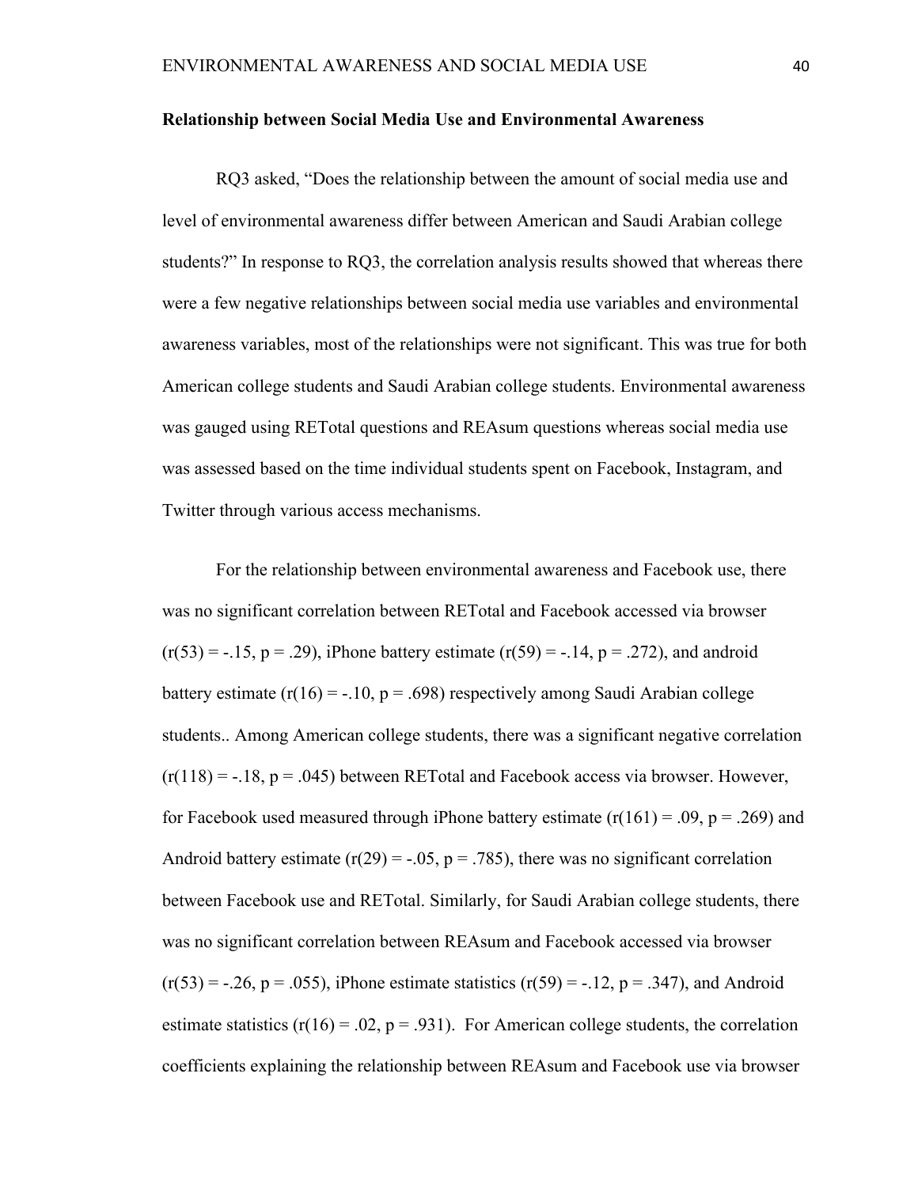**Relationship between Social Media Use and Environmental Awareness**

RQ3 asked, “Does the relationship between the amount of social media use and level of environmental awareness differ between American and Saudi Arabian college students?” In response to RQ3, the correlation analysis results showed that whereas there were a few negative relationships between social media use variables and environmental awareness variables, most of the relationships were not significant. This was true for both American college students and Saudi Arabian college students. Environmental awareness was gauged using RETotal questions and REAsum questions whereas social media use was assessed based on the time individual students spent on Facebook, Instagram, and Twitter through various access mechanisms.

For the relationship between environmental awareness and Facebook use, there was no significant correlation between RETotal and Facebook accessed via browser ($r(53) = -.15$, $p = .29$), iPhone battery estimate ($r(59) = -.14$, $p = .272$), and android battery estimate ($r(16) = -.10$, $p = .698$) respectively among Saudi Arabian college students.. Among American college students, there was a significant negative correlation ($r(118) = -.18$, $p = .045$) between RETotal and Facebook access via browser. However, for Facebook used measured through iPhone battery estimate ($r(161) = .09$, $p = .269$) and Android battery estimate ($r(29) = -.05$, $p = .785$), there was no significant correlation between Facebook use and RETotal. Similarly, for Saudi Arabian college students, there was no significant correlation between REAsum and Facebook accessed via browser ($r(53) = -.26$, $p = .055$), iPhone estimate statistics ($r(59) = -.12$, $p = .347$), and Android estimate statistics ($r(16) = .02$, $p = .931$). For American college students, the correlation coefficients explaining the relationship between REAsum and Facebook use via browser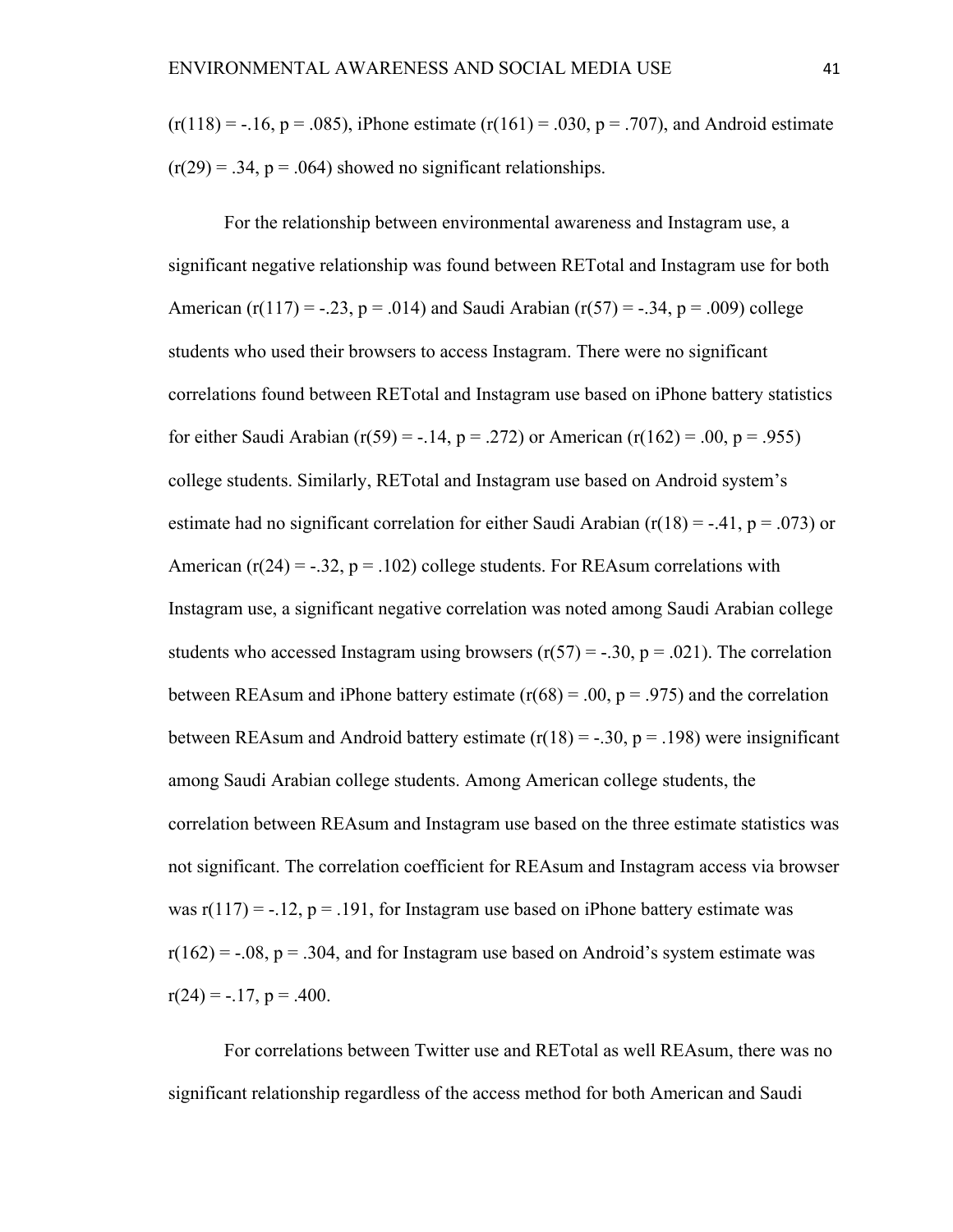($r(118) = -.16$, $p = .085$), iPhone estimate ($r(161) = .030$, $p = .707$), and Android estimate ($r(29) = .34$, $p = .064$) showed no significant relationships.

For the relationship between environmental awareness and Instagram use, a significant negative relationship was found between RETotal and Instagram use for both American ($r(117) = -.23$, $p = .014$) and Saudi Arabian ($r(57) = -.34$, $p = .009$) college students who used their browsers to access Instagram. There were no significant correlations found between RETotal and Instagram use based on iPhone battery statistics for either Saudi Arabian ($r(59) = -.14$, $p = .272$) or American ($r(162) = .00$, $p = .955$) college students. Similarly, RETotal and Instagram use based on Android system's estimate had no significant correlation for either Saudi Arabian ($r(18) = -.41$, $p = .073$) or American ($r(24) = -.32$, $p = .102$) college students. For REAsum correlations with Instagram use, a significant negative correlation was noted among Saudi Arabian college students who accessed Instagram using browsers ($r(57) = -.30$, $p = .021$). The correlation between REAsum and iPhone battery estimate ($r(68) = .00$, $p = .975$) and the correlation between REAsum and Android battery estimate ($r(18) = -.30$, $p = .198$) were insignificant among Saudi Arabian college students. Among American college students, the correlation between REAsum and Instagram use based on the three estimate statistics was not significant. The correlation coefficient for REAsum and Instagram access via browser was $r(117) = -.12$, $p = .191$, for Instagram use based on iPhone battery estimate was $r(162) = -.08$, $p = .304$, and for Instagram use based on Android's system estimate was $r(24) = -.17$, $p = .400$.

For correlations between Twitter use and RETotal as well REAsum, there was no significant relationship regardless of the access method for both American and Saudi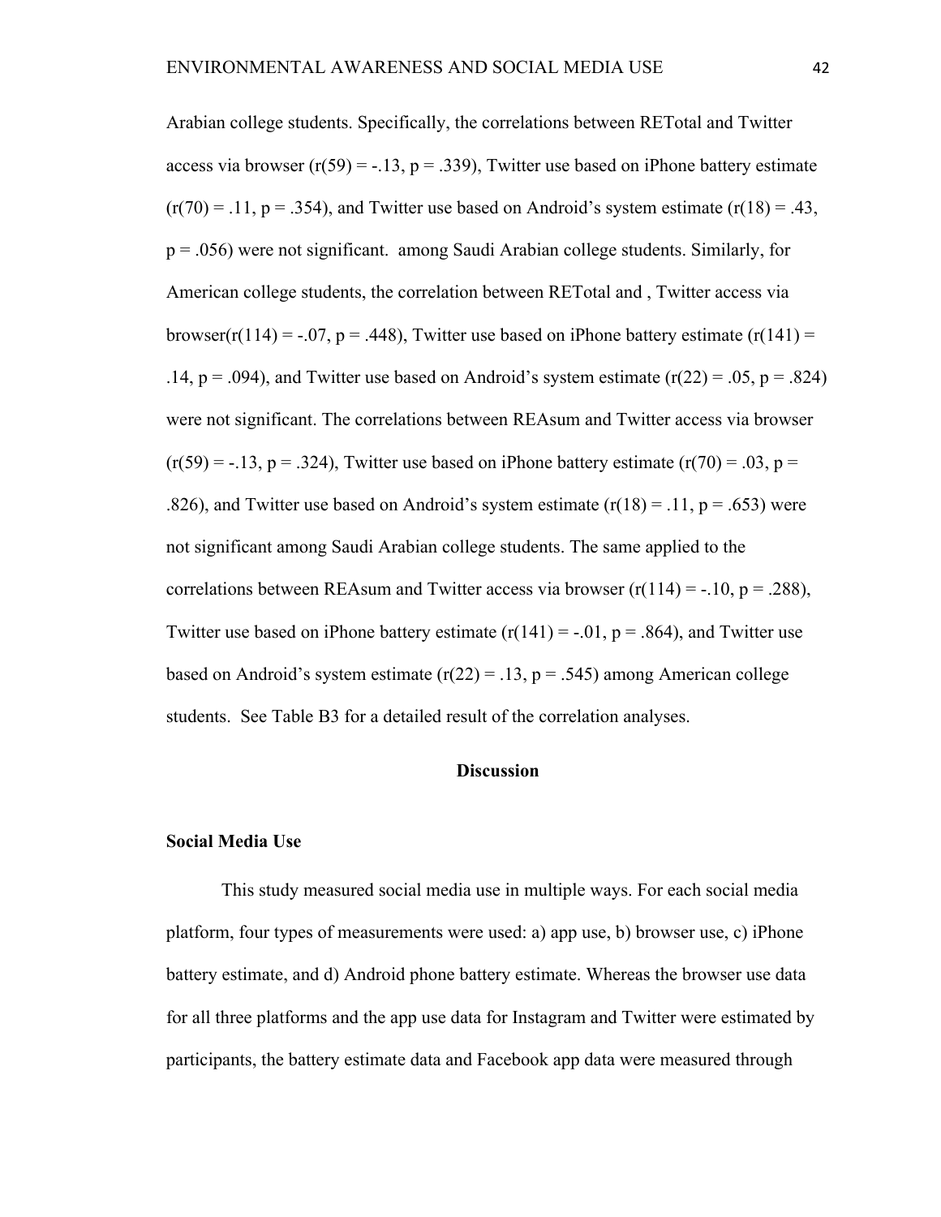Arabian college students. Specifically, the correlations between RETotal and Twitter access via browser ($r(59) = -.13$, $p = .339$), Twitter use based on iPhone battery estimate ($r(70) = .11$, $p = .354$), and Twitter use based on Android's system estimate ($r(18) = .43$, $p = .056$) were not significant. among Saudi Arabian college students. Similarly, for American college students, the correlation between RETotal and , Twitter access via browser($r(114) = -.07$, $p = .448$), Twitter use based on iPhone battery estimate ($r(141) = .14$, $p = .094$), and Twitter use based on Android's system estimate ($r(22) = .05$, $p = .824$) were not significant. The correlations between REAsum and Twitter access via browser ($r(59) = -.13$, $p = .324$), Twitter use based on iPhone battery estimate ($r(70) = .03$, $p = .826$), and Twitter use based on Android's system estimate ($r(18) = .11$, $p = .653$) were not significant among Saudi Arabian college students. The same applied to the correlations between REAsum and Twitter access via browser ($r(114) = -.10$, $p = .288$), Twitter use based on iPhone battery estimate ($r(141) = -.01$, $p = .864$), and Twitter use based on Android's system estimate ($r(22) = .13$, $p = .545$) among American college students. See Table B3 for a detailed result of the correlation analyses.

## Discussion

### Social Media Use

This study measured social media use in multiple ways. For each social media platform, four types of measurements were used: a) app use, b) browser use, c) iPhone battery estimate, and d) Android phone battery estimate. Whereas the browser use data for all three platforms and the app use data for Instagram and Twitter were estimated by participants, the battery estimate data and Facebook app data were measured through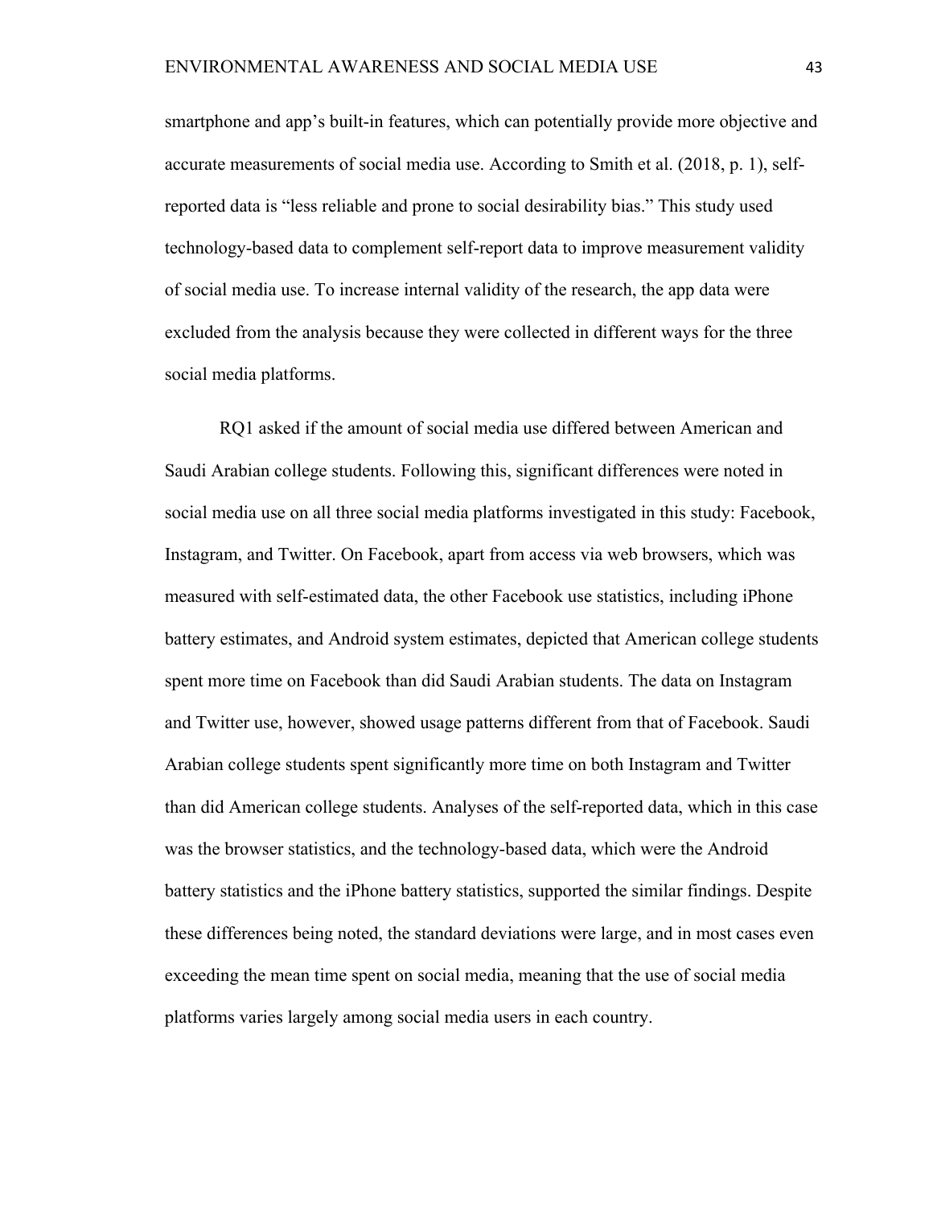smartphone and app's built-in features, which can potentially provide more objective and accurate measurements of social media use. According to Smith et al. (2018, p. 1), self-reported data is "less reliable and prone to social desirability bias." This study used technology-based data to complement self-report data to improve measurement validity of social media use. To increase internal validity of the research, the app data were excluded from the analysis because they were collected in different ways for the three social media platforms.

RQ1 asked if the amount of social media use differed between American and Saudi Arabian college students. Following this, significant differences were noted in social media use on all three social media platforms investigated in this study: Facebook, Instagram, and Twitter. On Facebook, apart from access via web browsers, which was measured with self-estimated data, the other Facebook use statistics, including iPhone battery estimates, and Android system estimates, depicted that American college students spent more time on Facebook than did Saudi Arabian students. The data on Instagram and Twitter use, however, showed usage patterns different from that of Facebook. Saudi Arabian college students spent significantly more time on both Instagram and Twitter than did American college students. Analyses of the self-reported data, which in this case was the browser statistics, and the technology-based data, which were the Android battery statistics and the iPhone battery statistics, supported the similar findings. Despite these differences being noted, the standard deviations were large, and in most cases even exceeding the mean time spent on social media, meaning that the use of social media platforms varies largely among social media users in each country.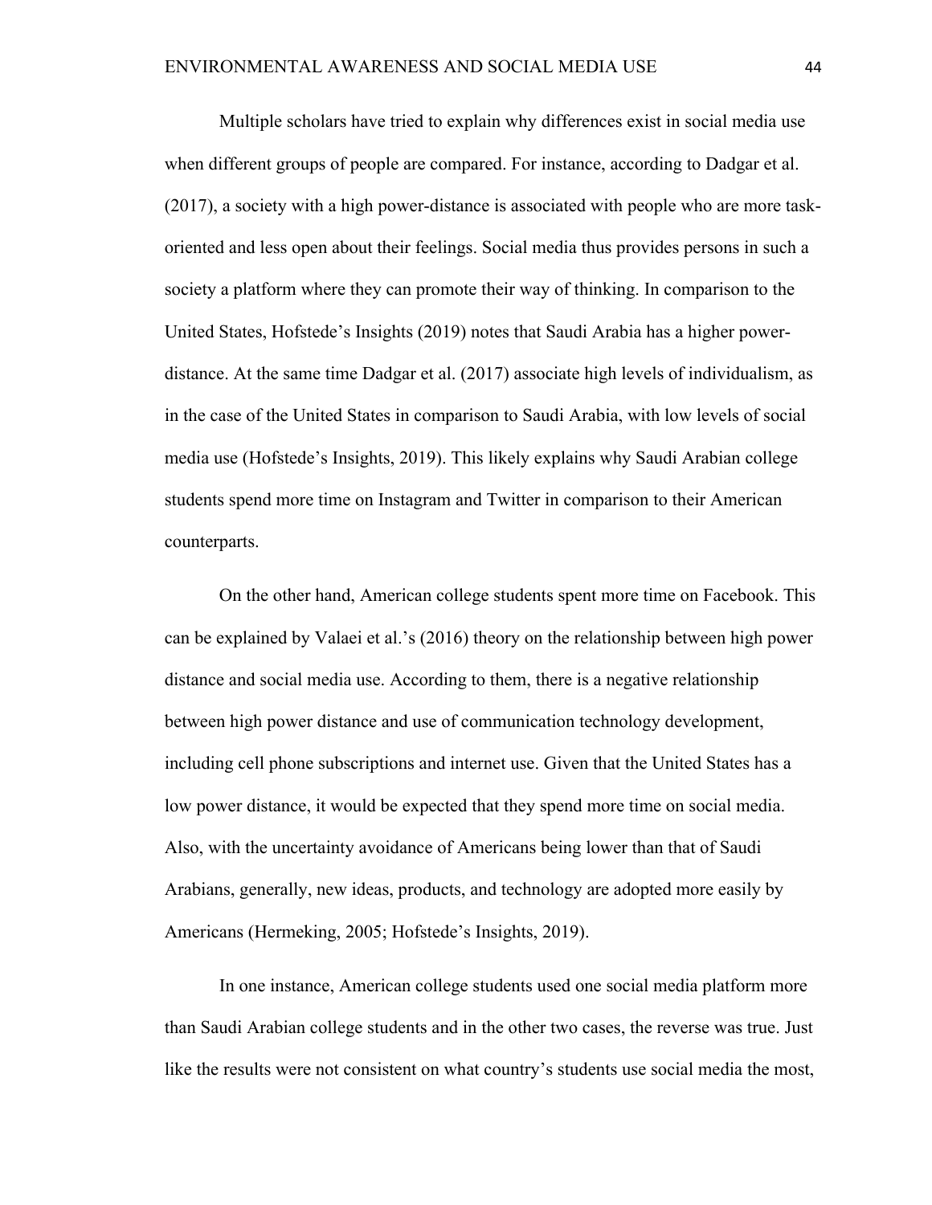Multiple scholars have tried to explain why differences exist in social media use when different groups of people are compared. For instance, according to Dadgar et al. (2017), a society with a high power-distance is associated with people who are more task-oriented and less open about their feelings. Social media thus provides persons in such a society a platform where they can promote their way of thinking. In comparison to the United States, Hofstede's Insights (2019) notes that Saudi Arabia has a higher power-distance. At the same time Dadgar et al. (2017) associate high levels of individualism, as in the case of the United States in comparison to Saudi Arabia, with low levels of social media use (Hofstede's Insights, 2019). This likely explains why Saudi Arabian college students spend more time on Instagram and Twitter in comparison to their American counterparts.

On the other hand, American college students spent more time on Facebook. This can be explained by Valaei et al.'s (2016) theory on the relationship between high power distance and social media use. According to them, there is a negative relationship between high power distance and use of communication technology development, including cell phone subscriptions and internet use. Given that the United States has a low power distance, it would be expected that they spend more time on social media. Also, with the uncertainty avoidance of Americans being lower than that of Saudi Arabians, generally, new ideas, products, and technology are adopted more easily by Americans (Hermeking, 2005; Hofstede's Insights, 2019).

In one instance, American college students used one social media platform more than Saudi Arabian college students and in the other two cases, the reverse was true. Just like the results were not consistent on what country's students use social media the most,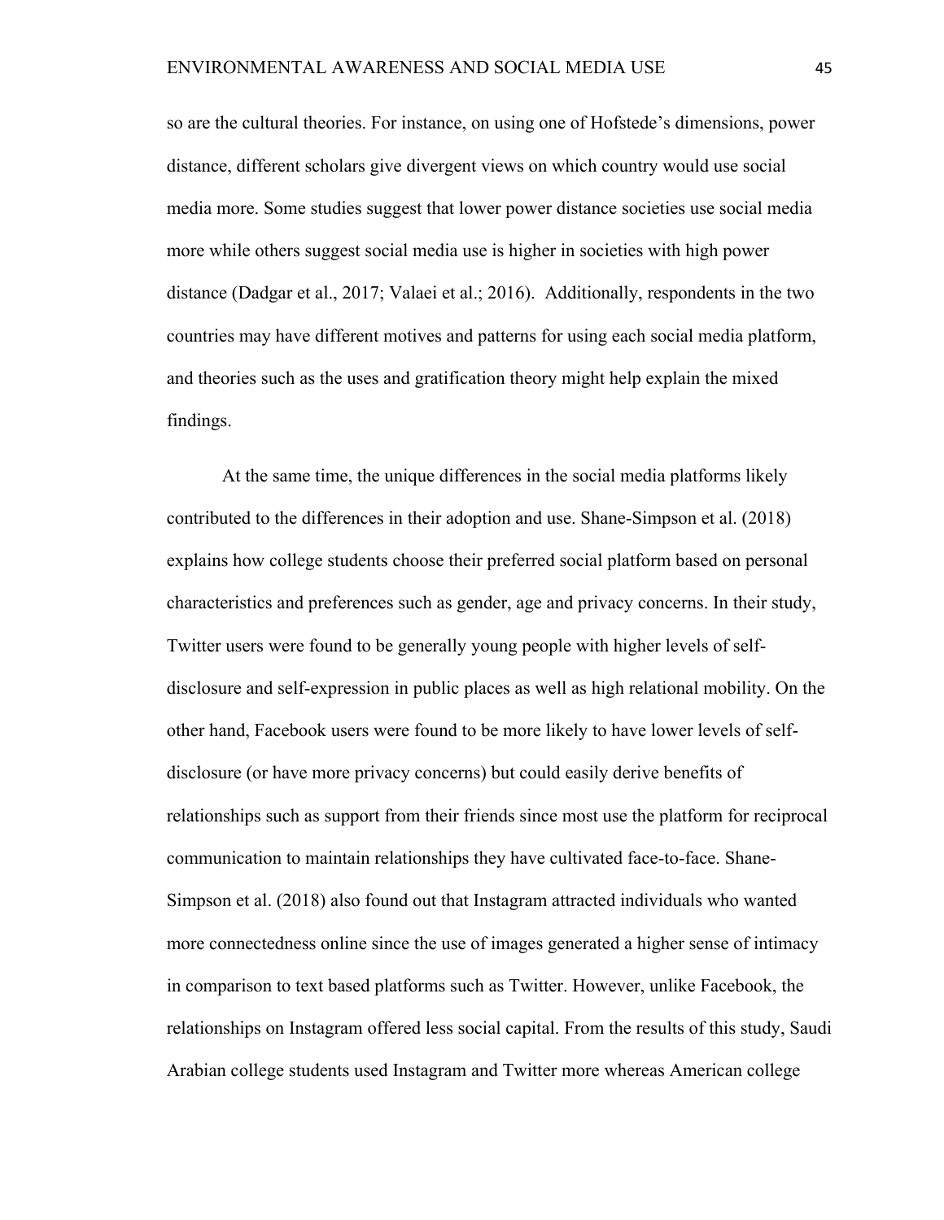so are the cultural theories. For instance, on using one of Hofstede's dimensions, power distance, different scholars give divergent views on which country would use social media more. Some studies suggest that lower power distance societies use social media more while others suggest social media use is higher in societies with high power distance (Dadgar et al., 2017; Valaei et al.; 2016). Additionally, respondents in the two countries may have different motives and patterns for using each social media platform, and theories such as the uses and gratification theory might help explain the mixed findings.

At the same time, the unique differences in the social media platforms likely contributed to the differences in their adoption and use. Shane-Simpson et al. (2018) explains how college students choose their preferred social platform based on personal characteristics and preferences such as gender, age and privacy concerns. In their study, Twitter users were found to be generally young people with higher levels of self-disclosure and self-expression in public places as well as high relational mobility. On the other hand, Facebook users were found to be more likely to have lower levels of self-disclosure (or have more privacy concerns) but could easily derive benefits of relationships such as support from their friends since most use the platform for reciprocal communication to maintain relationships they have cultivated face-to-face. Shane-Simpson et al. (2018) also found out that Instagram attracted individuals who wanted more connectedness online since the use of images generated a higher sense of intimacy in comparison to text based platforms such as Twitter. However, unlike Facebook, the relationships on Instagram offered less social capital. From the results of this study, Saudi Arabian college students used Instagram and Twitter more whereas American college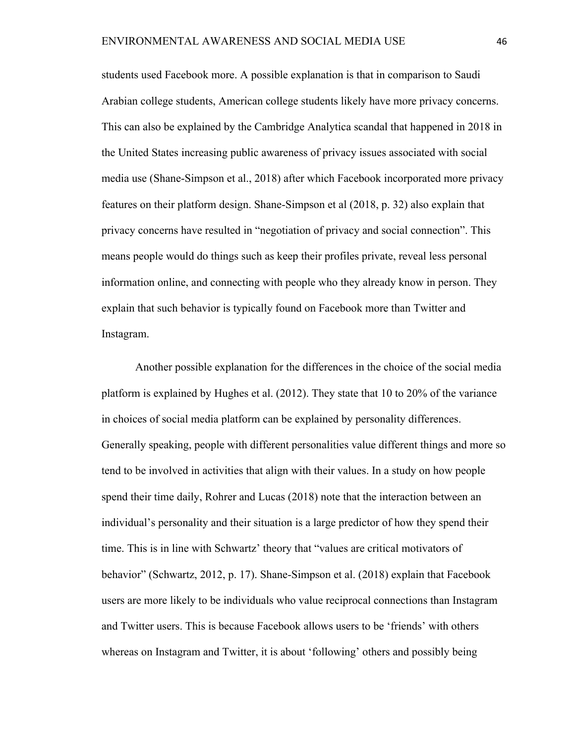students used Facebook more. A possible explanation is that in comparison to Saudi Arabian college students, American college students likely have more privacy concerns. This can also be explained by the Cambridge Analytica scandal that happened in 2018 in the United States increasing public awareness of privacy issues associated with social media use (Shane-Simpson et al., 2018) after which Facebook incorporated more privacy features on their platform design. Shane-Simpson et al (2018, p. 32) also explain that privacy concerns have resulted in "negotiation of privacy and social connection". This means people would do things such as keep their profiles private, reveal less personal information online, and connecting with people who they already know in person. They explain that such behavior is typically found on Facebook more than Twitter and Instagram.

Another possible explanation for the differences in the choice of the social media platform is explained by Hughes et al. (2012). They state that 10 to 20% of the variance in choices of social media platform can be explained by personality differences. Generally speaking, people with different personalities value different things and more so tend to be involved in activities that align with their values. In a study on how people spend their time daily, Rohrer and Lucas (2018) note that the interaction between an individual's personality and their situation is a large predictor of how they spend their time. This is in line with Schwartz' theory that "values are critical motivators of behavior" (Schwartz, 2012, p. 17). Shane-Simpson et al. (2018) explain that Facebook users are more likely to be individuals who value reciprocal connections than Instagram and Twitter users. This is because Facebook allows users to be 'friends' with others whereas on Instagram and Twitter, it is about 'following' others and possibly being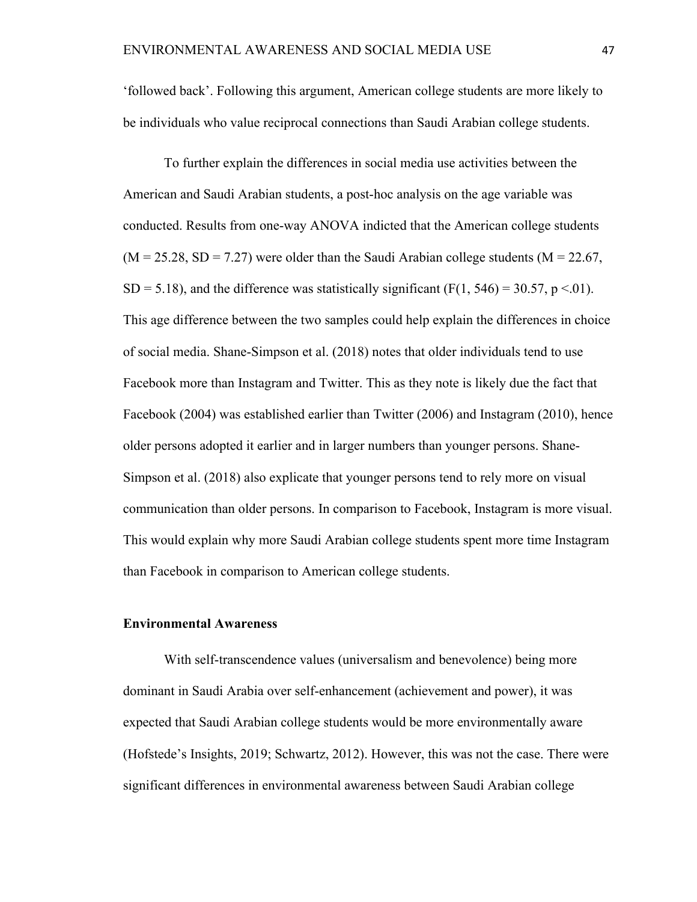'followed back'. Following this argument, American college students are more likely to be individuals who value reciprocal connections than Saudi Arabian college students.

To further explain the differences in social media use activities between the American and Saudi Arabian students, a post-hoc analysis on the age variable was conducted. Results from one-way ANOVA indicted that the American college students ($M = 25.28$, $SD = 7.27$) were older than the Saudi Arabian college students ($M = 22.67$, $SD = 5.18$), and the difference was statistically significant ($F(1, 546) = 30.57$, $p < .01$). This age difference between the two samples could help explain the differences in choice of social media. Shane-Simpson et al. (2018) notes that older individuals tend to use Facebook more than Instagram and Twitter. This as they note is likely due the fact that Facebook (2004) was established earlier than Twitter (2006) and Instagram (2010), hence older persons adopted it earlier and in larger numbers than younger persons. Shane-Simpson et al. (2018) also explicate that younger persons tend to rely more on visual communication than older persons. In comparison to Facebook, Instagram is more visual. This would explain why more Saudi Arabian college students spent more time Instagram than Facebook in comparison to American college students.

### Environmental Awareness

With self-transcendence values (universalism and benevolence) being more dominant in Saudi Arabia over self-enhancement (achievement and power), it was expected that Saudi Arabian college students would be more environmentally aware (Hofstede's Insights, 2019; Schwartz, 2012). However, this was not the case. There were significant differences in environmental awareness between Saudi Arabian college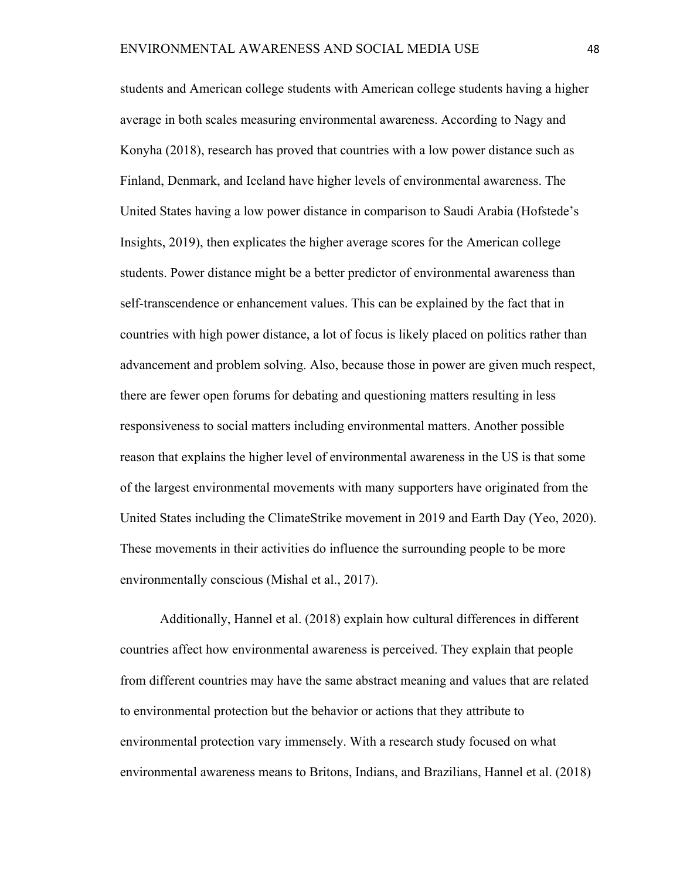students and American college students with American college students having a higher average in both scales measuring environmental awareness. According to Nagy and Konyha (2018), research has proved that countries with a low power distance such as Finland, Denmark, and Iceland have higher levels of environmental awareness. The United States having a low power distance in comparison to Saudi Arabia (Hofstede's Insights, 2019), then explicates the higher average scores for the American college students. Power distance might be a better predictor of environmental awareness than self-transcendence or enhancement values. This can be explained by the fact that in countries with high power distance, a lot of focus is likely placed on politics rather than advancement and problem solving. Also, because those in power are given much respect, there are fewer open forums for debating and questioning matters resulting in less responsiveness to social matters including environmental matters. Another possible reason that explains the higher level of environmental awareness in the US is that some of the largest environmental movements with many supporters have originated from the United States including the ClimateStrike movement in 2019 and Earth Day (Yeo, 2020). These movements in their activities do influence the surrounding people to be more environmentally conscious (Mishal et al., 2017).

Additionally, Hannel et al. (2018) explain how cultural differences in different countries affect how environmental awareness is perceived. They explain that people from different countries may have the same abstract meaning and values that are related to environmental protection but the behavior or actions that they attribute to environmental protection vary immensely. With a research study focused on what environmental awareness means to Britons, Indians, and Brazilians, Hannel et al. (2018)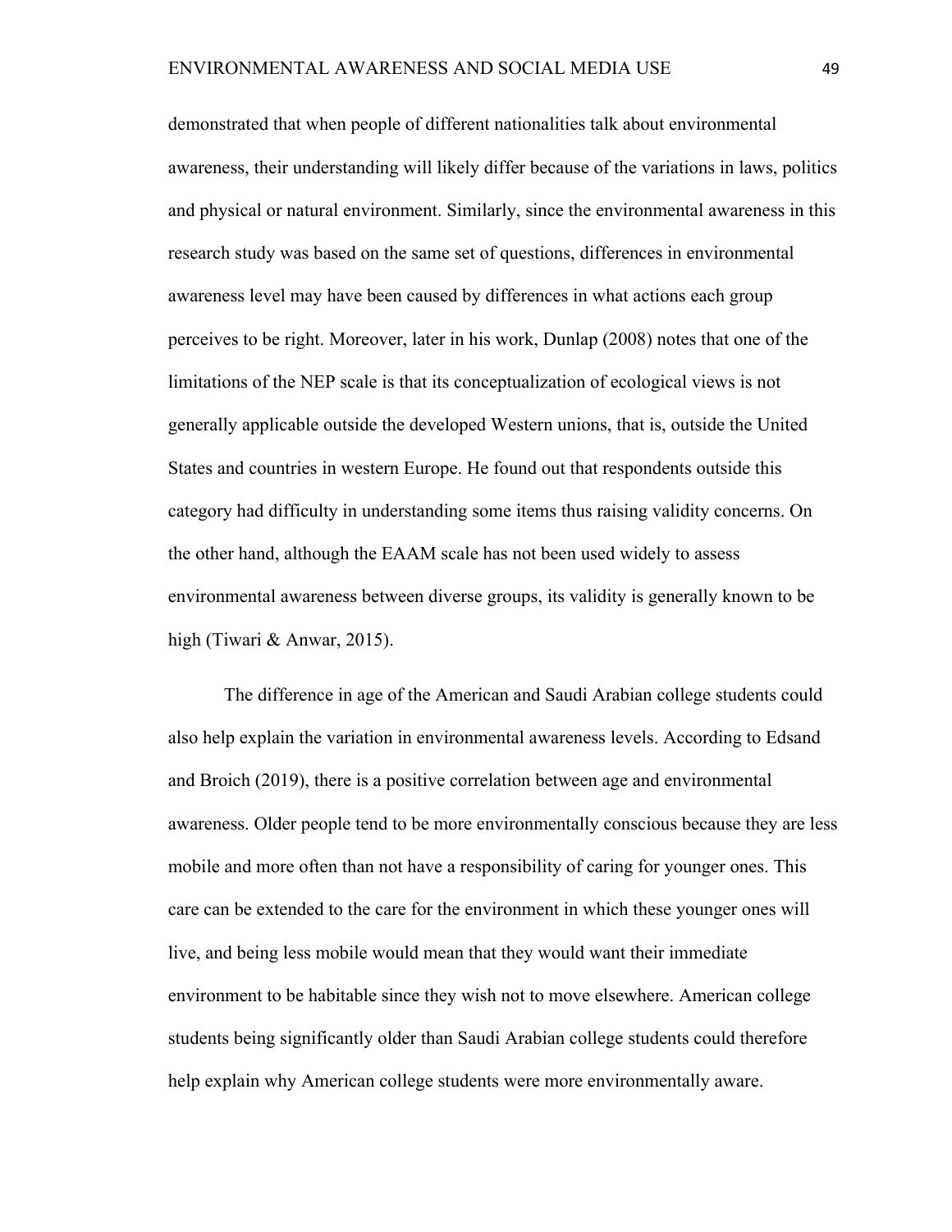demonstrated that when people of different nationalities talk about environmental awareness, their understanding will likely differ because of the variations in laws, politics and physical or natural environment. Similarly, since the environmental awareness in this research study was based on the same set of questions, differences in environmental awareness level may have been caused by differences in what actions each group perceives to be right. Moreover, later in his work, Dunlap (2008) notes that one of the limitations of the NEP scale is that its conceptualization of ecological views is not generally applicable outside the developed Western unions, that is, outside the United States and countries in western Europe. He found out that respondents outside this category had difficulty in understanding some items thus raising validity concerns. On the other hand, although the EAAM scale has not been used widely to assess environmental awareness between diverse groups, its validity is generally known to be high (Tiwari & Anwar, 2015).

The difference in age of the American and Saudi Arabian college students could also help explain the variation in environmental awareness levels. According to Edsand and Broich (2019), there is a positive correlation between age and environmental awareness. Older people tend to be more environmentally conscious because they are less mobile and more often than not have a responsibility of caring for younger ones. This care can be extended to the care for the environment in which these younger ones will live, and being less mobile would mean that they would want their immediate environment to be habitable since they wish not to move elsewhere. American college students being significantly older than Saudi Arabian college students could therefore help explain why American college students were more environmentally aware.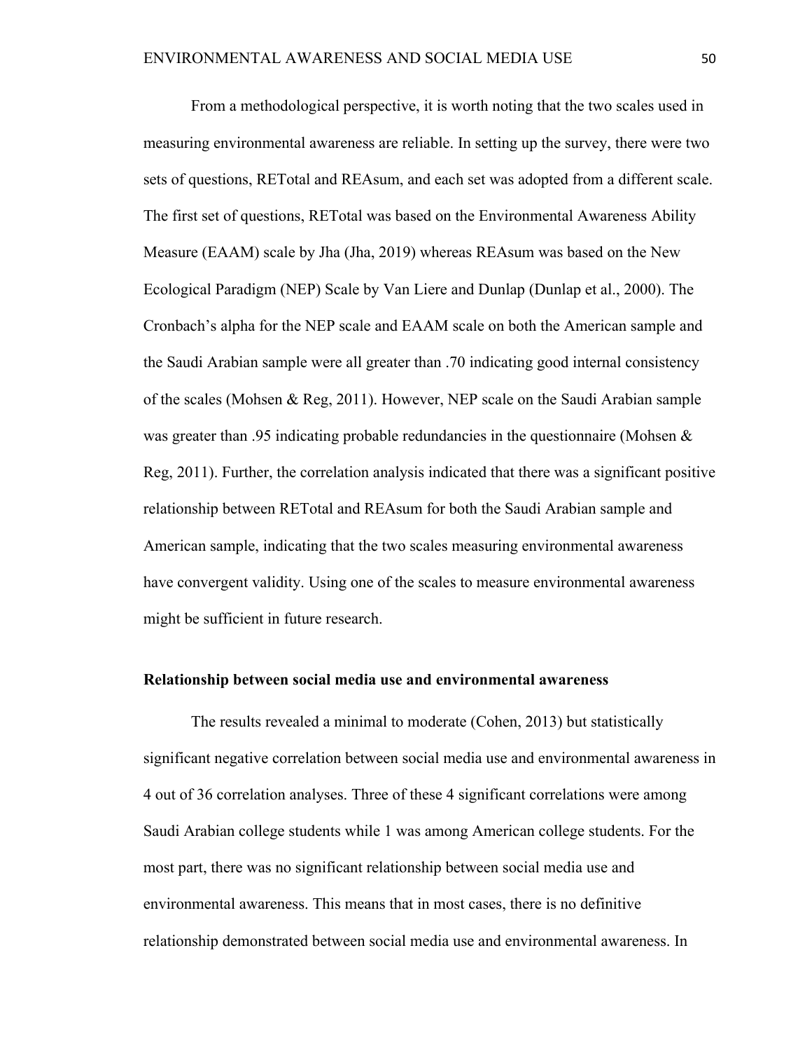From a methodological perspective, it is worth noting that the two scales used in measuring environmental awareness are reliable. In setting up the survey, there were two sets of questions, RETotal and REAsum, and each set was adopted from a different scale. The first set of questions, RETotal was based on the Environmental Awareness Ability Measure (EAAM) scale by Jha (Jha, 2019) whereas REAsum was based on the New Ecological Paradigm (NEP) Scale by Van Liere and Dunlap (Dunlap et al., 2000). The Cronbach's alpha for the NEP scale and EAAM scale on both the American sample and the Saudi Arabian sample were all greater than .70 indicating good internal consistency of the scales (Mohsen & Reg, 2011). However, NEP scale on the Saudi Arabian sample was greater than .95 indicating probable redundancies in the questionnaire (Mohsen & Reg, 2011). Further, the correlation analysis indicated that there was a significant positive relationship between RETotal and REAsum for both the Saudi Arabian sample and American sample, indicating that the two scales measuring environmental awareness have convergent validity. Using one of the scales to measure environmental awareness might be sufficient in future research.

**Relationship between social media use and environmental awareness**

The results revealed a minimal to moderate (Cohen, 2013) but statistically significant negative correlation between social media use and environmental awareness in 4 out of 36 correlation analyses. Three of these 4 significant correlations were among Saudi Arabian college students while 1 was among American college students. For the most part, there was no significant relationship between social media use and environmental awareness. This means that in most cases, there is no definitive relationship demonstrated between social media use and environmental awareness. In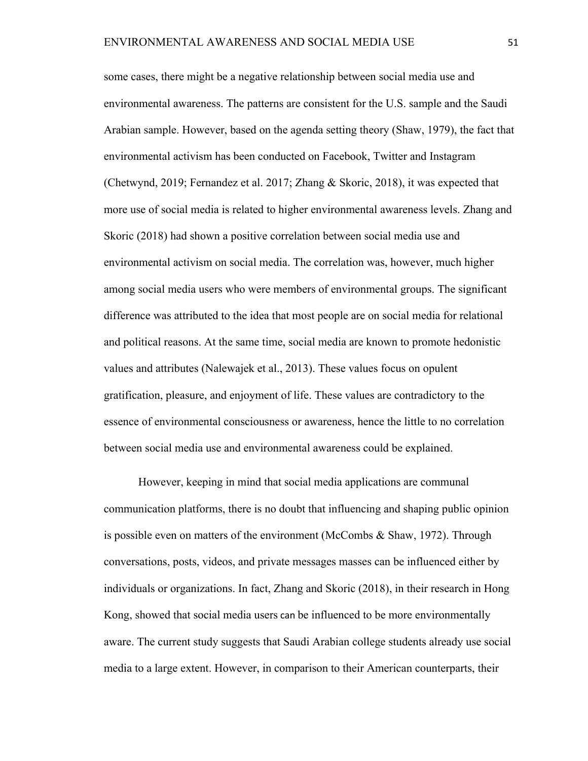some cases, there might be a negative relationship between social media use and environmental awareness. The patterns are consistent for the U.S. sample and the Saudi Arabian sample. However, based on the agenda setting theory (Shaw, 1979), the fact that environmental activism has been conducted on Facebook, Twitter and Instagram (Chetwynd, 2019; Fernandez et al. 2017; Zhang & Skoric, 2018), it was expected that more use of social media is related to higher environmental awareness levels. Zhang and Skoric (2018) had shown a positive correlation between social media use and environmental activism on social media. The correlation was, however, much higher among social media users who were members of environmental groups. The significant difference was attributed to the idea that most people are on social media for relational and political reasons. At the same time, social media are known to promote hedonistic values and attributes (Nalewajek et al., 2013). These values focus on opulent gratification, pleasure, and enjoyment of life. These values are contradictory to the essence of environmental consciousness or awareness, hence the little to no correlation between social media use and environmental awareness could be explained.

However, keeping in mind that social media applications are communal communication platforms, there is no doubt that influencing and shaping public opinion is possible even on matters of the environment (McCombs & Shaw, 1972). Through conversations, posts, videos, and private messages masses can be influenced either by individuals or organizations. In fact, Zhang and Skoric (2018), in their research in Hong Kong, showed that social media users can be influenced to be more environmentally aware. The current study suggests that Saudi Arabian college students already use social media to a large extent. However, in comparison to their American counterparts, their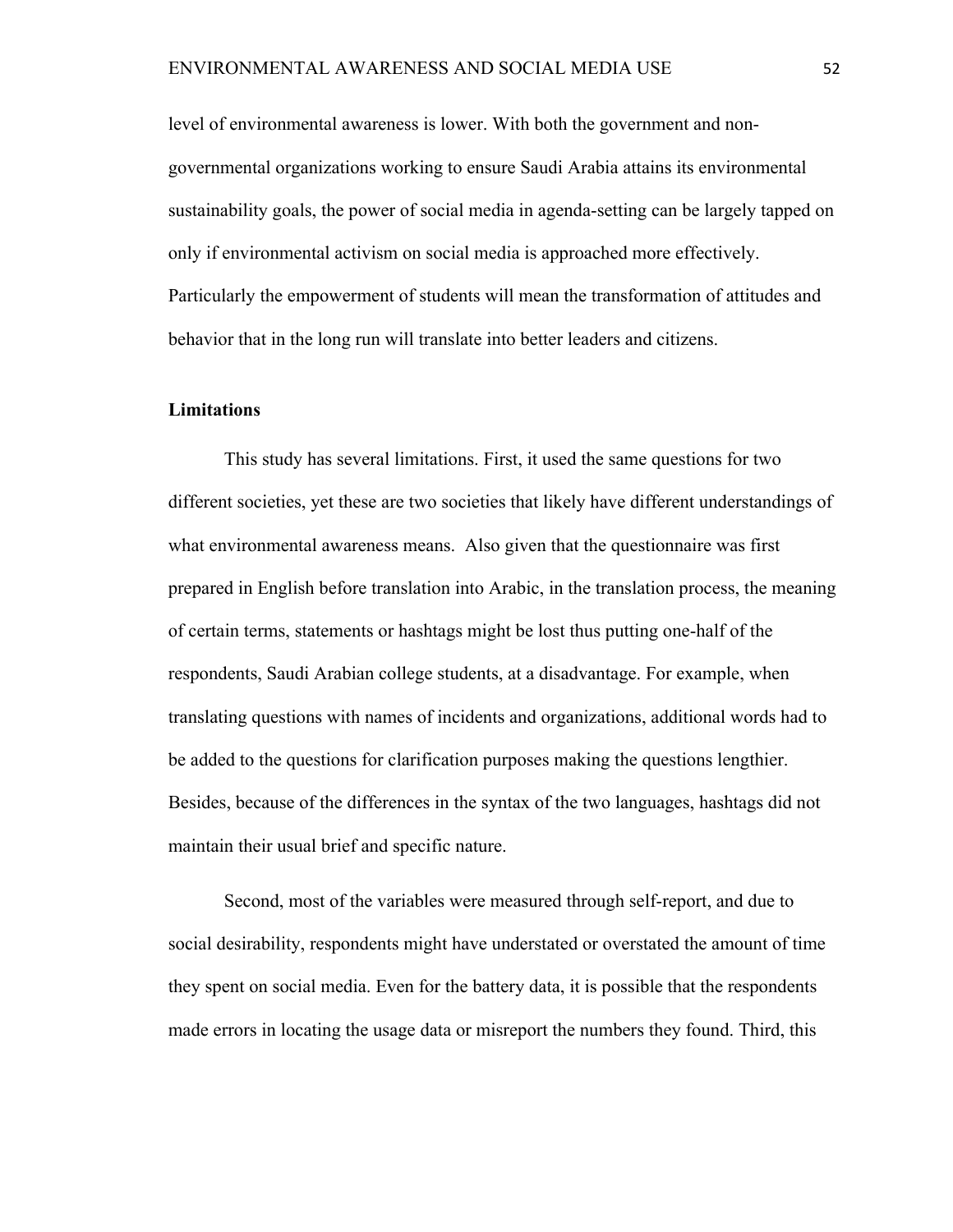level of environmental awareness is lower. With both the government and non-governmental organizations working to ensure Saudi Arabia attains its environmental sustainability goals, the power of social media in agenda-setting can be largely tapped on only if environmental activism on social media is approached more effectively. Particularly the empowerment of students will mean the transformation of attitudes and behavior that in the long run will translate into better leaders and citizens.

**Limitations**

This study has several limitations. First, it used the same questions for two different societies, yet these are two societies that likely have different understandings of what environmental awareness means. Also given that the questionnaire was first prepared in English before translation into Arabic, in the translation process, the meaning of certain terms, statements or hashtags might be lost thus putting one-half of the respondents, Saudi Arabian college students, at a disadvantage. For example, when translating questions with names of incidents and organizations, additional words had to be added to the questions for clarification purposes making the questions lengthier. Besides, because of the differences in the syntax of the two languages, hashtags did not maintain their usual brief and specific nature.

Second, most of the variables were measured through self-report, and due to social desirability, respondents might have understated or overstated the amount of time they spent on social media. Even for the battery data, it is possible that the respondents made errors in locating the usage data or misreport the numbers they found. Third, this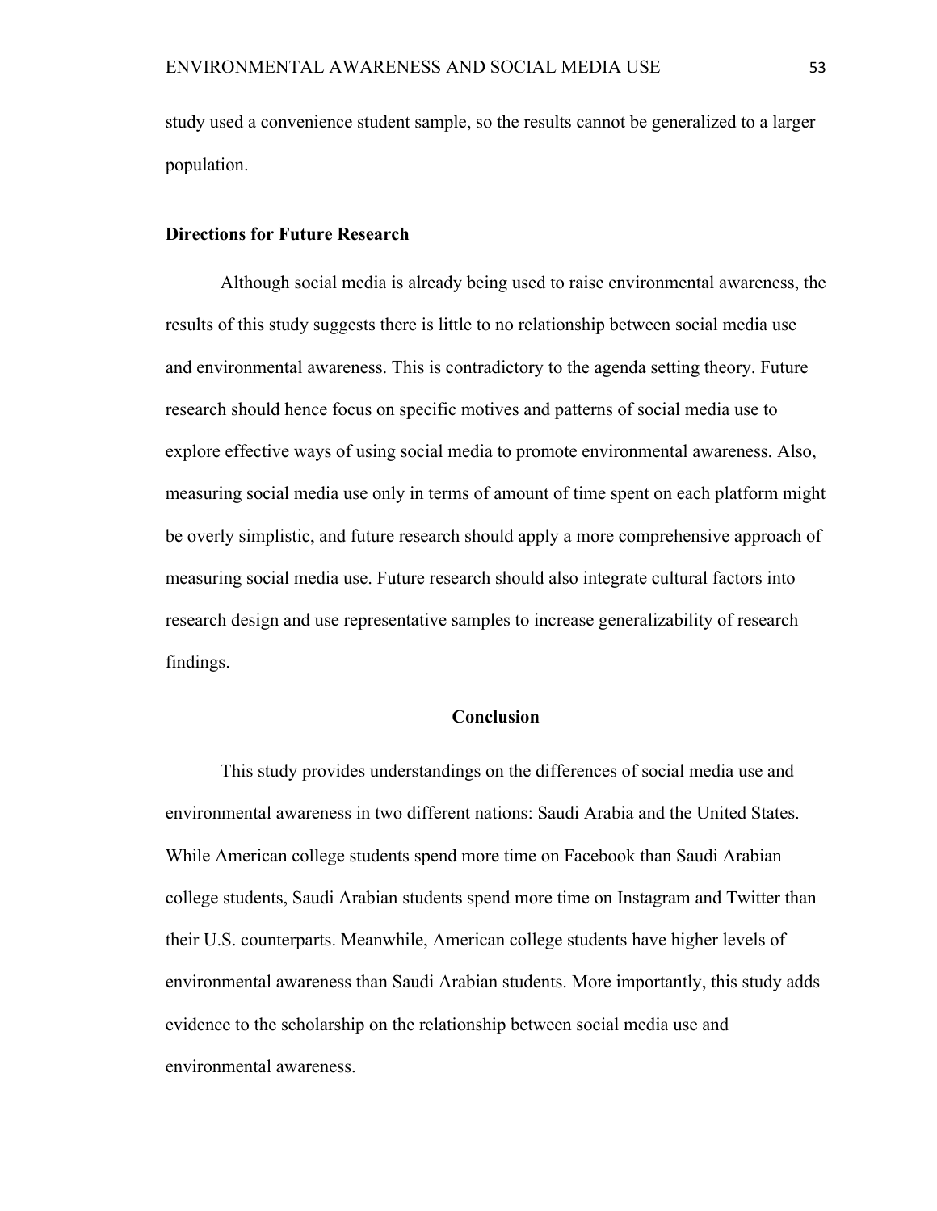study used a convenience student sample, so the results cannot be generalized to a larger population.

### Directions for Future Research

Although social media is already being used to raise environmental awareness, the results of this study suggests there is little to no relationship between social media use and environmental awareness. This is contradictory to the agenda setting theory. Future research should hence focus on specific motives and patterns of social media use to explore effective ways of using social media to promote environmental awareness. Also, measuring social media use only in terms of amount of time spent on each platform might be overly simplistic, and future research should apply a more comprehensive approach of measuring social media use. Future research should also integrate cultural factors into research design and use representative samples to increase generalizability of research findings.

## Conclusion

This study provides understandings on the differences of social media use and environmental awareness in two different nations: Saudi Arabia and the United States. While American college students spend more time on Facebook than Saudi Arabian college students, Saudi Arabian students spend more time on Instagram and Twitter than their U.S. counterparts. Meanwhile, American college students have higher levels of environmental awareness than Saudi Arabian students. More importantly, this study adds evidence to the scholarship on the relationship between social media use and environmental awareness.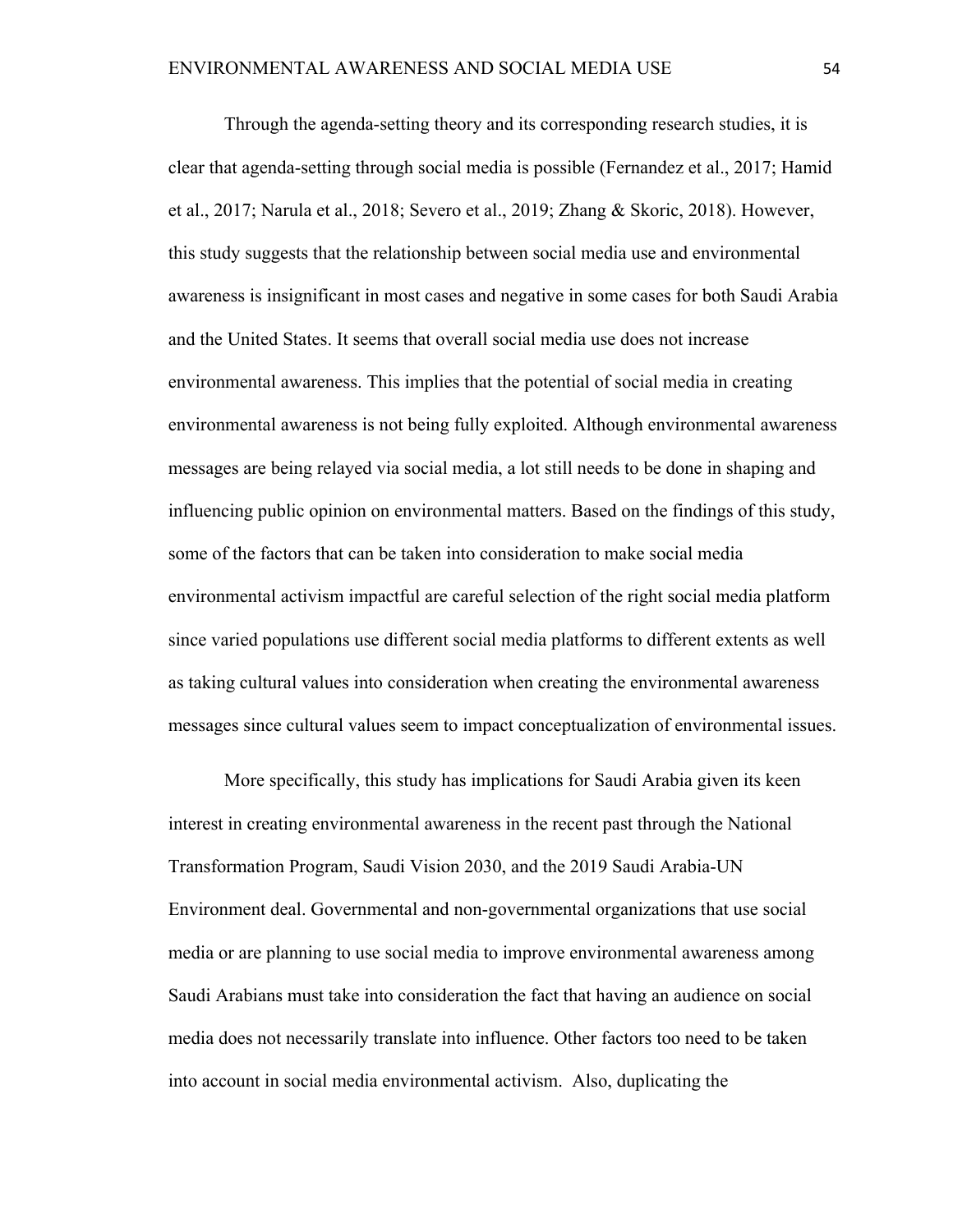Through the agenda-setting theory and its corresponding research studies, it is clear that agenda-setting through social media is possible (Fernandez et al., 2017; Hamid et al., 2017; Narula et al., 2018; Severo et al., 2019; Zhang & Skoric, 2018). However, this study suggests that the relationship between social media use and environmental awareness is insignificant in most cases and negative in some cases for both Saudi Arabia and the United States. It seems that overall social media use does not increase environmental awareness. This implies that the potential of social media in creating environmental awareness is not being fully exploited. Although environmental awareness messages are being relayed via social media, a lot still needs to be done in shaping and influencing public opinion on environmental matters. Based on the findings of this study, some of the factors that can be taken into consideration to make social media environmental activism impactful are careful selection of the right social media platform since varied populations use different social media platforms to different extents as well as taking cultural values into consideration when creating the environmental awareness messages since cultural values seem to impact conceptualization of environmental issues.

More specifically, this study has implications for Saudi Arabia given its keen interest in creating environmental awareness in the recent past through the National Transformation Program, Saudi Vision 2030, and the 2019 Saudi Arabia-UN Environment deal. Governmental and non-governmental organizations that use social media or are planning to use social media to improve environmental awareness among Saudi Arabians must take into consideration the fact that having an audience on social media does not necessarily translate into influence. Other factors too need to be taken into account in social media environmental activism. Also, duplicating the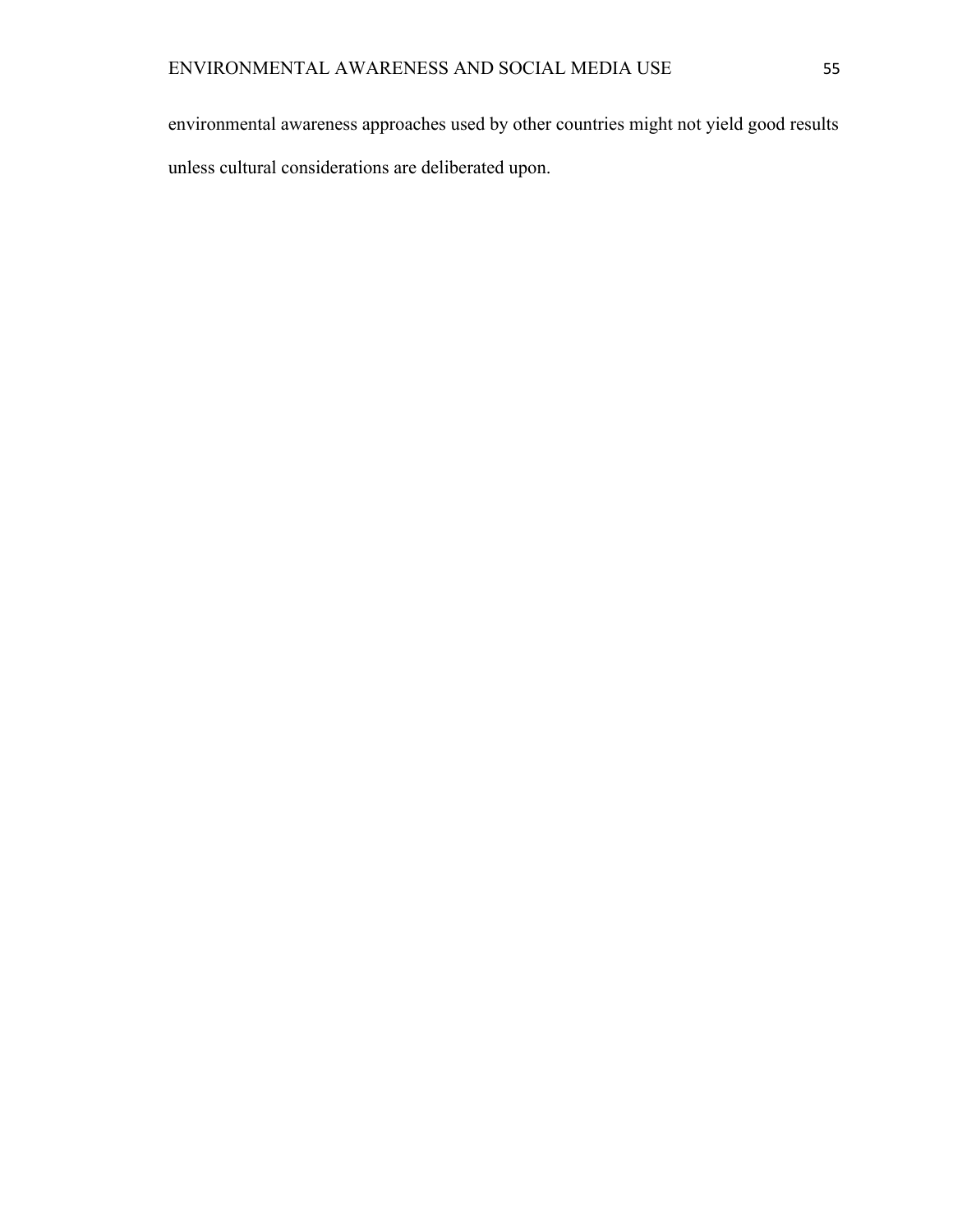environmental awareness approaches used by other countries might not yield good results unless cultural considerations are deliberated upon.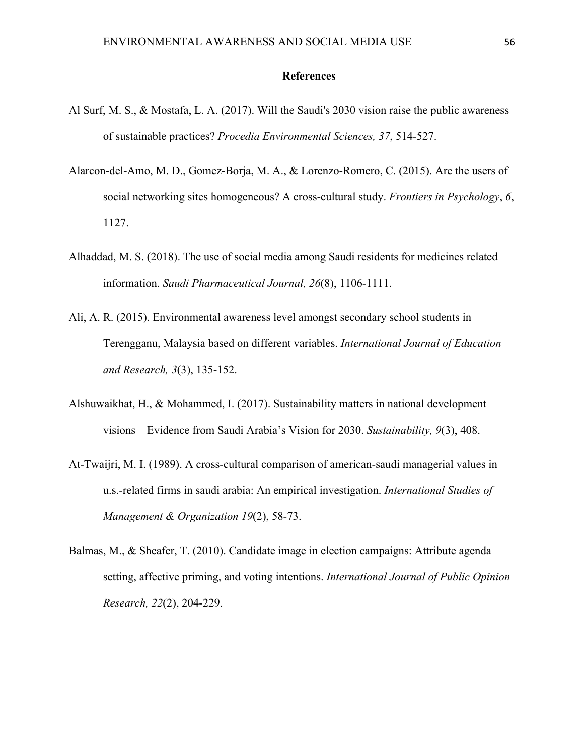# References

Al Surf, M. S., & Mostafa, L. A. (2017). Will the Saudi's 2030 vision raise the public awareness of sustainable practices? *Procedia Environmental Sciences, 37*, 514-527.

Alarcon-del-Amo, M. D., Gomez-Borja, M. A., & Lorenzo-Romero, C. (2015). Are the users of social networking sites homogeneous? A cross-cultural study. *Frontiers in Psychology*, *6*, 1127.

Alhaddad, M. S. (2018). The use of social media among Saudi residents for medicines related information. *Saudi Pharmaceutical Journal, 26*(8), 1106-1111.

Ali, A. R. (2015). Environmental awareness level amongst secondary school students in Terengganu, Malaysia based on different variables. *International Journal of Education and Research, 3*(3), 135-152.

Alshuwaikhat, H., & Mohammed, I. (2017). Sustainability matters in national development visions—Evidence from Saudi Arabia's Vision for 2030. *Sustainability, 9*(3), 408.

At-Twaijri, M. I. (1989). A cross-cultural comparison of american-saudi managerial values in u.s.-related firms in saudi arabia: An empirical investigation. *International Studies of Management & Organization 19*(2), 58-73.

Balmas, M., & Sheafer, T. (2010). Candidate image in election campaigns: Attribute agenda setting, affective priming, and voting intentions. *International Journal of Public Opinion Research, 22*(2), 204-229.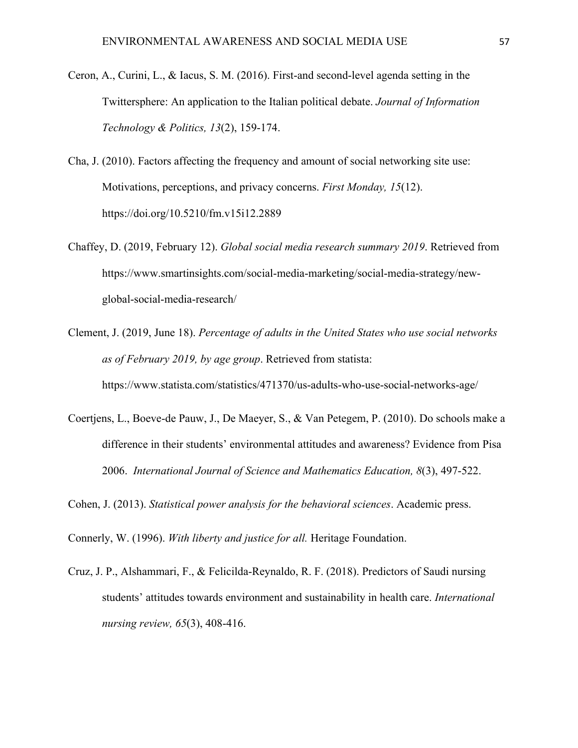Ceron, A., Curini, L., & Iacus, S. M. (2016). First-and second-level agenda setting in the Twittersphere: An application to the Italian political debate. *Journal of Information Technology & Politics, 13*(2), 159-174.

Cha, J. (2010). Factors affecting the frequency and amount of social networking site use: Motivations, perceptions, and privacy concerns. *First Monday, 15*(12). https://doi.org/10.5210/fm.v15i12.2889

Chaffey, D. (2019, February 12). *Global social media research summary 2019*. Retrieved from https://www.smartinsights.com/social-media-marketing/social-media-strategy/new-global-social-media-research/

Clement, J. (2019, June 18). *Percentage of adults in the United States who use social networks as of February 2019, by age group*. Retrieved from statista: https://www.statista.com/statistics/471370/us-adults-who-use-social-networks-age/

Coertjens, L., Boeve-de Pauw, J., De Maeyer, S., & Van Petegem, P. (2010). Do schools make a difference in their students' environmental attitudes and awareness? Evidence from Pisa 2006. *International Journal of Science and Mathematics Education, 8*(3), 497-522.

Cohen, J. (2013). *Statistical power analysis for the behavioral sciences*. Academic press.

Connerly, W. (1996). *With liberty and justice for all.* Heritage Foundation.

Cruz, J. P., Alshammari, F., & Felicilda-Reynaldo, R. F. (2018). Predictors of Saudi nursing students' attitudes towards environment and sustainability in health care. *International nursing review, 65*(3), 408-416.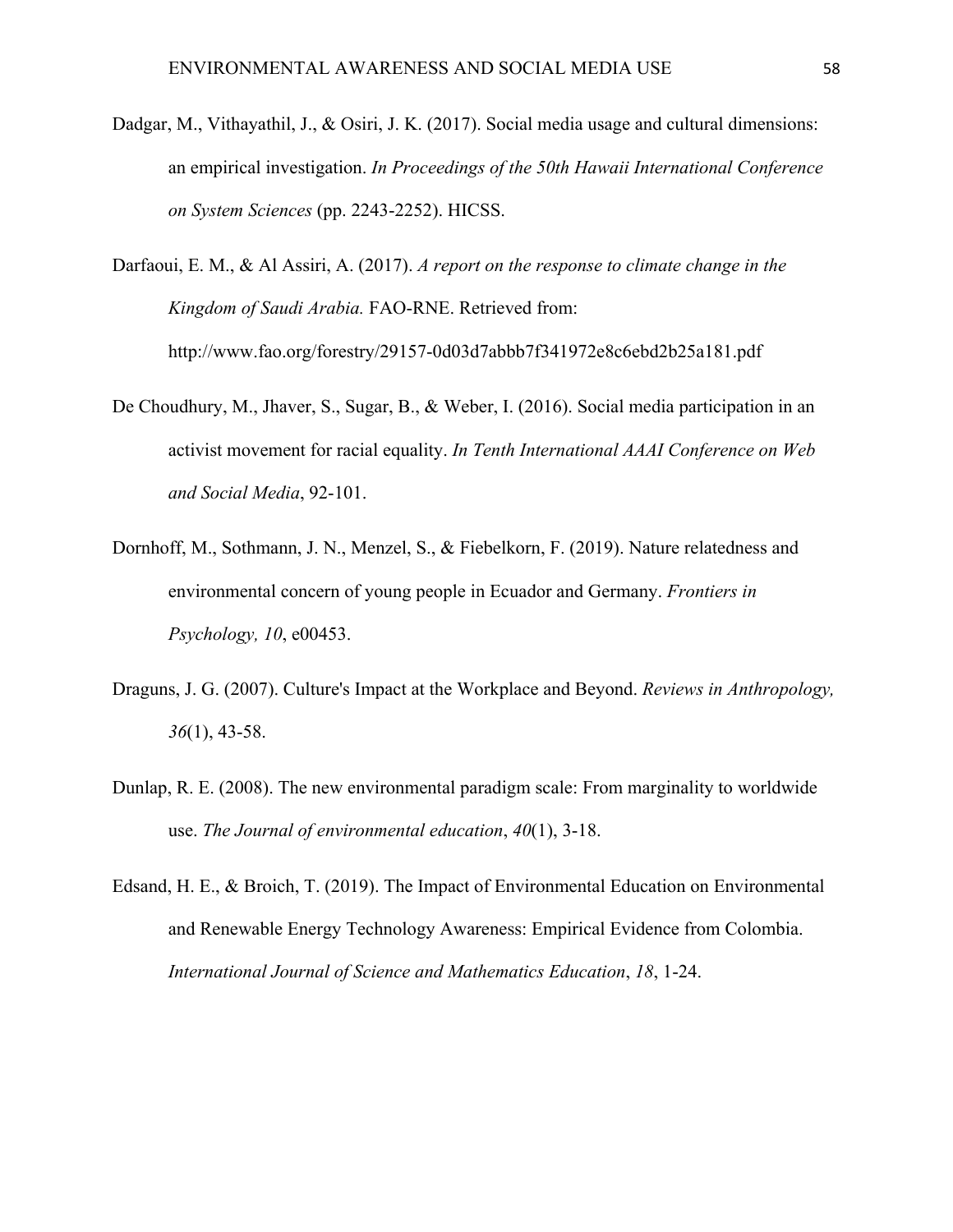Dadgar, M., Vithayathil, J., & Osiri, J. K. (2017). Social media usage and cultural dimensions: an empirical investigation. *In Proceedings of the 50th Hawaii International Conference on System Sciences* (pp. 2243-2252). HICSS.

Darfaoui, E. M., & Al Assiri, A. (2017). *A report on the response to climate change in the Kingdom of Saudi Arabia.* FAO-RNE. Retrieved from: http://www.fao.org/forestry/29157-0d03d7abbb7f341972e8c6ebd2b25a181.pdf

De Choudhury, M., Jhaver, S., Sugar, B., & Weber, I. (2016). Social media participation in an activist movement for racial equality. *In Tenth International AAAI Conference on Web and Social Media*, 92-101.

Dornhoff, M., Sothmann, J. N., Menzel, S., & Fiebelkorn, F. (2019). Nature relatedness and environmental concern of young people in Ecuador and Germany. *Frontiers in Psychology, 10*, e00453.

Draguns, J. G. (2007). Culture's Impact at the Workplace and Beyond. *Reviews in Anthropology, 36*(1), 43-58.

Dunlap, R. E. (2008). The new environmental paradigm scale: From marginality to worldwide use. *The Journal of environmental education*, *40*(1), 3-18.

Edsand, H. E., & Broich, T. (2019). The Impact of Environmental Education on Environmental and Renewable Energy Technology Awareness: Empirical Evidence from Colombia. *International Journal of Science and Mathematics Education*, *18*, 1-24.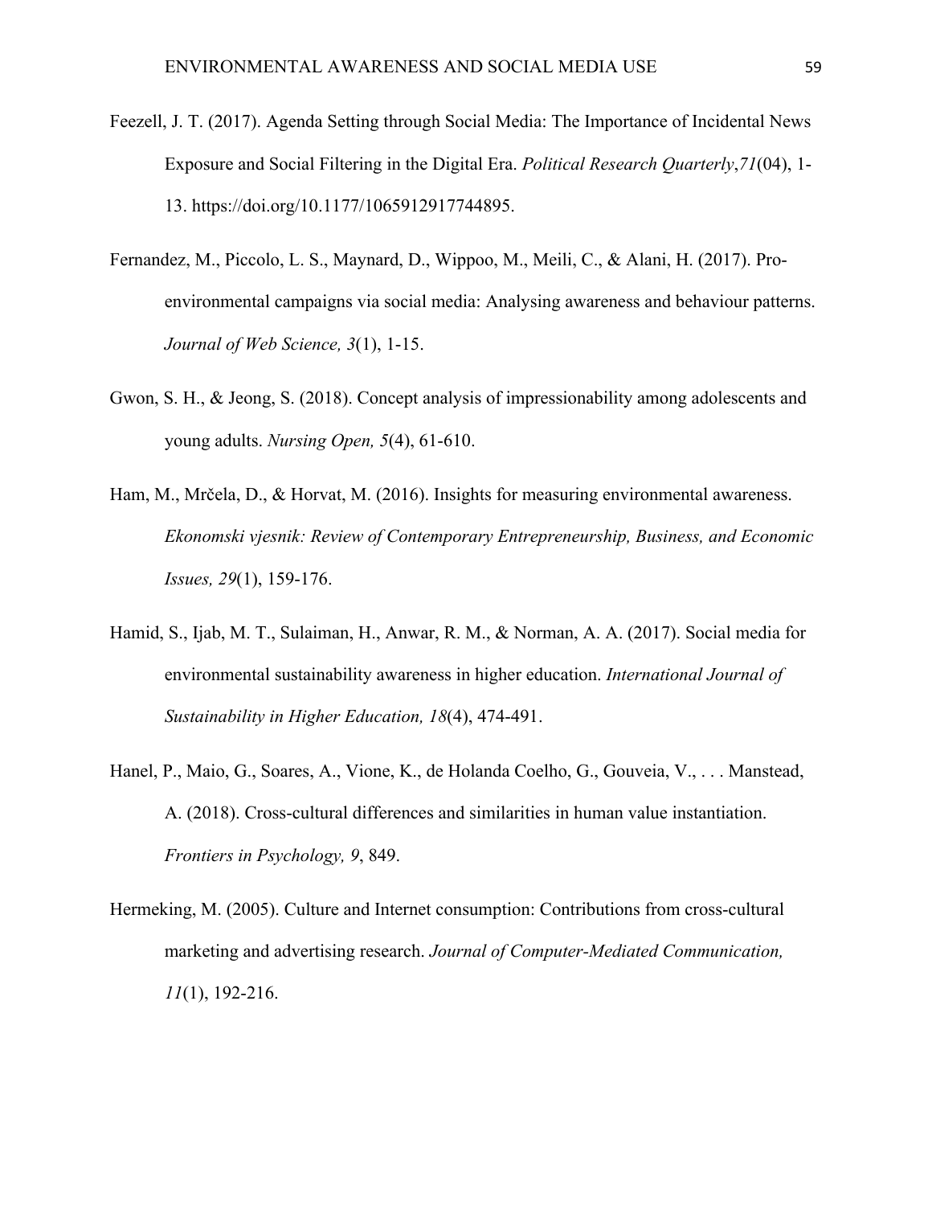Feezell, J. T. (2017). Agenda Setting through Social Media: The Importance of Incidental News Exposure and Social Filtering in the Digital Era. *Political Research Quarterly*,*71*(04), 1-13. https://doi.org/10.1177/1065912917744895.

Fernandez, M., Piccolo, L. S., Maynard, D., Wippoo, M., Meili, C., & Alani, H. (2017). Pro-environmental campaigns via social media: Analysing awareness and behaviour patterns. *Journal of Web Science, 3*(1), 1-15.

Gwon, S. H., & Jeong, S. (2018). Concept analysis of impressionability among adolescents and young adults. *Nursing Open, 5*(4), 61-610.

Ham, M., Mrčela, D., & Horvat, M. (2016). Insights for measuring environmental awareness. *Ekonomski vjesnik: Review of Contemporary Entrepreneurship, Business, and Economic Issues, 29*(1), 159-176.

Hamid, S., Ijab, M. T., Sulaiman, H., Anwar, R. M., & Norman, A. A. (2017). Social media for environmental sustainability awareness in higher education. *International Journal of Sustainability in Higher Education, 18*(4), 474-491.

Hanel, P., Maio, G., Soares, A., Vione, K., de Holanda Coelho, G., Gouveia, V., . . . Manstead, A. (2018). Cross-cultural differences and similarities in human value instantiation. *Frontiers in Psychology, 9*, 849.

Hermeking, M. (2005). Culture and Internet consumption: Contributions from cross-cultural marketing and advertising research. *Journal of Computer-Mediated Communication, 11*(1), 192-216.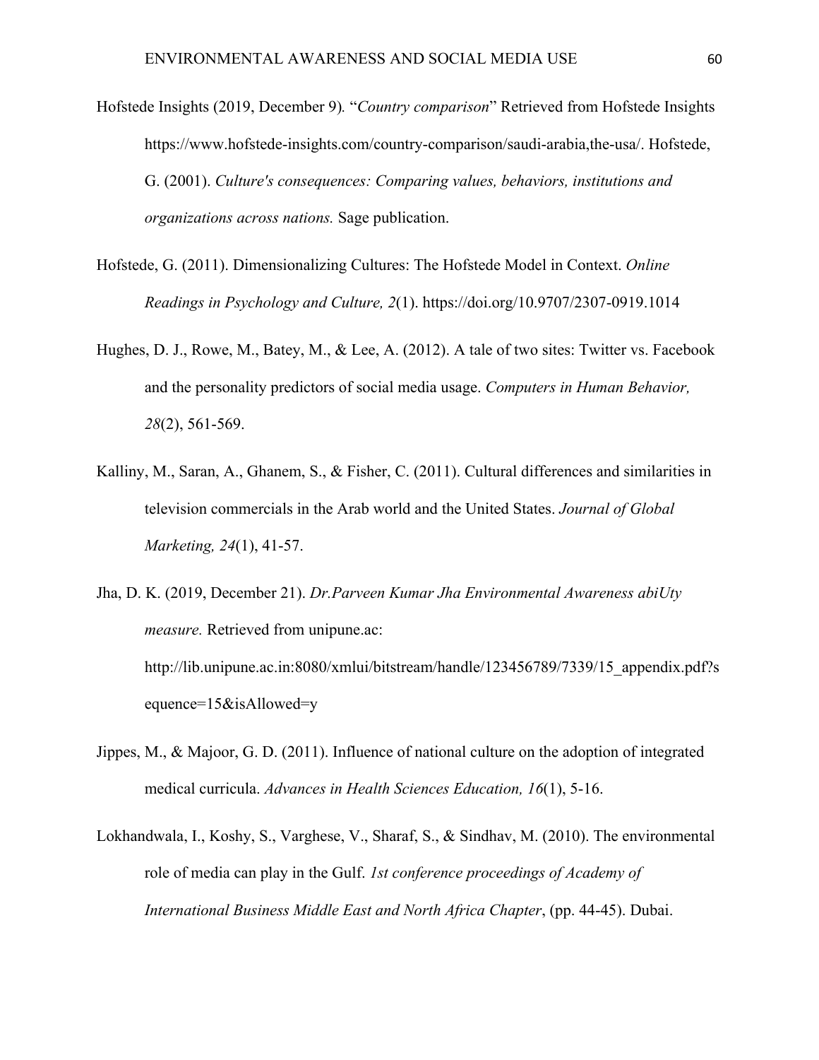Hofstede Insights (2019, December 9). "*Country comparison*" Retrieved from Hofstede Insights https://www.hofstede-insights.com/country-comparison/saudi-arabia,the-usa/. Hofstede, G. (2001). *Culture's consequences: Comparing values, behaviors, institutions and organizations across nations.* Sage publication.

Hofstede, G. (2011). Dimensionalizing Cultures: The Hofstede Model in Context. *Online Readings in Psychology and Culture, 2*(1). https://doi.org/10.9707/2307-0919.1014

Hughes, D. J., Rowe, M., Batey, M., & Lee, A. (2012). A tale of two sites: Twitter vs. Facebook and the personality predictors of social media usage. *Computers in Human Behavior, 28*(2), 561-569.

Kalliny, M., Saran, A., Ghanem, S., & Fisher, C. (2011). Cultural differences and similarities in television commercials in the Arab world and the United States. *Journal of Global Marketing, 24*(1), 41-57.

Jha, D. K. (2019, December 21). *Dr.Parveen Kumar Jha Environmental Awareness abiUty measure.* Retrieved from unipune.ac: http://lib.unipune.ac.in:8080/xmlui/bitstream/handle/123456789/7339/15_appendix.pdf?sequence=15&isAllowed=y

Jippes, M., & Majoor, G. D. (2011). Influence of national culture on the adoption of integrated medical curricula. *Advances in Health Sciences Education, 16*(1), 5-16.

Lokhandwala, I., Koshy, S., Varghese, V., Sharaf, S., & Sindhav, M. (2010). The environmental role of media can play in the Gulf. *1st conference proceedings of Academy of International Business Middle East and North Africa Chapter*, (pp. 44-45). Dubai.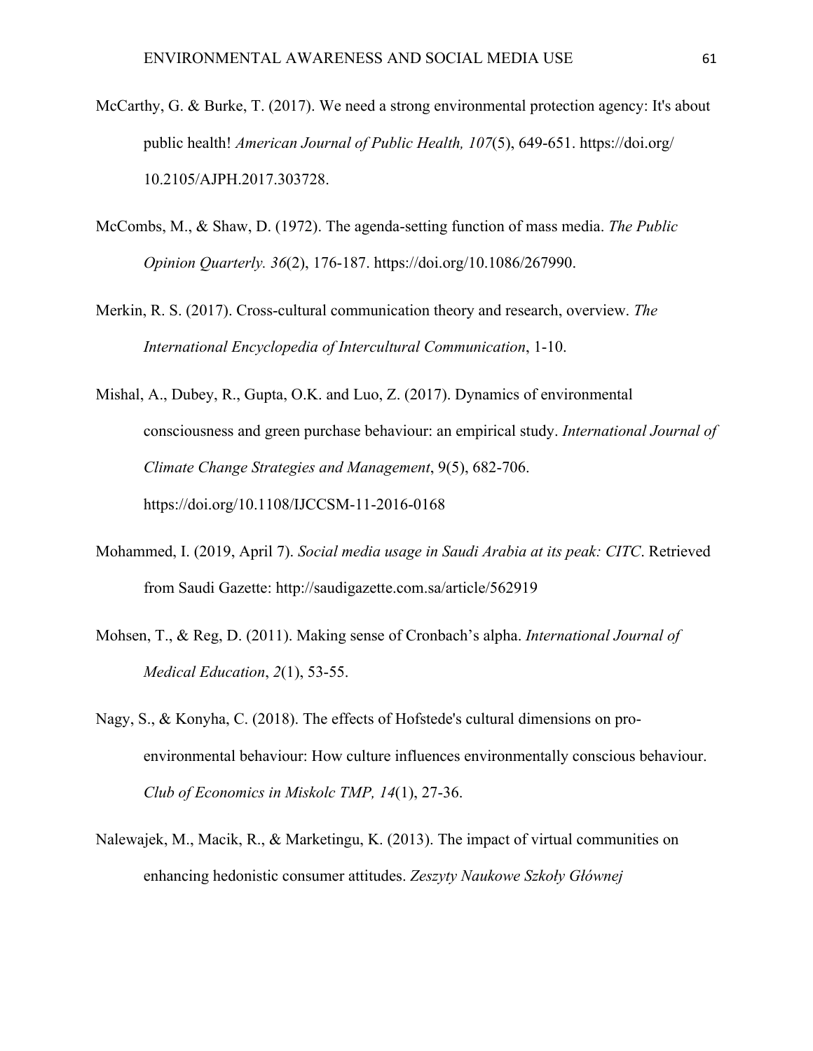McCarthy, G. & Burke, T. (2017). We need a strong environmental protection agency: It's about public health! *American Journal of Public Health, 107*(5), 649-651. https://doi.org/10.2105/AJPH.2017.303728.

McCombs, M., & Shaw, D. (1972). The agenda-setting function of mass media. *The Public Opinion Quarterly. 36*(2), 176-187. https://doi.org/10.1086/267990.

Merkin, R. S. (2017). Cross-cultural communication theory and research, overview. *The International Encyclopedia of Intercultural Communication*, 1-10.

Mishal, A., Dubey, R., Gupta, O.K. and Luo, Z. (2017). Dynamics of environmental consciousness and green purchase behaviour: an empirical study. *International Journal of Climate Change Strategies and Management*, 9(5), 682-706. https://doi.org/10.1108/IJCCSM-11-2016-0168

Mohammed, I. (2019, April 7). *Social media usage in Saudi Arabia at its peak: CITC*. Retrieved from Saudi Gazette: http://saudigazette.com.sa/article/562919

Mohsen, T., & Reg, D. (2011). Making sense of Cronbach's alpha. *International Journal of Medical Education*, *2*(1), 53-55.

Nagy, S., & Konyha, C. (2018). The effects of Hofstede's cultural dimensions on pro-environmental behaviour: How culture influences environmentally conscious behaviour. *Club of Economics in Miskolc TMP, 14*(1), 27-36.

Nalewajek, M., Macik, R., & Marketingu, K. (2013). The impact of virtual communities on enhancing hedonistic consumer attitudes. *Zeszyty Naukowe Szkoły Głównej*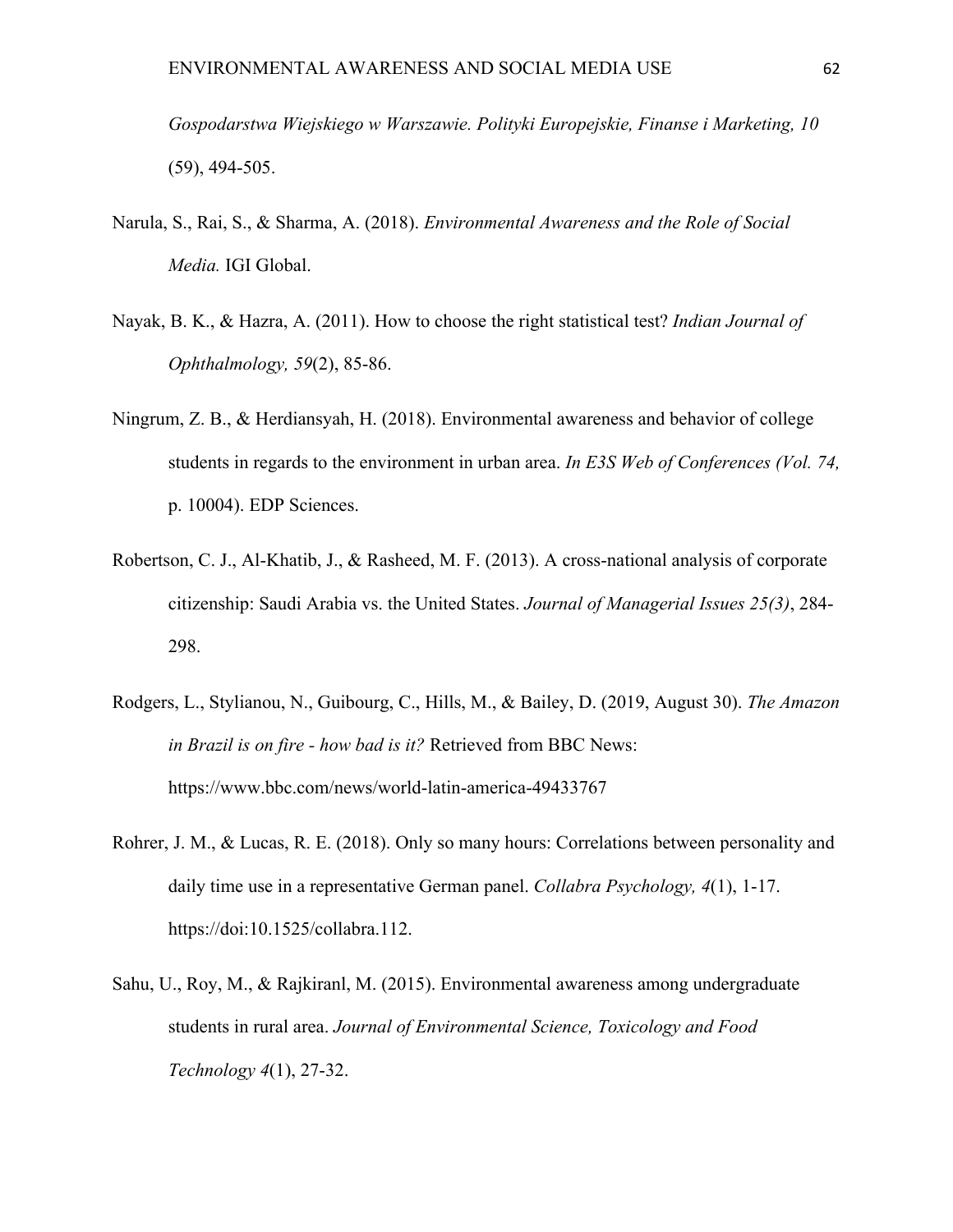*Gospodarstwa Wiejskiego w Warszawie. Polityki Europejskie, Finanse i Marketing, 10* (59), 494-505.

Narula, S., Rai, S., & Sharma, A. (2018). *Environmental Awareness and the Role of Social Media.* IGI Global.

Nayak, B. K., & Hazra, A. (2011). How to choose the right statistical test? *Indian Journal of Ophthalmology, 59*(2), 85-86.

Ningrum, Z. B., & Herdiansyah, H. (2018). Environmental awareness and behavior of college students in regards to the environment in urban area. *In E3S Web of Conferences (Vol. 74,* p. 10004). EDP Sciences.

Robertson, C. J., Al-Khatib, J., & Rasheed, M. F. (2013). A cross-national analysis of corporate citizenship: Saudi Arabia vs. the United States. *Journal of Managerial Issues 25(3)*, 284-298.

Rodgers, L., Stylianou, N., Guibourg, C., Hills, M., & Bailey, D. (2019, August 30). *The Amazon in Brazil is on fire - how bad is it?* Retrieved from BBC News: https://www.bbc.com/news/world-latin-america-49433767

Rohrer, J. M., & Lucas, R. E. (2018). Only so many hours: Correlations between personality and daily time use in a representative German panel. *Collabra Psychology, 4*(1), 1-17. https://doi:10.1525/collabra.112.

Sahu, U., Roy, M., & Rajkiranl, M. (2015). Environmental awareness among undergraduate students in rural area. *Journal of Environmental Science, Toxicology and Food Technology 4*(1), 27-32.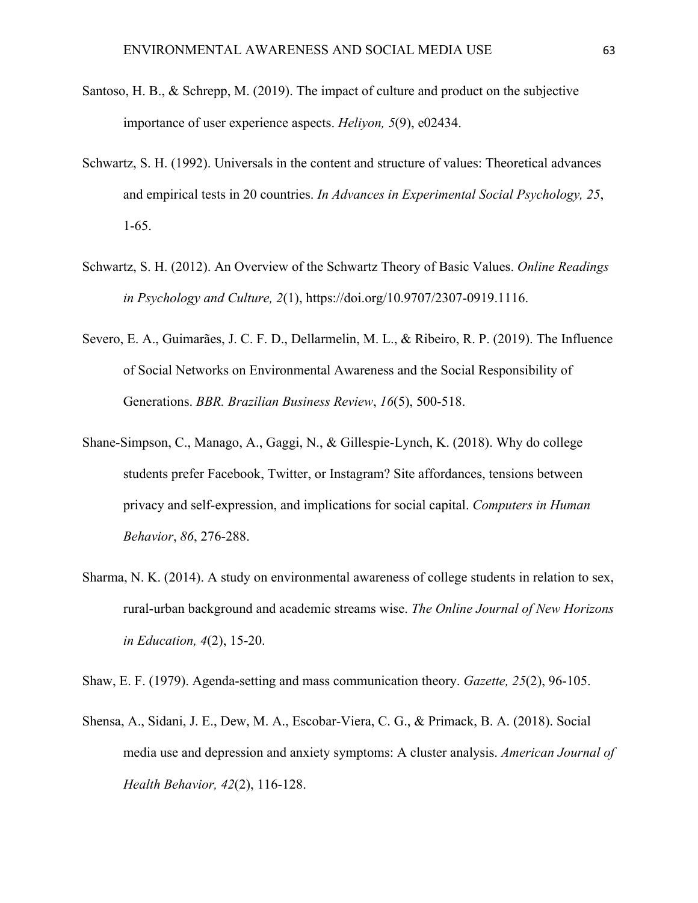Santoso, H. B., & Schrepp, M. (2019). The impact of culture and product on the subjective importance of user experience aspects. *Heliyon, 5*(9), e02434.

Schwartz, S. H. (1992). Universals in the content and structure of values: Theoretical advances and empirical tests in 20 countries. *In Advances in Experimental Social Psychology, 25*, 1-65.

Schwartz, S. H. (2012). An Overview of the Schwartz Theory of Basic Values. *Online Readings in Psychology and Culture, 2*(1), https://doi.org/10.9707/2307-0919.1116.

Severo, E. A., Guimarães, J. C. F. D., Dellarmelin, M. L., & Ribeiro, R. P. (2019). The Influence of Social Networks on Environmental Awareness and the Social Responsibility of Generations. *BBR. Brazilian Business Review*, *16*(5), 500-518.

Shane-Simpson, C., Manago, A., Gaggi, N., & Gillespie-Lynch, K. (2018). Why do college students prefer Facebook, Twitter, or Instagram? Site affordances, tensions between privacy and self-expression, and implications for social capital. *Computers in Human Behavior*, *86*, 276-288.

Sharma, N. K. (2014). A study on environmental awareness of college students in relation to sex, rural-urban background and academic streams wise. *The Online Journal of New Horizons in Education, 4*(2), 15-20.

Shaw, E. F. (1979). Agenda-setting and mass communication theory. *Gazette, 25*(2), 96-105.

Shensa, A., Sidani, J. E., Dew, M. A., Escobar-Viera, C. G., & Primack, B. A. (2018). Social media use and depression and anxiety symptoms: A cluster analysis. *American Journal of Health Behavior, 42*(2), 116-128.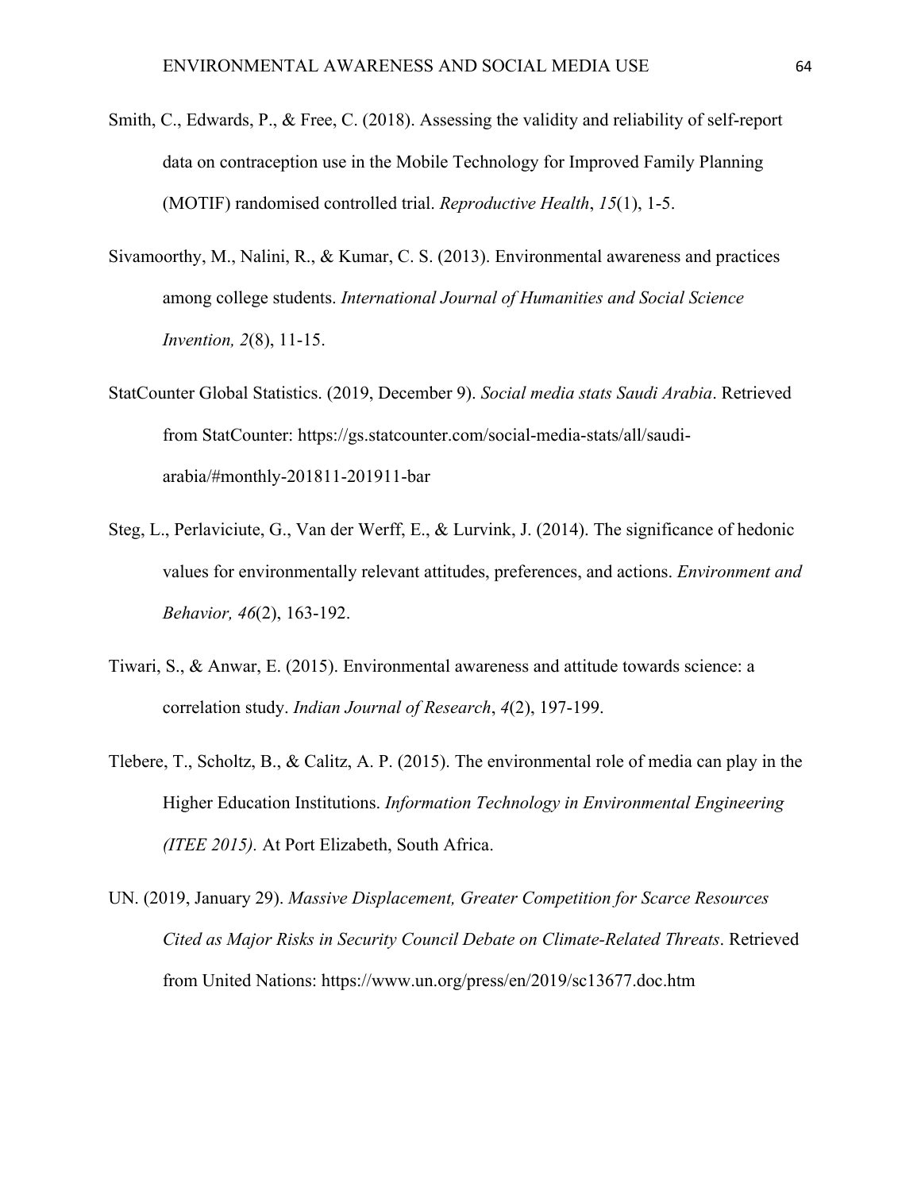Smith, C., Edwards, P., & Free, C. (2018). Assessing the validity and reliability of self-report data on contraception use in the Mobile Technology for Improved Family Planning (MOTIF) randomised controlled trial. *Reproductive Health*, *15*(1), 1-5.

Sivamoorthy, M., Nalini, R., & Kumar, C. S. (2013). Environmental awareness and practices among college students. *International Journal of Humanities and Social Science Invention, 2*(8), 11-15.

StatCounter Global Statistics. (2019, December 9). *Social media stats Saudi Arabia*. Retrieved from StatCounter: https://gs.statcounter.com/social-media-stats/all/saudi-arabia/#monthly-201811-201911-bar

Steg, L., Perlaviciute, G., Van der Werff, E., & Lurvink, J. (2014). The significance of hedonic values for environmentally relevant attitudes, preferences, and actions. *Environment and Behavior, 46*(2), 163-192.

Tiwari, S., & Anwar, E. (2015). Environmental awareness and attitude towards science: a correlation study. *Indian Journal of Research*, *4*(2), 197-199.

Tlebere, T., Scholtz, B., & Calitz, A. P. (2015). The environmental role of media can play in the Higher Education Institutions. *Information Technology in Environmental Engineering (ITEE 2015).* At Port Elizabeth, South Africa.

UN. (2019, January 29). *Massive Displacement, Greater Competition for Scarce Resources Cited as Major Risks in Security Council Debate on Climate-Related Threats*. Retrieved from United Nations: https://www.un.org/press/en/2019/sc13677.doc.htm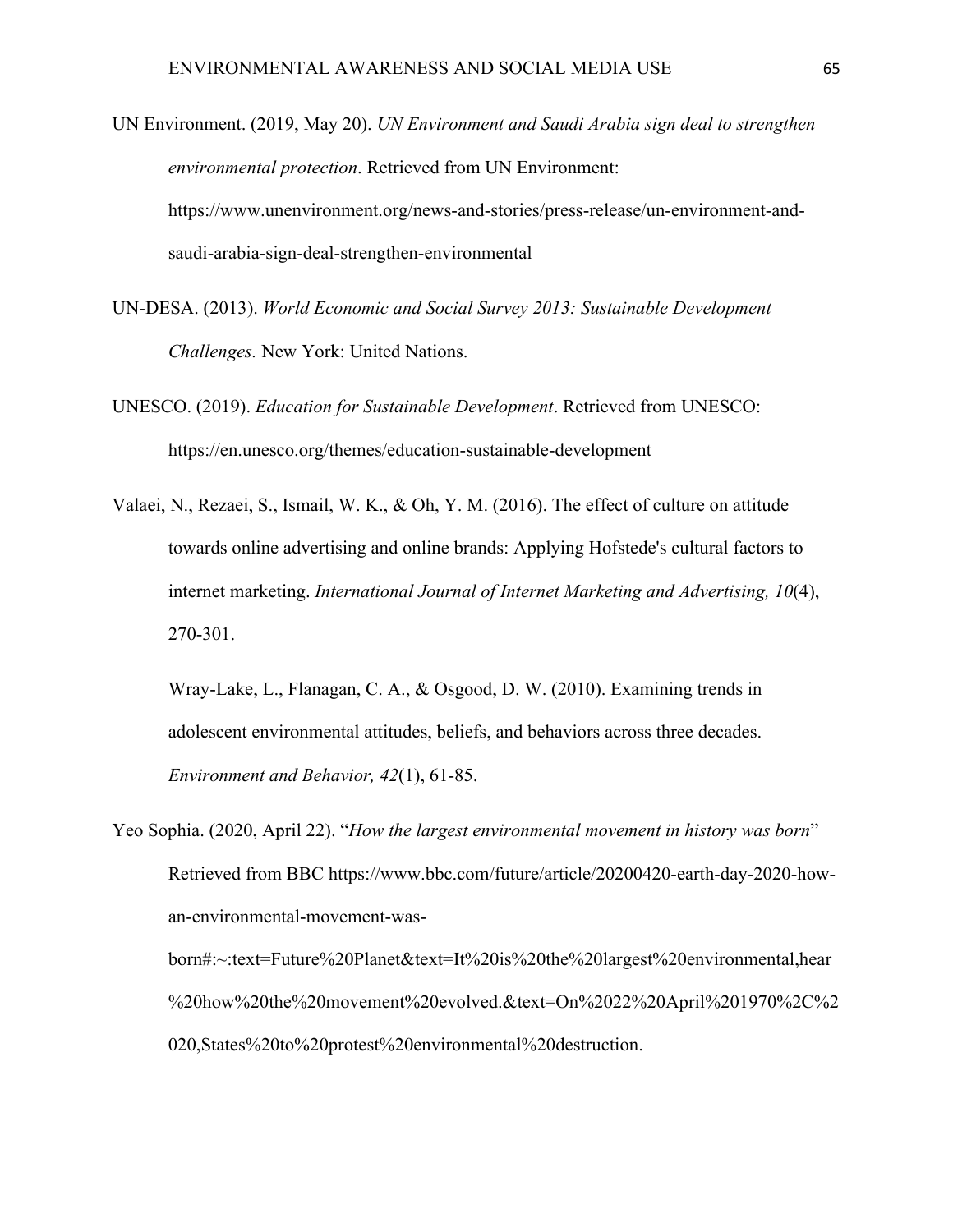UN Environment. (2019, May 20). *UN Environment and Saudi Arabia sign deal to strengthen environmental protection*. Retrieved from UN Environment: https://www.unenvironment.org/news-and-stories/press-release/un-environment-and-saudi-arabia-sign-deal-strengthen-environmental

UN-DESA. (2013). *World Economic and Social Survey 2013: Sustainable Development Challenges.* New York: United Nations.

UNESCO. (2019). *Education for Sustainable Development*. Retrieved from UNESCO: https://en.unesco.org/themes/education-sustainable-development

Valaei, N., Rezaei, S., Ismail, W. K., & Oh, Y. M. (2016). The effect of culture on attitude towards online advertising and online brands: Applying Hofstede's cultural factors to internet marketing. *International Journal of Internet Marketing and Advertising, 10*(4), 270-301.

Wray-Lake, L., Flanagan, C. A., & Osgood, D. W. (2010). Examining trends in adolescent environmental attitudes, beliefs, and behaviors across three decades. *Environment and Behavior, 42*(1), 61-85.

Yeo Sophia. (2020, April 22). "*How the largest environmental movement in history was born*" Retrieved from BBC https://www.bbc.com/future/article/20200420-earth-day-2020-how-an-environmental-movement-was-born#:~:text=Future%20Planet&text=It%20is%20the%20largest%20environmental,hear%20how%20the%20movement%20evolved.&text=On%2022%20April%201970%2C%2020,States%20to%20protest%20environmental%20destruction.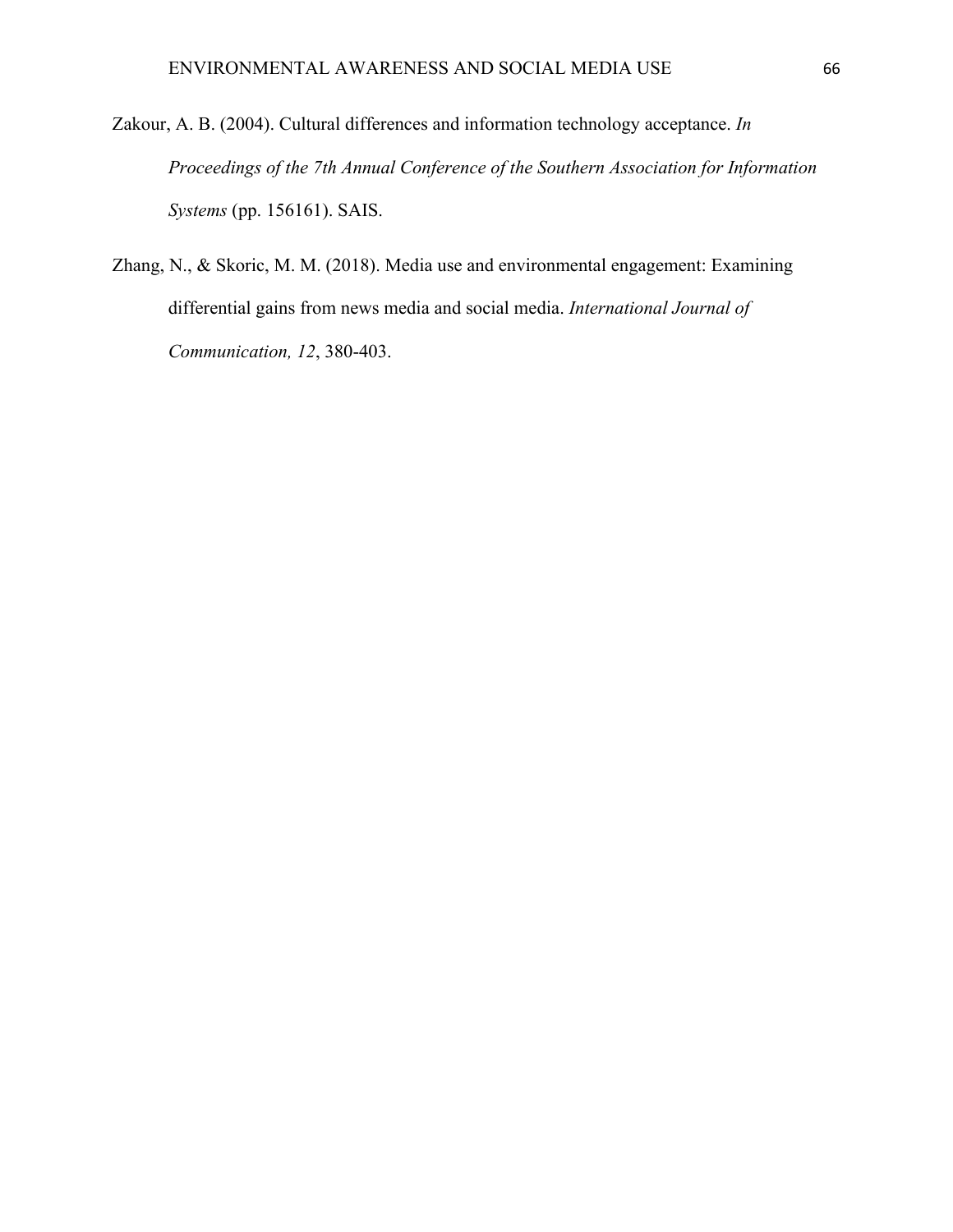Zakour, A. B. (2004). Cultural differences and information technology acceptance. *In Proceedings of the 7th Annual Conference of the Southern Association for Information Systems* (pp. 156161). SAIS.

Zhang, N., & Skoric, M. M. (2018). Media use and environmental engagement: Examining differential gains from news media and social media. *International Journal of Communication, 12*, 380-403.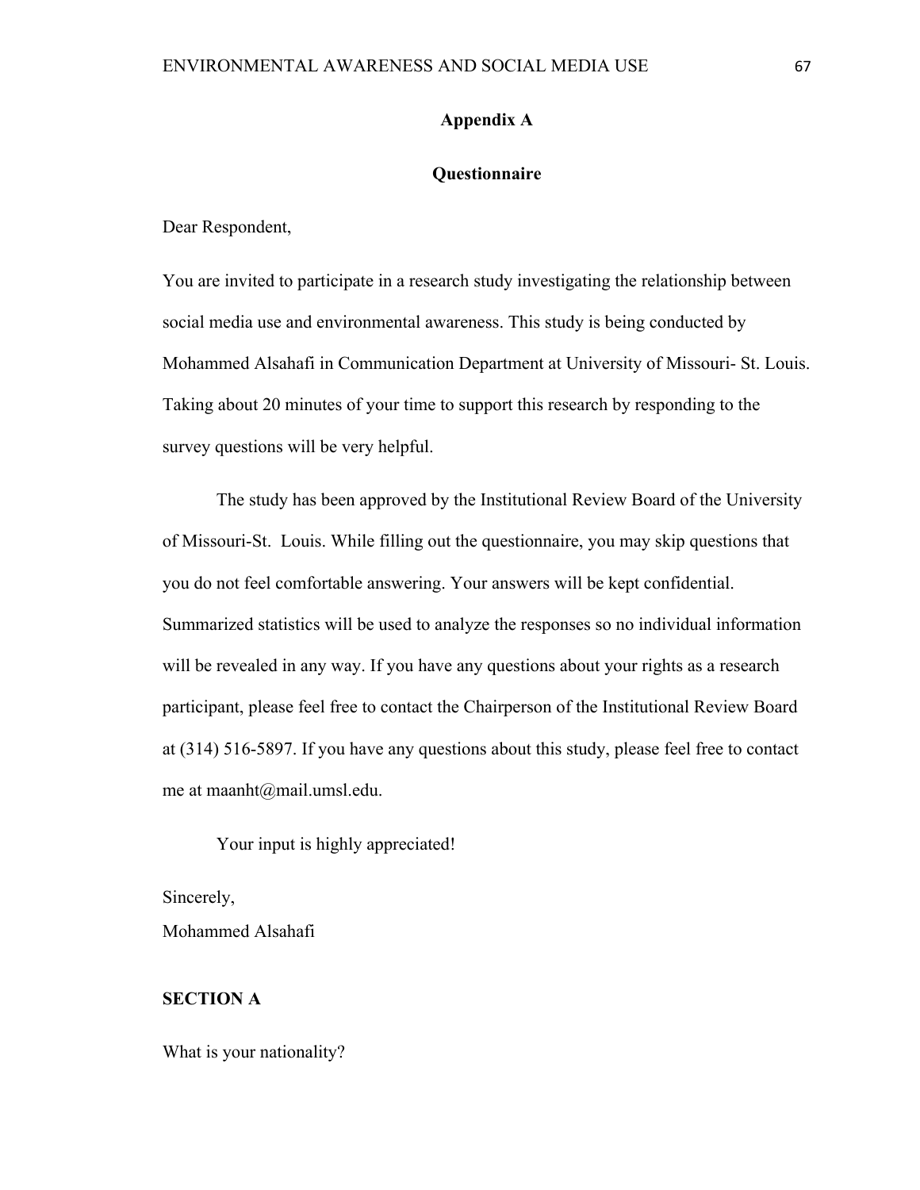## Appendix A

## Questionnaire

Dear Respondent,

You are invited to participate in a research study investigating the relationship between social media use and environmental awareness. This study is being conducted by Mohammed Alsahafi in Communication Department at University of Missouri- St. Louis. Taking about 20 minutes of your time to support this research by responding to the survey questions will be very helpful.

The study has been approved by the Institutional Review Board of the University of Missouri-St. Louis. While filling out the questionnaire, you may skip questions that you do not feel comfortable answering. Your answers will be kept confidential. Summarized statistics will be used to analyze the responses so no individual information will be revealed in any way. If you have any questions about your rights as a research participant, please feel free to contact the Chairperson of the Institutional Review Board at (314) 516-5897. If you have any questions about this study, please feel free to contact me at maanht@mail.umsl.edu.

Your input is highly appreciated!

Sincerely,
Mohammed Alsahafi

### SECTION A

What is your nationality?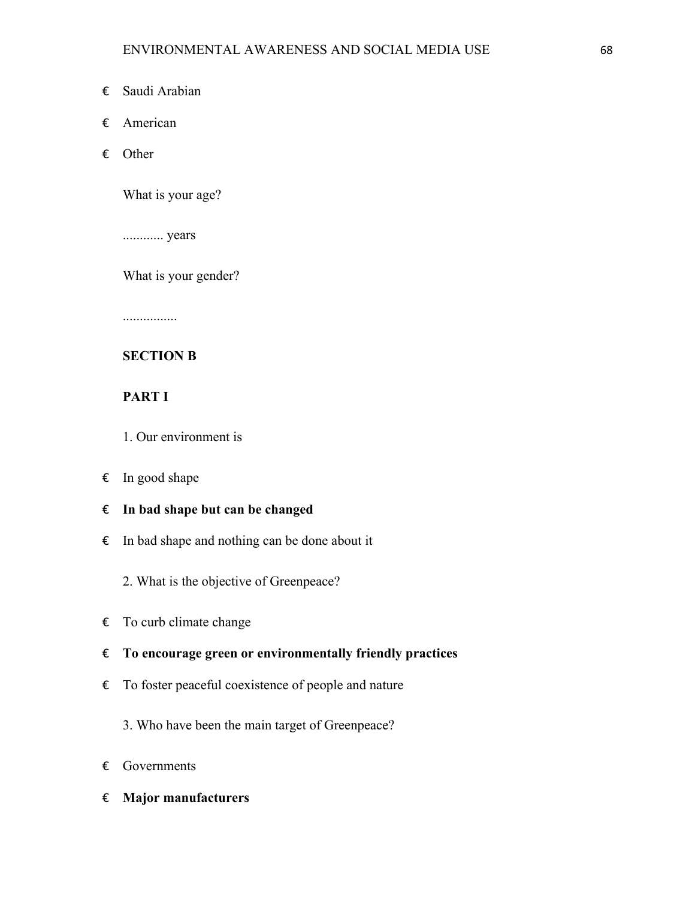€ Saudi Arabian

€ American

€ Other

What is your age?

............ years

What is your gender?

................

**SECTION B**

**PART I**

1. Our environment is

€ In good shape

€ **In bad shape but can be changed**

€ In bad shape and nothing can be done about it

2. What is the objective of Greenpeace?

€ To curb climate change

€ **To encourage green or environmentally friendly practices**

€ To foster peaceful coexistence of people and nature

3. Who have been the main target of Greenpeace?

€ Governments

€ **Major manufacturers**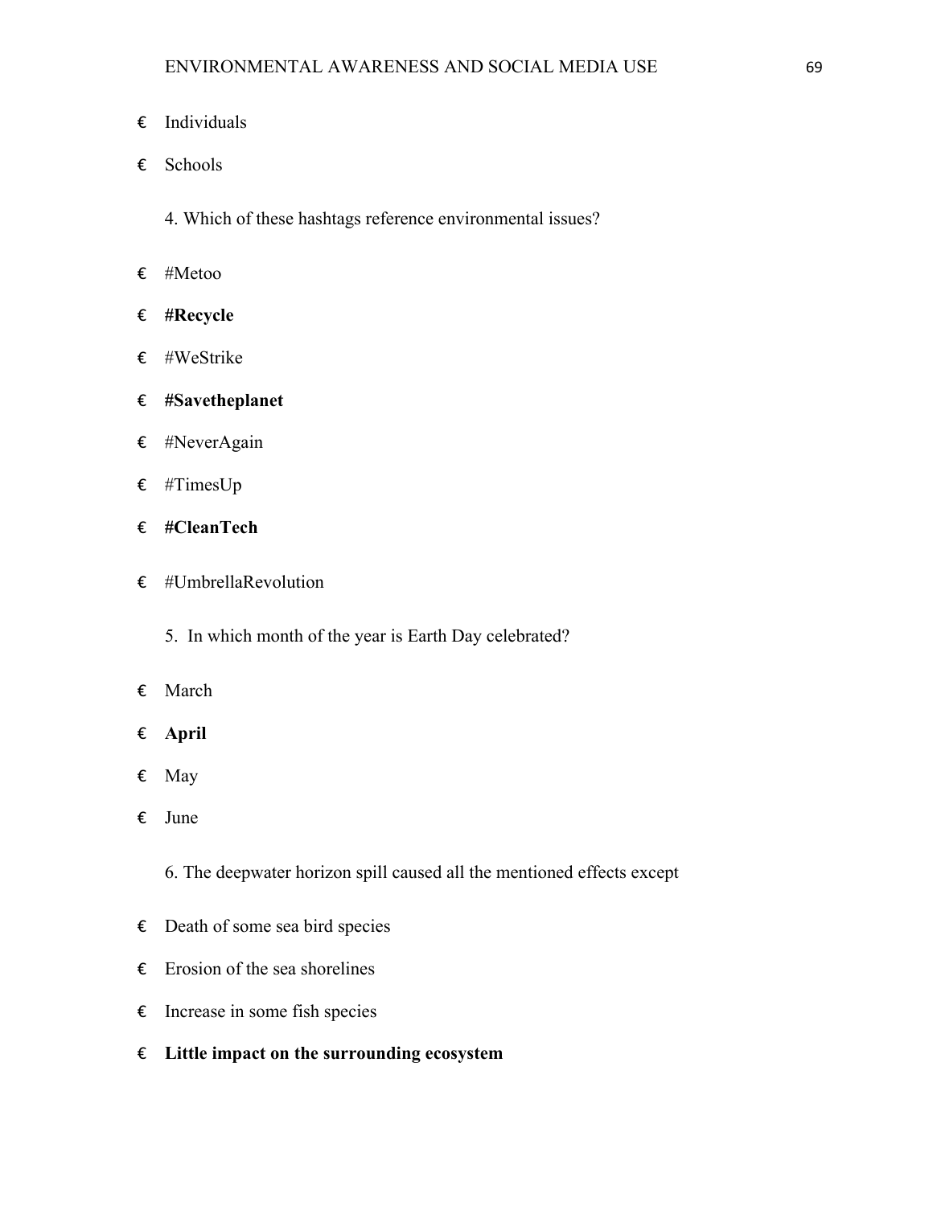€ Individuals

€ Schools

4. Which of these hashtags reference environmental issues?

€ #Metoo

€ **#Recycle**

€ #WeStrike

€ **#Savetheplanet**

€ #NeverAgain

€ #TimesUp

€ **#CleanTech**

€ #UmbrellaRevolution

5. In which month of the year is Earth Day celebrated?

€ March

€ **April**

€ May

€ June

6. The deepwater horizon spill caused all the mentioned effects except

€ Death of some sea bird species

€ Erosion of the sea shorelines

€ Increase in some fish species

€ **Little impact on the surrounding ecosystem**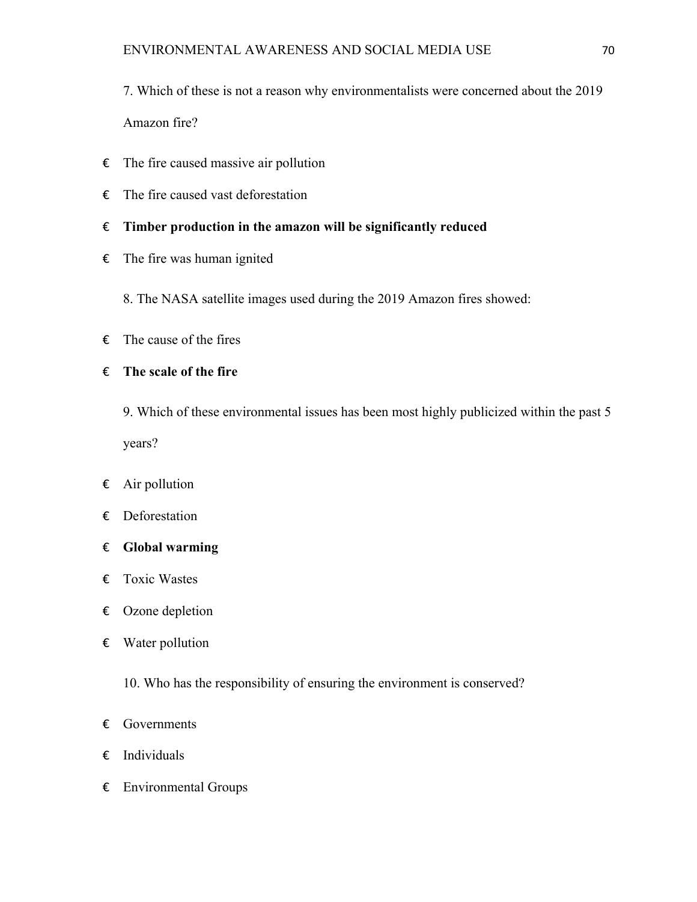7. Which of these is not a reason why environmentalists were concerned about the 2019 Amazon fire?

€ The fire caused massive air pollution

€ The fire caused vast deforestation

€ **Timber production in the amazon will be significantly reduced**

€ The fire was human ignited

8. The NASA satellite images used during the 2019 Amazon fires showed:

€ The cause of the fires

€ **The scale of the fire**

9. Which of these environmental issues has been most highly publicized within the past 5 years?

€ Air pollution

€ Deforestation

€ **Global warming**

€ Toxic Wastes

€ Ozone depletion

€ Water pollution

10. Who has the responsibility of ensuring the environment is conserved?

€ Governments

€ Individuals

€ Environmental Groups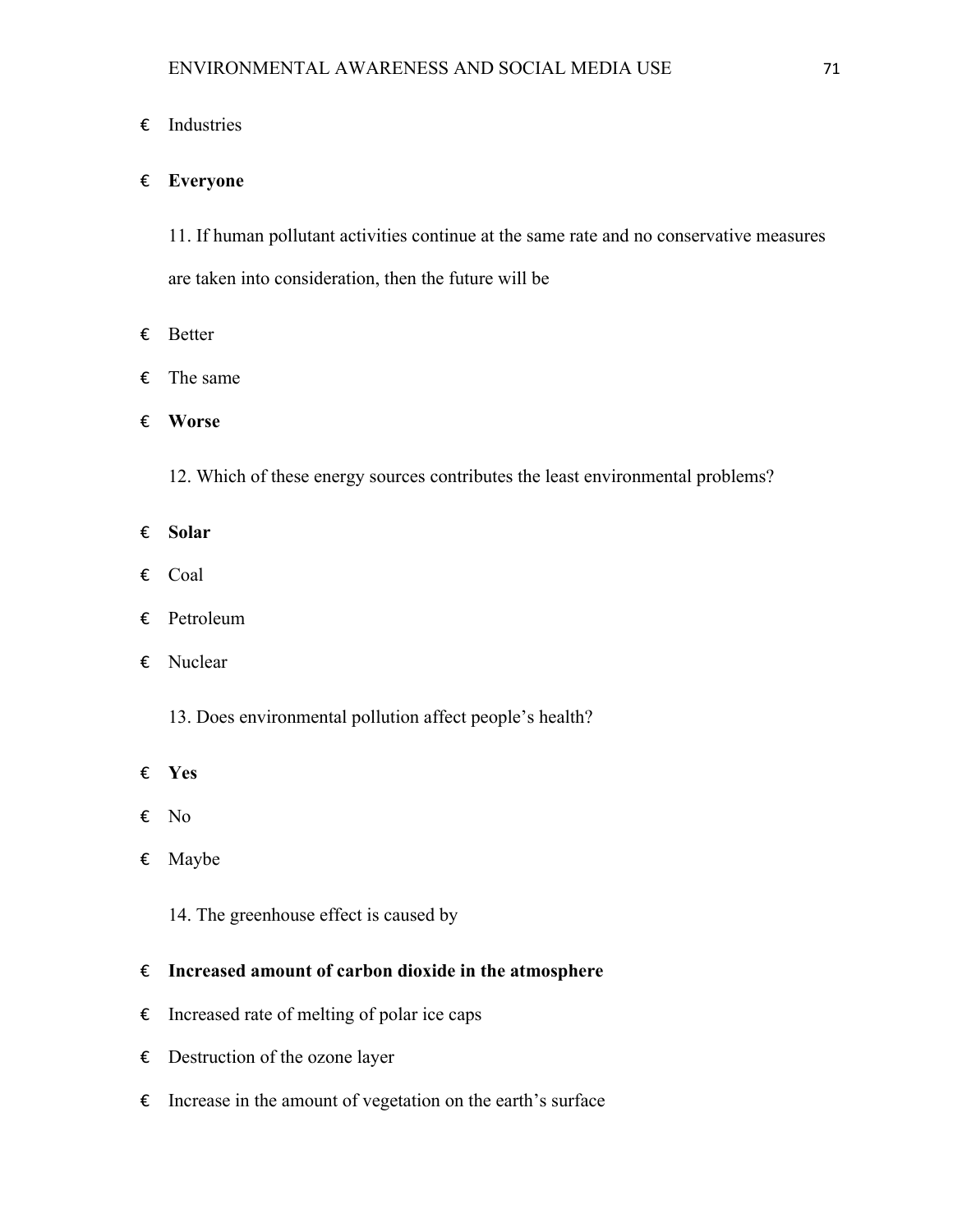€ Industries

€ **Everyone**

11. If human pollutant activities continue at the same rate and no conservative measures are taken into consideration, then the future will be

€ Better

€ The same

€ **Worse**

12. Which of these energy sources contributes the least environmental problems?

€ **Solar**

€ Coal

€ Petroleum

€ Nuclear

13. Does environmental pollution affect people's health?

€ **Yes**

€ No

€ Maybe

14. The greenhouse effect is caused by

€ **Increased amount of carbon dioxide in the atmosphere**

€ Increased rate of melting of polar ice caps

€ Destruction of the ozone layer

€ Increase in the amount of vegetation on the earth's surface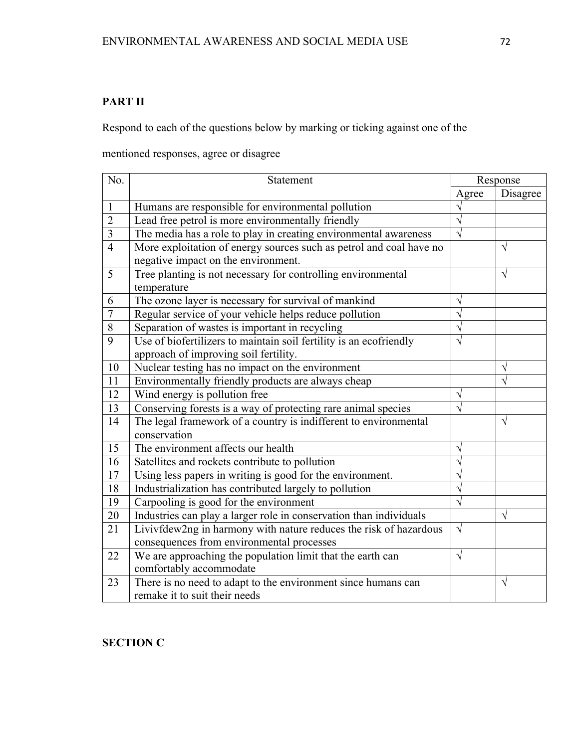**PART II**

Respond to each of the questions below by marking or ticking against one of the mentioned responses, agree or disagree

| No. | Statement | Response | |
|---|---|---|---|
| | | Agree | Disagree |
| 1 | Humans are responsible for environmental pollution | √ | |
| 2 | Lead free petrol is more environmentally friendly | √ | |
| 3 | The media has a role to play in creating environmental awareness | √ | |
| 4 | More exploitation of energy sources such as petrol and coal have no negative impact on the environment. | | √ |
| 5 | Tree planting is not necessary for controlling environmental temperature | | √ |
| 6 | The ozone layer is necessary for survival of mankind | √ | |
| 7 | Regular service of your vehicle helps reduce pollution | √ | |
| 8 | Separation of wastes is important in recycling | √ | |
| 9 | Use of biofertilizers to maintain soil fertility is an ecofriendly approach of improving soil fertility. | √ | |
| 10 | Nuclear testing has no impact on the environment | | √ |
| 11 | Environmentally friendly products are always cheap | | √ |
| 12 | Wind energy is pollution free | √ | |
| 13 | Conserving forests is a way of protecting rare animal species | √ | |
| 14 | The legal framework of a country is indifferent to environmental conservation | | √ |
| 15 | The environment affects our health | √ | |
| 16 | Satellites and rockets contribute to pollution | √ | |
| 17 | Using less papers in writing is good for the environment. | √ | |
| 18 | Industrialization has contributed largely to pollution | √ | |
| 19 | Carpooling is good for the environment | √ | |
| 20 | Industries can play a larger role in conservation than individuals | | √ |
| 21 | Livivfdew2ng in harmony with nature reduces the risk of hazardous consequences from environmental processes | √ | |
| 22 | We are approaching the population limit that the earth can comfortably accommodate | √ | |
| 23 | There is no need to adapt to the environment since humans can remake it to suit their needs | | √ |

**SECTION C**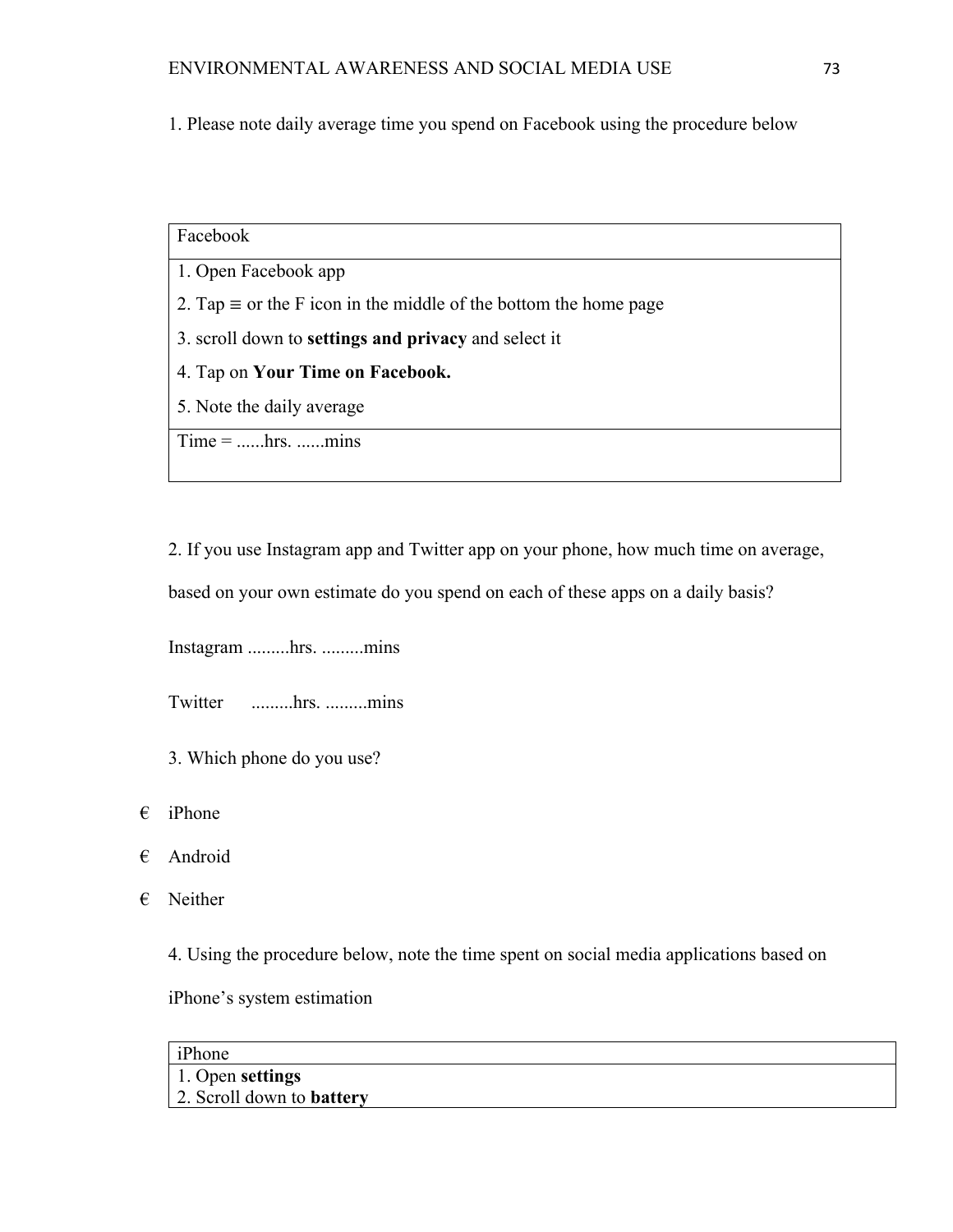1. Please note daily average time you spend on Facebook using the procedure below

| Facebook |
| --- |
| 1. Open Facebook app<br>2. Tap ≡ or the F icon in the middle of the bottom the home page<br>3. scroll down to **settings and privacy** and select it<br>4. Tap on **Your Time on Facebook.**<br>5. Note the daily average |
| Time = ......hrs. ......mins |

2. If you use Instagram app and Twitter app on your phone, how much time on average, based on your own estimate do you spend on each of these apps on a daily basis?

Instagram .........hrs. .........mins

Twitter .........hrs. .........mins

3. Which phone do you use?

€ iPhone

€ Android

€ Neither

4. Using the procedure below, note the time spent on social media applications based on iPhone's system estimation

| iPhone |
| --- |
| 1. Open **settings**<br>2. Scroll down to **battery** |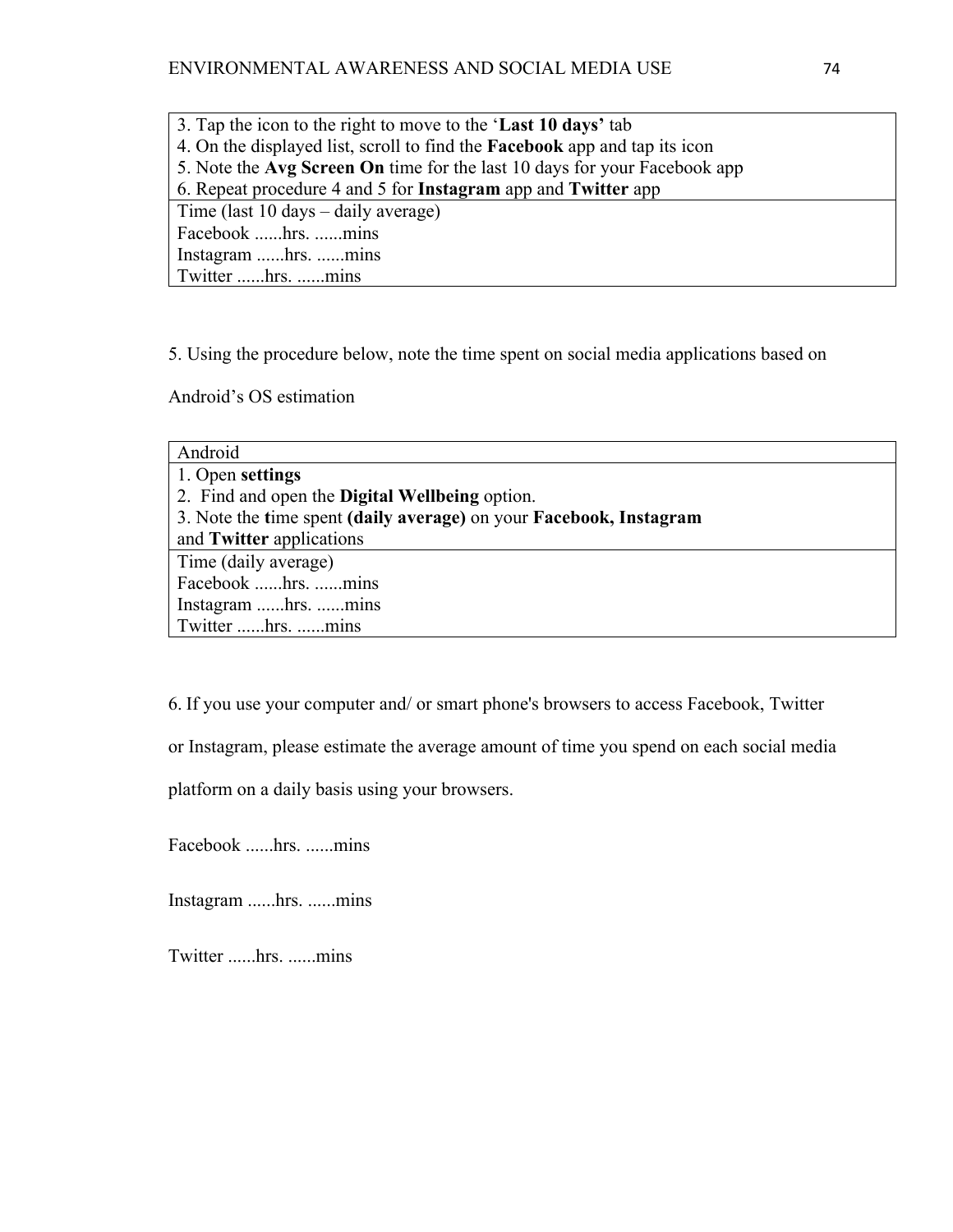| |
|---|
| 3. Tap the icon to the right to move to the '**Last 10 days'** tab<br>4. On the displayed list, scroll to find the **Facebook** app and tap its icon<br>5. Note the **Avg Screen On** time for the last 10 days for your Facebook app<br>6. Repeat procedure 4 and 5 for **Instagram** app and **Twitter** app |
| Time (last 10 days – daily average)<br>Facebook ......hrs. ......mins<br>Instagram ......hrs. ......mins<br>Twitter ......hrs. ......mins |

5. Using the procedure below, note the time spent on social media applications based on Android's OS estimation

| Android |
|---|
| 1. Open **settings**<br>2. Find and open the **Digital Wellbeing** option.<br>3. Note the **t**ime spent **(daily average)** on your **Facebook, Instagram** and **Twitter** applications |
| Time (daily average)<br>Facebook ......hrs. ......mins<br>Instagram ......hrs. ......mins<br>Twitter ......hrs. ......mins |

6. If you use your computer and/ or smart phone's browsers to access Facebook, Twitter or Instagram, please estimate the average amount of time you spend on each social media platform on a daily basis using your browsers.

Facebook ......hrs. ......mins

Instagram ......hrs. ......mins

Twitter ......hrs. ......mins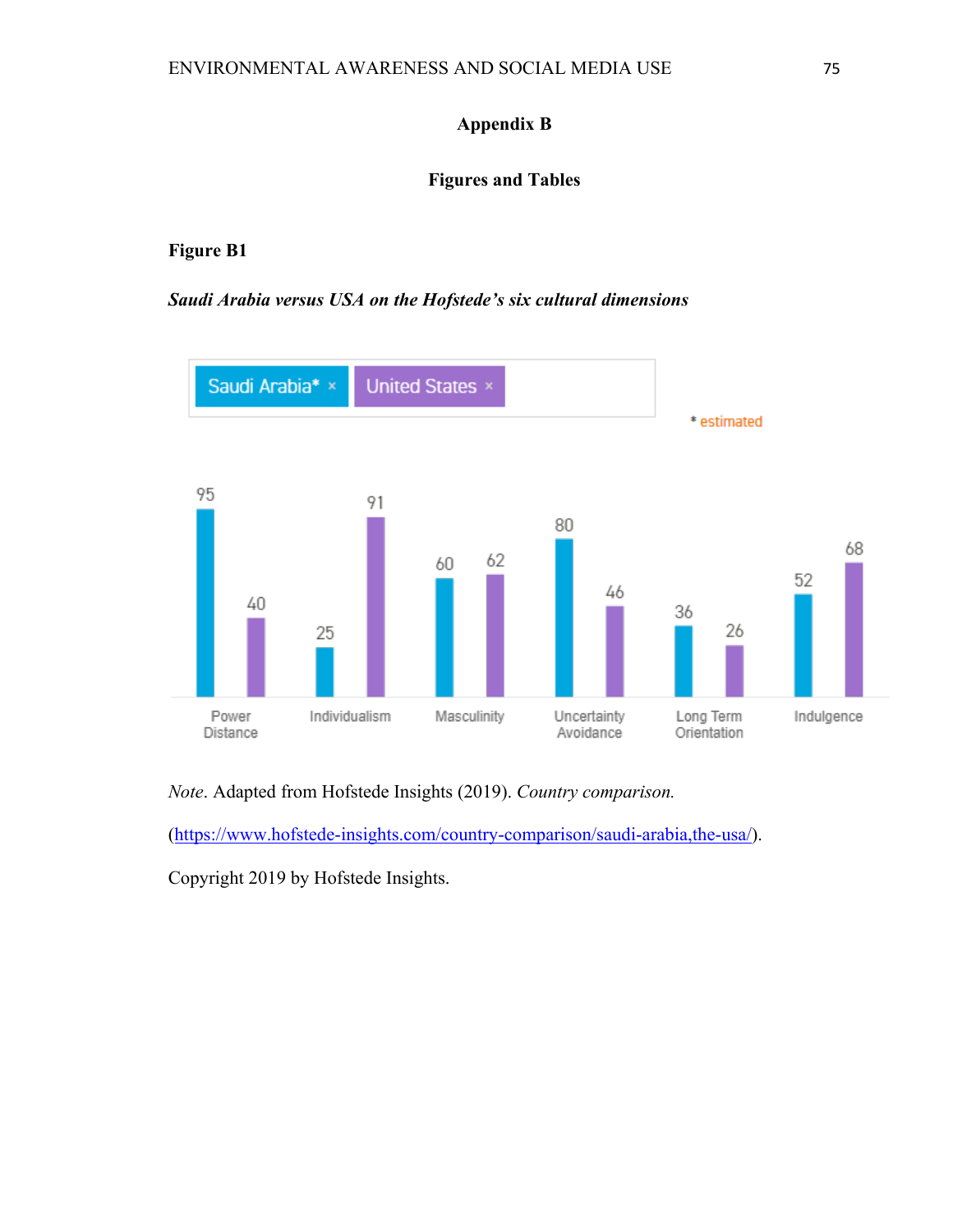# Appendix B

## Figures and Tables

**Figure B1**

***Saudi Arabia versus USA on the Hofstede's six cultural dimensions***

Saudi Arabia* ×
United States ×
* estimated

95
40
25
91
60
62
80
46
36
26
52
68

Power Distance
Individualism
Masculinity
Uncertainty Avoidance
Long Term Orientation
Indulgence

*Note*. Adapted from Hofstede Insights (2019). *Country comparison.* (https://www.hofstede-insights.com/country-comparison/saudi-arabia,the-usa/). Copyright 2019 by Hofstede Insights.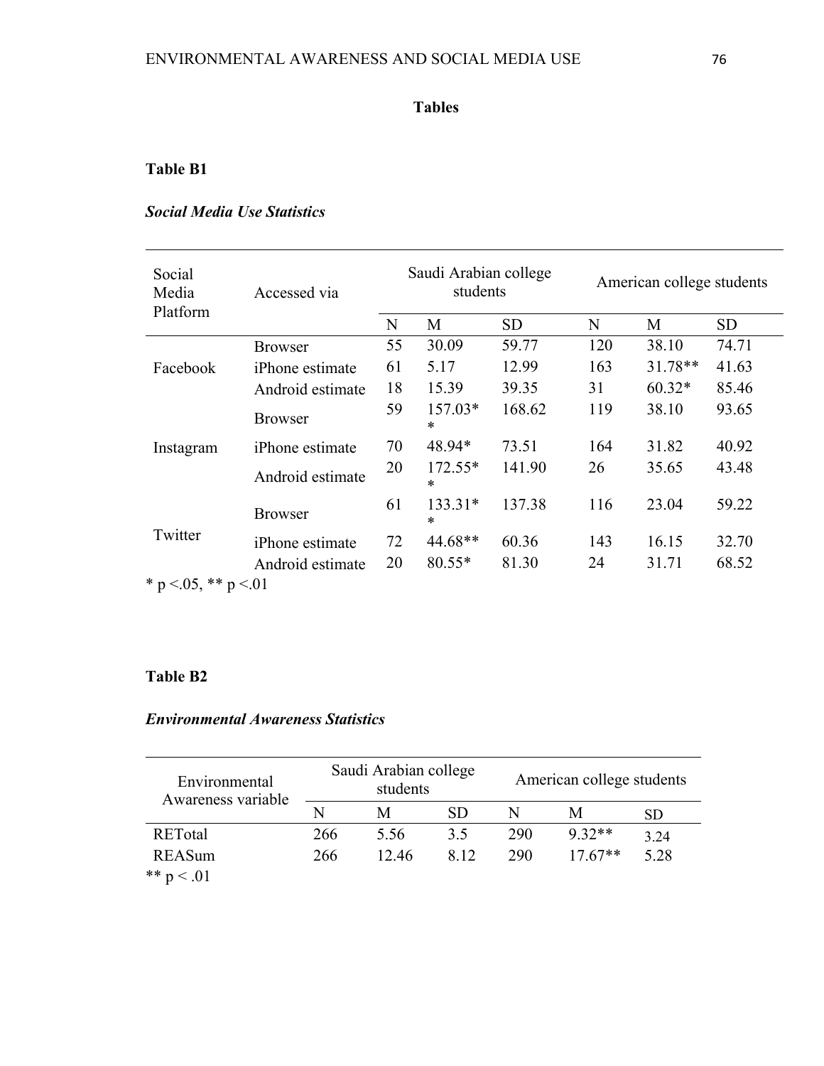**Tables**

**Table B1**

***Social Media Use Statistics***

| Social Media Platform | Accessed via | Saudi Arabian college students | | | American college students | | |
|---|---|---|---|---|---|---|---|
| | | N | M | SD | N | M | SD |
| Facebook | Browser | 55 | 30.09 | 59.77 | 120 | 38.10 | 74.71 |
| | iPhone estimate | 61 | 5.17 | 12.99 | 163 | 31.78** | 41.63 |
| | Android estimate | 18 | 15.39 | 39.35 | 31 | 60.32* | 85.46 |
| Instagram | Browser | 59 | 157.03** | 168.62 | 119 | 38.10 | 93.65 |
| | iPhone estimate | 70 | 48.94* | 73.51 | 164 | 31.82 | 40.92 |
| | Android estimate | 20 | 172.55** | 141.90 | 26 | 35.65 | 43.48 |
| Twitter | Browser | 61 | 133.31** | 137.38 | 116 | 23.04 | 59.22 |
| | iPhone estimate | 72 | 44.68** | 60.36 | 143 | 16.15 | 32.70 |
| | Android estimate | 20 | 80.55* | 81.30 | 24 | 31.71 | 68.52 |

\* $p < .05$, ** $p < .01$

**Table B2**

***Environmental Awareness Statistics***

| Environmental Awareness variable | Saudi Arabian college students | | | American college students | | |
|---|---|---|---|---|---|---|
| | N | M | SD | N | M | SD |
| RETotal | 266 | 5.56 | 3.5 | 290 | 9.32** | 3.24 |
| REASum | 266 | 12.46 | 8.12 | 290 | 17.67** | 5.28 |

** $p < .01$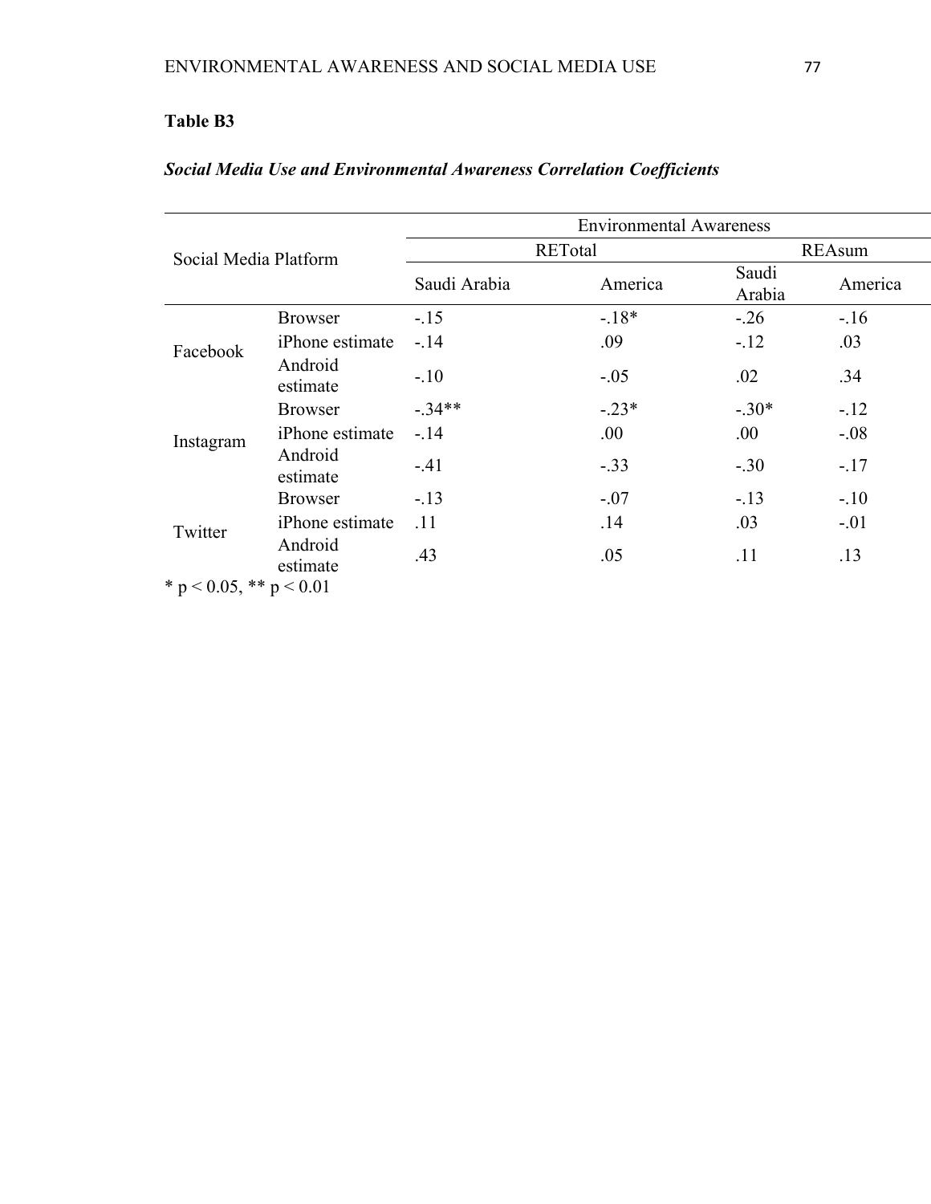**Table B3**

***Social Media Use and Environmental Awareness Correlation Coefficients***

| Social Media Platform | | Environmental Awareness | | | |
|---|---|---|---|---|---|
| | | RETotal | | REAsum | |
| | | Saudi Arabia | America | Saudi Arabia | America |
| Facebook | Browser | -.15 | -.18* | -.26 | -.16 |
| | iPhone estimate | -.14 | .09 | -.12 | .03 |
| | Android estimate | -.10 | -.05 | .02 | .34 |
| Instagram | Browser | -.34** | -.23* | -.30* | -.12 |
| | iPhone estimate | -.14 | .00 | .00 | -.08 |
| | Android estimate | -.41 | -.33 | -.30 | -.17 |
| Twitter | Browser | -.13 | -.07 | -.13 | -.10 |
| | iPhone estimate | .11 | .14 | .03 | -.01 |
| | Android estimate | .43 | .05 | .11 | .13 |

* $p < 0.05$, ** $p < 0.01$